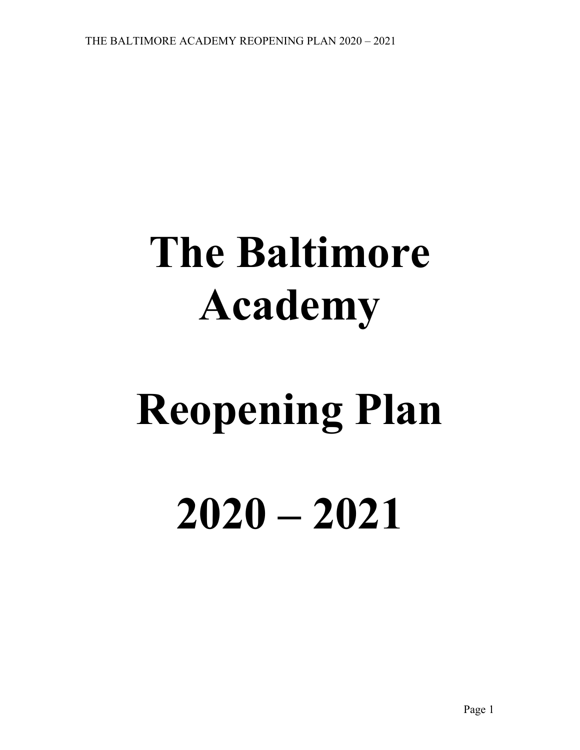# The Baltimore Academy

# Reopening Plan

# 2020 – 2021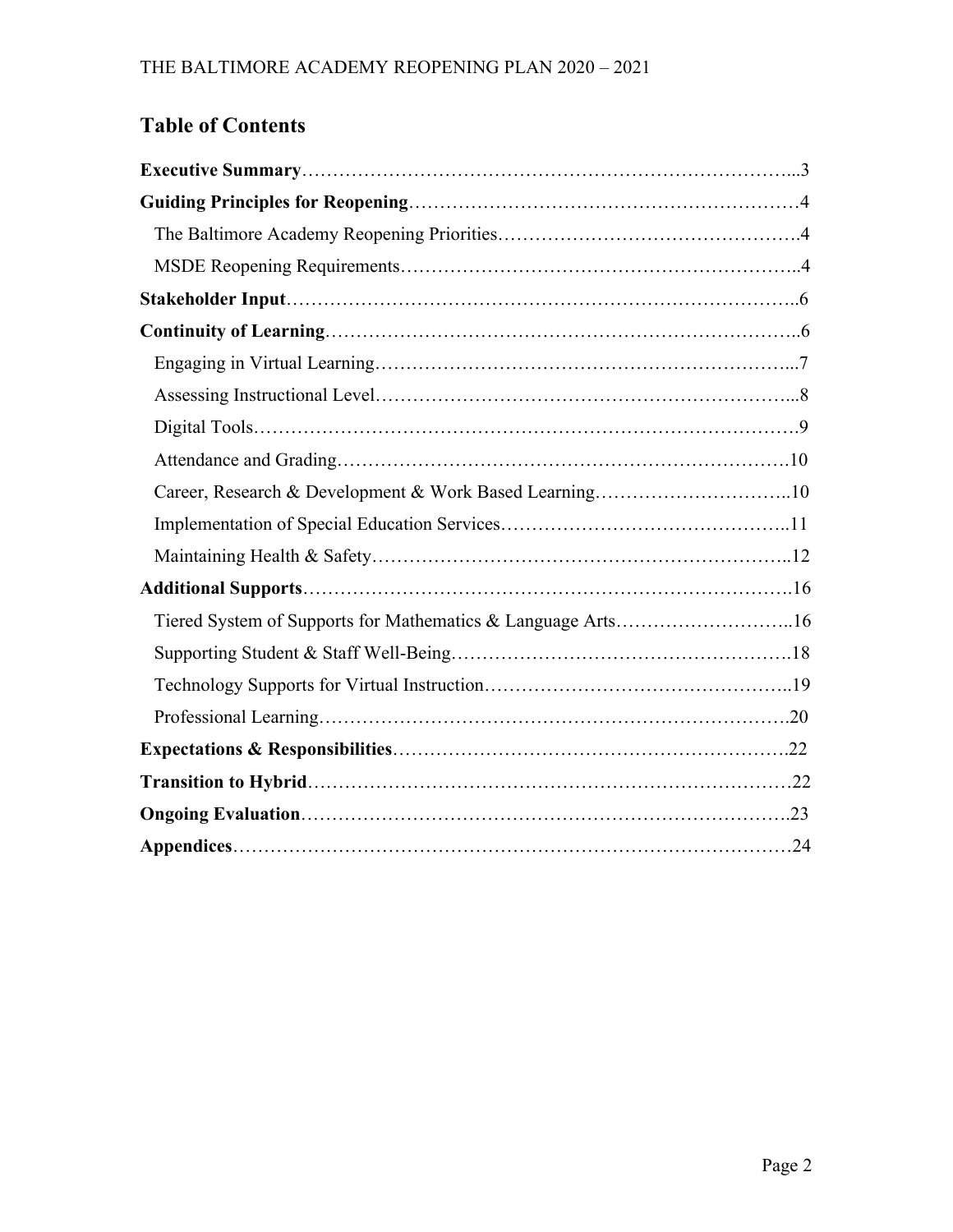## Table of Contents

**Executive Summary**……………………………………………………………………...3

**Guiding Principles for Reopening**……………………………………………………4

- The Baltimore Academy Reopening Priorities……………………………………….4
- MSDE Reopening Requirements……………………………………………………..4

**Stakeholder Input**……………………………………………………………………..6

**Continuity of Learning**………………………………………………………………..6

- Engaging in Virtual Learning………………………………………………………...7
- Assessing Instructional Level………………………………………………………...8
- Digital Tools…………………………………………………………………………….9
- Attendance and Grading……………………………………………………………….10
- Career, Research & Development & Work Based Learning…………………………..10
- Implementation of Special Education Services……………………………………..11
- Maintaining Health & Safety………………………………………………………..12

**Additional Supports**…………………………………………………………………….16

- Tiered System of Supports for Mathematics & Language Arts………………………..16
- Supporting Student & Staff Well-Being……………………………………………….18
- Technology Supports for Virtual Instruction…………………………………………..19
- Professional Learning………………………………………………………………….20

**Expectations & Responsibilities**……………………………………………………….22

**Transition to Hybrid**……………………………………………………………………22

**Ongoing Evaluation**…………………………………………………………………….23

**Appendices**……………………………………………………………………………24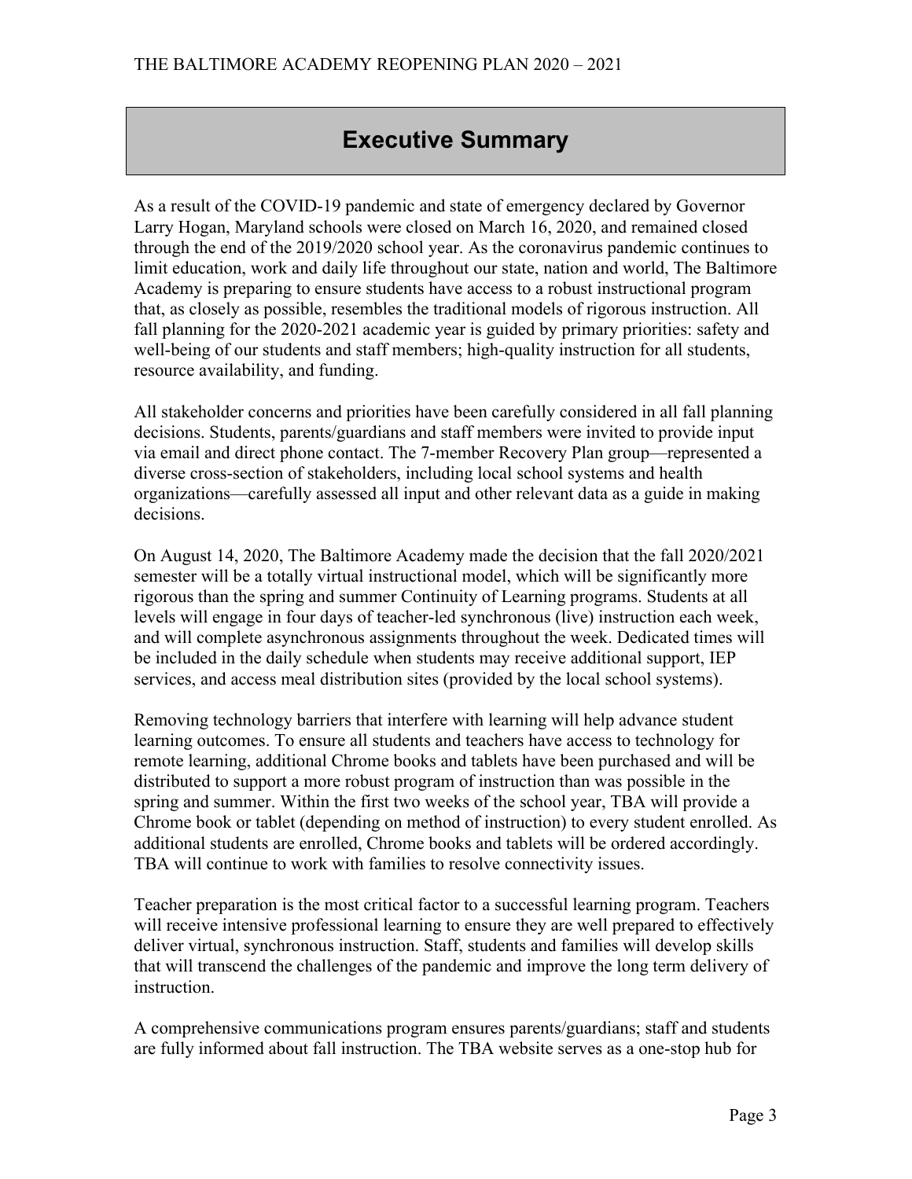# Executive Summary

As a result of the COVID-19 pandemic and state of emergency declared by Governor Larry Hogan, Maryland schools were closed on March 16, 2020, and remained closed through the end of the 2019/2020 school year. As the coronavirus pandemic continues to limit education, work and daily life throughout our state, nation and world, The Baltimore Academy is preparing to ensure students have access to a robust instructional program that, as closely as possible, resembles the traditional models of rigorous instruction. All fall planning for the 2020-2021 academic year is guided by primary priorities: safety and well-being of our students and staff members; high-quality instruction for all students, resource availability, and funding.

All stakeholder concerns and priorities have been carefully considered in all fall planning decisions. Students, parents/guardians and staff members were invited to provide input via email and direct phone contact. The 7-member Recovery Plan group—represented a diverse cross-section of stakeholders, including local school systems and health organizations—carefully assessed all input and other relevant data as a guide in making decisions.

On August 14, 2020, The Baltimore Academy made the decision that the fall 2020/2021 semester will be a totally virtual instructional model, which will be significantly more rigorous than the spring and summer Continuity of Learning programs. Students at all levels will engage in four days of teacher-led synchronous (live) instruction each week, and will complete asynchronous assignments throughout the week. Dedicated times will be included in the daily schedule when students may receive additional support, IEP services, and access meal distribution sites (provided by the local school systems).

Removing technology barriers that interfere with learning will help advance student learning outcomes. To ensure all students and teachers have access to technology for remote learning, additional Chrome books and tablets have been purchased and will be distributed to support a more robust program of instruction than was possible in the spring and summer. Within the first two weeks of the school year, TBA will provide a Chrome book or tablet (depending on method of instruction) to every student enrolled. As additional students are enrolled, Chrome books and tablets will be ordered accordingly. TBA will continue to work with families to resolve connectivity issues.

Teacher preparation is the most critical factor to a successful learning program. Teachers will receive intensive professional learning to ensure they are well prepared to effectively deliver virtual, synchronous instruction. Staff, students and families will develop skills that will transcend the challenges of the pandemic and improve the long term delivery of instruction.

A comprehensive communications program ensures parents/guardians; staff and students are fully informed about fall instruction. The TBA website serves as a one-stop hub for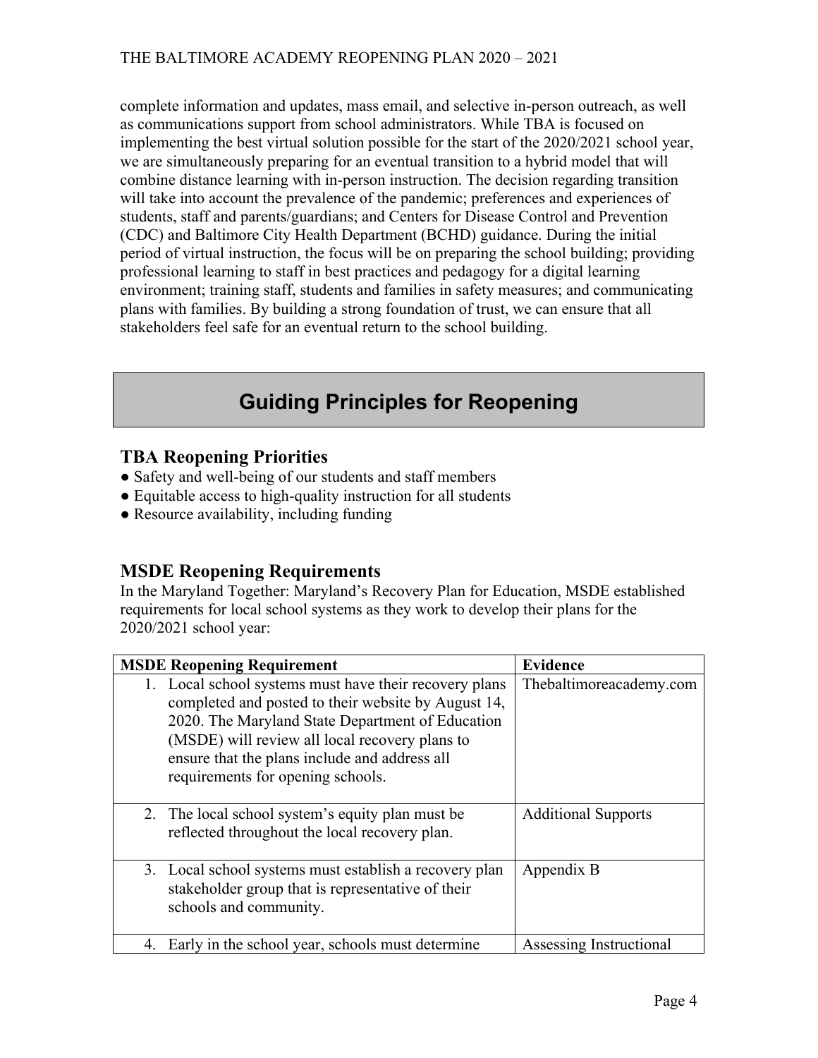complete information and updates, mass email, and selective in-person outreach, as well as communications support from school administrators. While TBA is focused on implementing the best virtual solution possible for the start of the 2020/2021 school year, we are simultaneously preparing for an eventual transition to a hybrid model that will combine distance learning with in-person instruction. The decision regarding transition will take into account the prevalence of the pandemic; preferences and experiences of students, staff and parents/guardians; and Centers for Disease Control and Prevention (CDC) and Baltimore City Health Department (BCHD) guidance. During the initial period of virtual instruction, the focus will be on preparing the school building; providing professional learning to staff in best practices and pedagogy for a digital learning environment; training staff, students and families in safety measures; and communicating plans with families. By building a strong foundation of trust, we can ensure that all stakeholders feel safe for an eventual return to the school building.

# Guiding Principles for Reopening

## TBA Reopening Priorities

- Safety and well-being of our students and staff members
- Equitable access to high-quality instruction for all students
- Resource availability, including funding

## MSDE Reopening Requirements

In the Maryland Together: Maryland's Recovery Plan for Education, MSDE established requirements for local school systems as they work to develop their plans for the 2020/2021 school year:

| MSDE Reopening Requirement | Evidence |
|---|---|
| 1. Local school systems must have their recovery plans completed and posted to their website by August 14, 2020. The Maryland State Department of Education (MSDE) will review all local recovery plans to ensure that the plans include and address all requirements for opening schools. | Thebaltimoreacademy.com |
| 2. The local school system's equity plan must be reflected throughout the local recovery plan. | Additional Supports |
| 3. Local school systems must establish a recovery plan stakeholder group that is representative of their schools and community. | Appendix B |
| 4. Early in the school year, schools must determine | Assessing Instructional |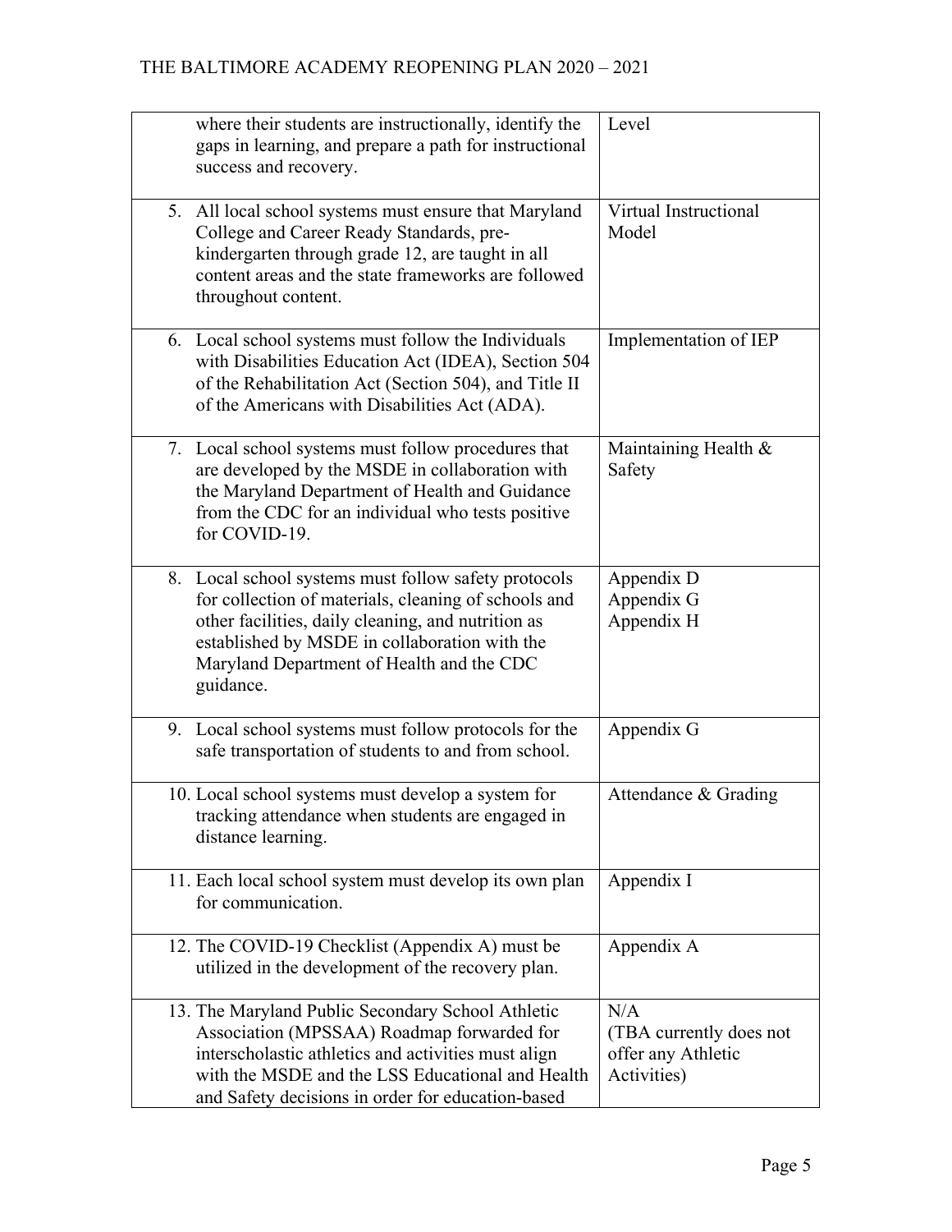| | |
|---|---|
| where their students are instructionally, identify the gaps in learning, and prepare a path for instructional success and recovery. | Level |
| 5. All local school systems must ensure that Maryland College and Career Ready Standards, pre-kindergarten through grade 12, are taught in all content areas and the state frameworks are followed throughout content. | Virtual Instructional Model |
| 6. Local school systems must follow the Individuals with Disabilities Education Act (IDEA), Section 504 of the Rehabilitation Act (Section 504), and Title II of the Americans with Disabilities Act (ADA). | Implementation of IEP |
| 7. Local school systems must follow procedures that are developed by the MSDE in collaboration with the Maryland Department of Health and Guidance from the CDC for an individual who tests positive for COVID-19. | Maintaining Health & Safety |
| 8. Local school systems must follow safety protocols for collection of materials, cleaning of schools and other facilities, daily cleaning, and nutrition as established by MSDE in collaboration with the Maryland Department of Health and the CDC guidance. | Appendix D<br>Appendix G<br>Appendix H |
| 9. Local school systems must follow protocols for the safe transportation of students to and from school. | Appendix G |
| 10. Local school systems must develop a system for tracking attendance when students are engaged in distance learning. | Attendance & Grading |
| 11. Each local school system must develop its own plan for communication. | Appendix I |
| 12. The COVID-19 Checklist (Appendix A) must be utilized in the development of the recovery plan. | Appendix A |
| 13. The Maryland Public Secondary School Athletic Association (MPSSAA) Roadmap forwarded for interscholastic athletics and activities must align with the MSDE and the LSS Educational and Health and Safety decisions in order for education-based | N/A<br>(TBA currently does not offer any Athletic Activities) |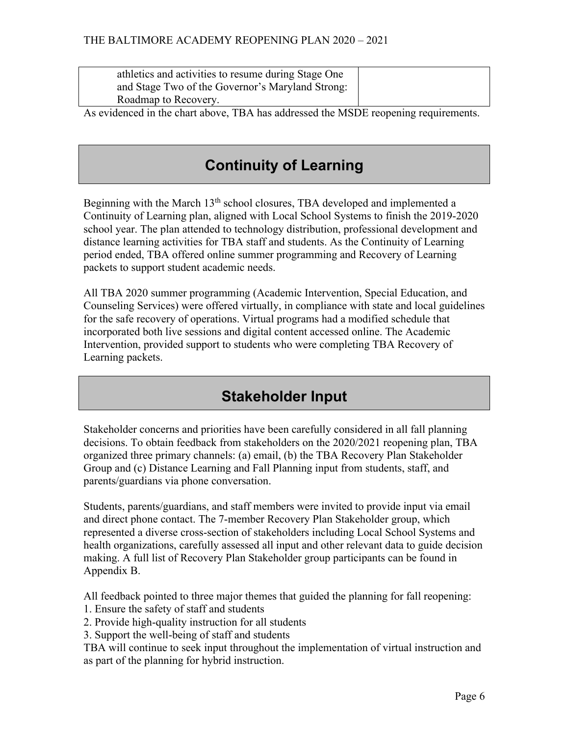| athletics and activities to resume during Stage One and Stage Two of the Governor's Maryland Strong: Roadmap to Recovery. | |
|---|---|

As evidenced in the chart above, TBA has addressed the MSDE reopening requirements.

## Continuity of Learning

Beginning with the March 13th school closures, TBA developed and implemented a Continuity of Learning plan, aligned with Local School Systems to finish the 2019-2020 school year. The plan attended to technology distribution, professional development and distance learning activities for TBA staff and students. As the Continuity of Learning period ended, TBA offered online summer programming and Recovery of Learning packets to support student academic needs.

All TBA 2020 summer programming (Academic Intervention, Special Education, and Counseling Services) were offered virtually, in compliance with state and local guidelines for the safe recovery of operations. Virtual programs had a modified schedule that incorporated both live sessions and digital content accessed online. The Academic Intervention, provided support to students who were completing TBA Recovery of Learning packets.

## Stakeholder Input

Stakeholder concerns and priorities have been carefully considered in all fall planning decisions. To obtain feedback from stakeholders on the 2020/2021 reopening plan, TBA organized three primary channels: (a) email, (b) the TBA Recovery Plan Stakeholder Group and (c) Distance Learning and Fall Planning input from students, staff, and parents/guardians via phone conversation.

Students, parents/guardians, and staff members were invited to provide input via email and direct phone contact. The 7-member Recovery Plan Stakeholder group, which represented a diverse cross-section of stakeholders including Local School Systems and health organizations, carefully assessed all input and other relevant data to guide decision making. A full list of Recovery Plan Stakeholder group participants can be found in Appendix B.

All feedback pointed to three major themes that guided the planning for fall reopening:

1. Ensure the safety of staff and students
2. Provide high-quality instruction for all students
3. Support the well-being of staff and students

TBA will continue to seek input throughout the implementation of virtual instruction and as part of the planning for hybrid instruction.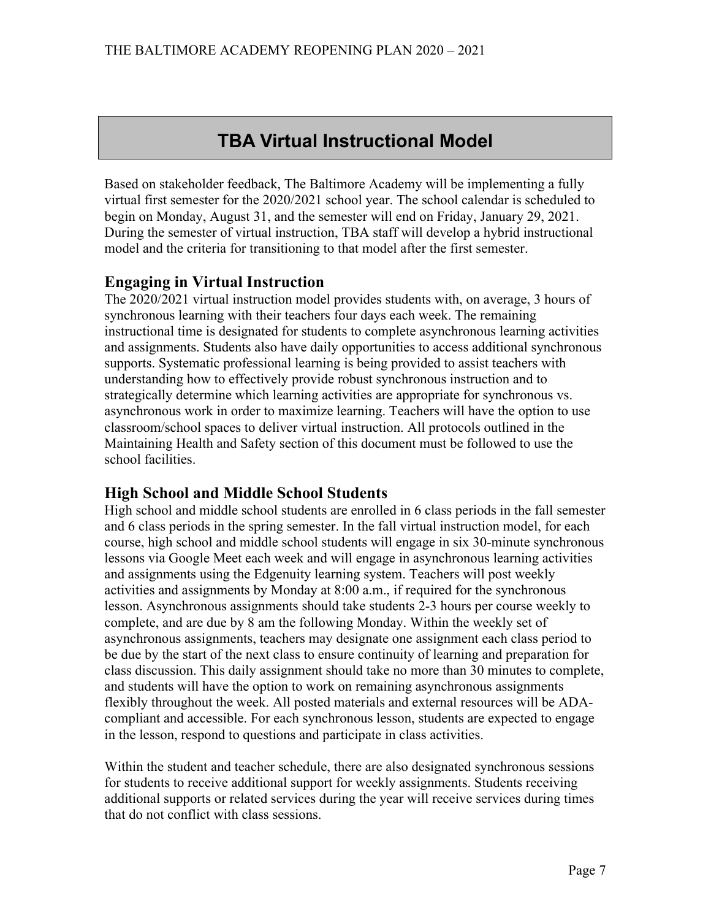# TBA Virtual Instructional Model

Based on stakeholder feedback, The Baltimore Academy will be implementing a fully virtual first semester for the 2020/2021 school year. The school calendar is scheduled to begin on Monday, August 31, and the semester will end on Friday, January 29, 2021. During the semester of virtual instruction, TBA staff will develop a hybrid instructional model and the criteria for transitioning to that model after the first semester.

## Engaging in Virtual Instruction

The 2020/2021 virtual instruction model provides students with, on average, 3 hours of synchronous learning with their teachers four days each week. The remaining instructional time is designated for students to complete asynchronous learning activities and assignments. Students also have daily opportunities to access additional synchronous supports. Systematic professional learning is being provided to assist teachers with understanding how to effectively provide robust synchronous instruction and to strategically determine which learning activities are appropriate for synchronous vs. asynchronous work in order to maximize learning. Teachers will have the option to use classroom/school spaces to deliver virtual instruction. All protocols outlined in the Maintaining Health and Safety section of this document must be followed to use the school facilities.

## High School and Middle School Students

High school and middle school students are enrolled in 6 class periods in the fall semester and 6 class periods in the spring semester. In the fall virtual instruction model, for each course, high school and middle school students will engage in six 30-minute synchronous lessons via Google Meet each week and will engage in asynchronous learning activities and assignments using the Edgenuity learning system. Teachers will post weekly activities and assignments by Monday at 8:00 a.m., if required for the synchronous lesson. Asynchronous assignments should take students 2-3 hours per course weekly to complete, and are due by 8 am the following Monday. Within the weekly set of asynchronous assignments, teachers may designate one assignment each class period to be due by the start of the next class to ensure continuity of learning and preparation for class discussion. This daily assignment should take no more than 30 minutes to complete, and students will have the option to work on remaining asynchronous assignments flexibly throughout the week. All posted materials and external resources will be ADA-compliant and accessible. For each synchronous lesson, students are expected to engage in the lesson, respond to questions and participate in class activities.

Within the student and teacher schedule, there are also designated synchronous sessions for students to receive additional support for weekly assignments. Students receiving additional supports or related services during the year will receive services during times that do not conflict with class sessions.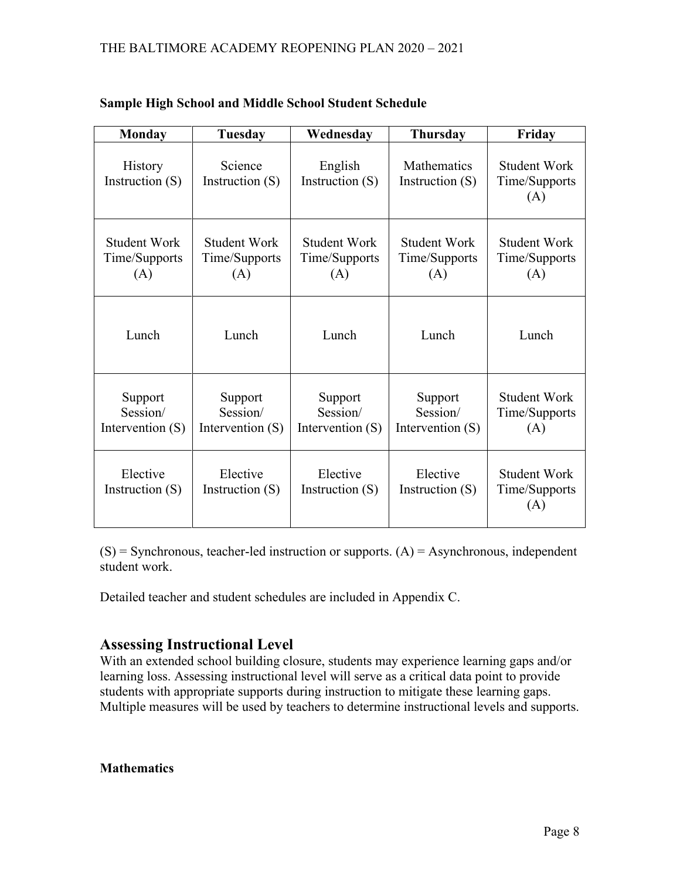**Sample High School and Middle School Student Schedule**

| Monday | Tuesday | Wednesday | Thursday | Friday |
|---|---|---|---|---|
| History Instruction (S) | Science Instruction (S) | English Instruction (S) | Mathematics Instruction (S) | Student Work Time/Supports (A) |
| Student Work Time/Supports (A) | Student Work Time/Supports (A) | Student Work Time/Supports (A) | Student Work Time/Supports (A) | Student Work Time/Supports (A) |
| Lunch | Lunch | Lunch | Lunch | Lunch |
| Support Session/ Intervention (S) | Support Session/ Intervention (S) | Support Session/ Intervention (S) | Support Session/ Intervention (S) | Student Work Time/Supports (A) |
| Elective Instruction (S) | Elective Instruction (S) | Elective Instruction (S) | Elective Instruction (S) | Student Work Time/Supports (A) |

(S) = Synchronous, teacher-led instruction or supports. (A) = Asynchronous, independent student work.

Detailed teacher and student schedules are included in Appendix C.

## Assessing Instructional Level

With an extended school building closure, students may experience learning gaps and/or learning loss. Assessing instructional level will serve as a critical data point to provide students with appropriate supports during instruction to mitigate these learning gaps. Multiple measures will be used by teachers to determine instructional levels and supports.

**Mathematics**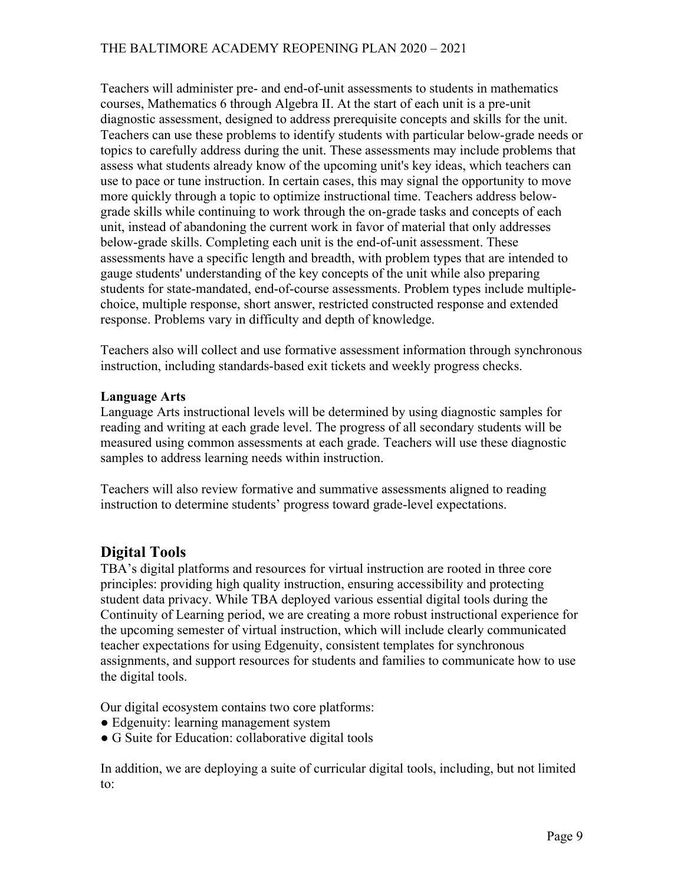Teachers will administer pre- and end-of-unit assessments to students in mathematics courses, Mathematics 6 through Algebra II. At the start of each unit is a pre-unit diagnostic assessment, designed to address prerequisite concepts and skills for the unit. Teachers can use these problems to identify students with particular below-grade needs or topics to carefully address during the unit. These assessments may include problems that assess what students already know of the upcoming unit's key ideas, which teachers can use to pace or tune instruction. In certain cases, this may signal the opportunity to move more quickly through a topic to optimize instructional time. Teachers address below-grade skills while continuing to work through the on-grade tasks and concepts of each unit, instead of abandoning the current work in favor of material that only addresses below-grade skills. Completing each unit is the end-of-unit assessment. These assessments have a specific length and breadth, with problem types that are intended to gauge students' understanding of the key concepts of the unit while also preparing students for state-mandated, end-of-course assessments. Problem types include multiple-choice, multiple response, short answer, restricted constructed response and extended response. Problems vary in difficulty and depth of knowledge.

Teachers also will collect and use formative assessment information through synchronous instruction, including standards-based exit tickets and weekly progress checks.

**Language Arts**

Language Arts instructional levels will be determined by using diagnostic samples for reading and writing at each grade level. The progress of all secondary students will be measured using common assessments at each grade. Teachers will use these diagnostic samples to address learning needs within instruction.

Teachers will also review formative and summative assessments aligned to reading instruction to determine students' progress toward grade-level expectations.

## Digital Tools

TBA's digital platforms and resources for virtual instruction are rooted in three core principles: providing high quality instruction, ensuring accessibility and protecting student data privacy. While TBA deployed various essential digital tools during the Continuity of Learning period, we are creating a more robust instructional experience for the upcoming semester of virtual instruction, which will include clearly communicated teacher expectations for using Edgenuity, consistent templates for synchronous assignments, and support resources for students and families to communicate how to use the digital tools.

Our digital ecosystem contains two core platforms:

- Edgenuity: learning management system
- G Suite for Education: collaborative digital tools

In addition, we are deploying a suite of curricular digital tools, including, but not limited to: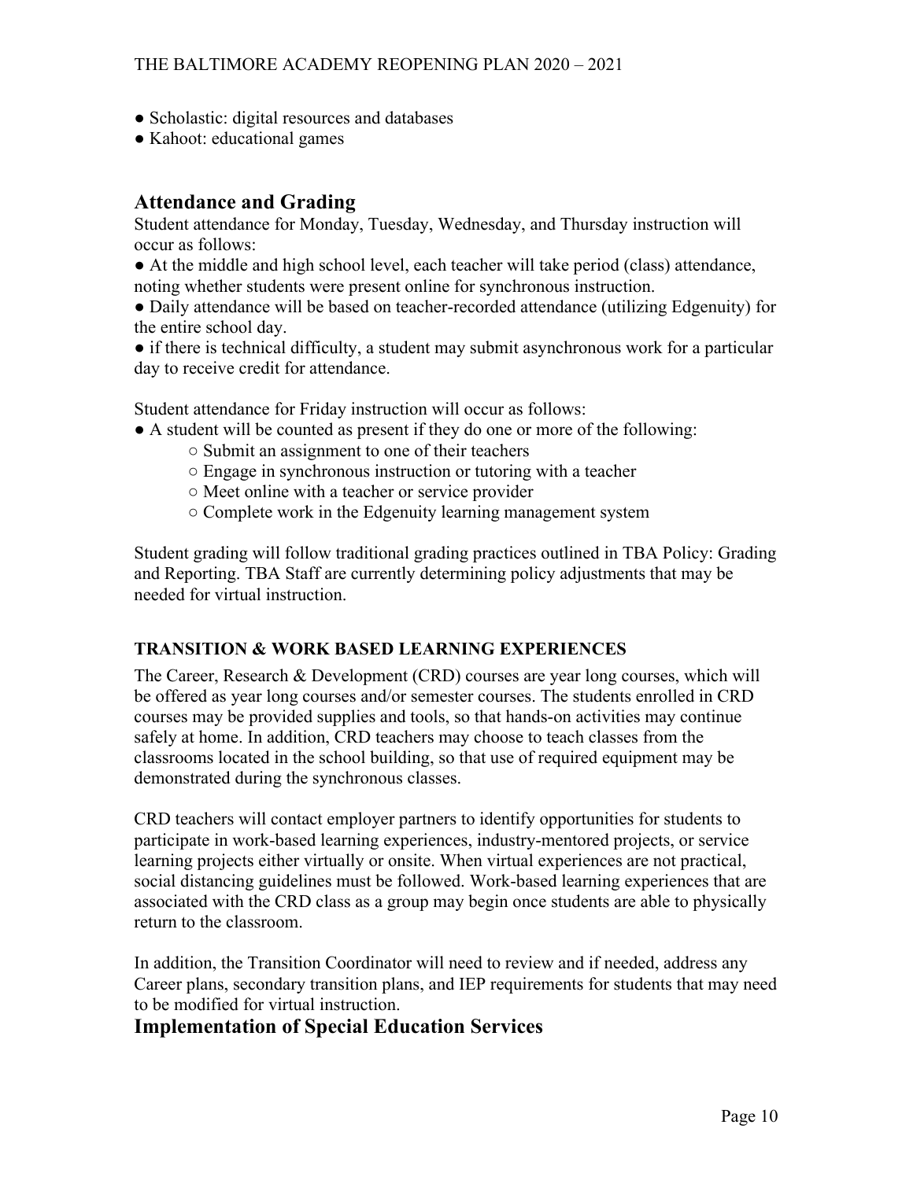- Scholastic: digital resources and databases
- Kahoot: educational games

## Attendance and Grading

Student attendance for Monday, Tuesday, Wednesday, and Thursday instruction will occur as follows:

- At the middle and high school level, each teacher will take period (class) attendance, noting whether students were present online for synchronous instruction.
- Daily attendance will be based on teacher-recorded attendance (utilizing Edgenuity) for the entire school day.
- if there is technical difficulty, a student may submit asynchronous work for a particular day to receive credit for attendance.

Student attendance for Friday instruction will occur as follows:

- A student will be counted as present if they do one or more of the following:
  - Submit an assignment to one of their teachers
  - Engage in synchronous instruction or tutoring with a teacher
  - Meet online with a teacher or service provider
  - Complete work in the Edgenuity learning management system

Student grading will follow traditional grading practices outlined in TBA Policy: Grading and Reporting. TBA Staff are currently determining policy adjustments that may be needed for virtual instruction.

### TRANSITION & WORK BASED LEARNING EXPERIENCES

The Career, Research & Development (CRD) courses are year long courses, which will be offered as year long courses and/or semester courses. The students enrolled in CRD courses may be provided supplies and tools, so that hands-on activities may continue safely at home. In addition, CRD teachers may choose to teach classes from the classrooms located in the school building, so that use of required equipment may be demonstrated during the synchronous classes.

CRD teachers will contact employer partners to identify opportunities for students to participate in work-based learning experiences, industry-mentored projects, or service learning projects either virtually or onsite. When virtual experiences are not practical, social distancing guidelines must be followed. Work-based learning experiences that are associated with the CRD class as a group may begin once students are able to physically return to the classroom.

In addition, the Transition Coordinator will need to review and if needed, address any Career plans, secondary transition plans, and IEP requirements for students that may need to be modified for virtual instruction.

## Implementation of Special Education Services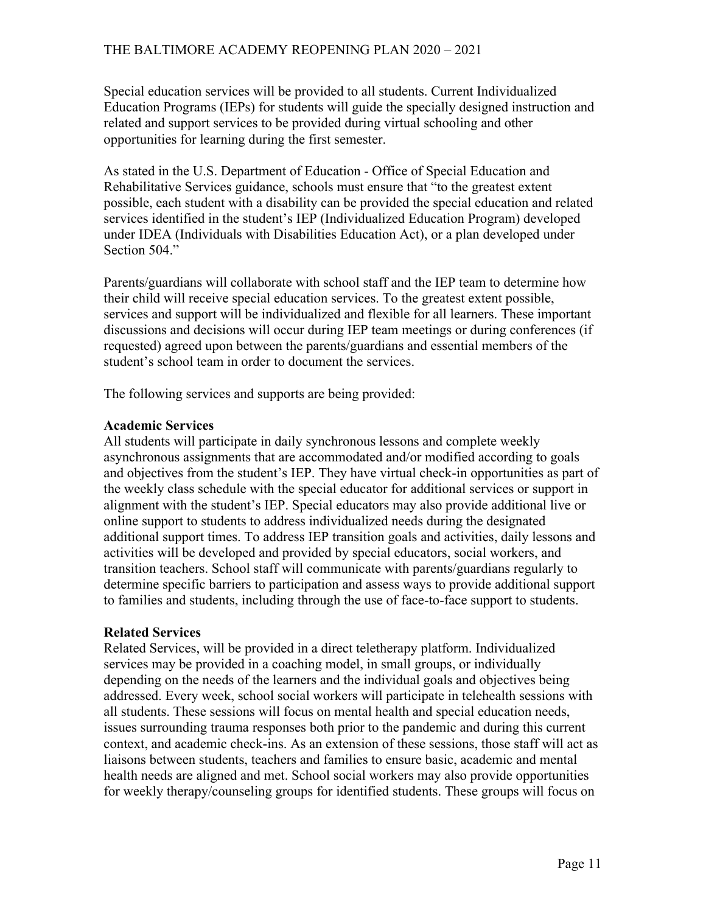Special education services will be provided to all students. Current Individualized Education Programs (IEPs) for students will guide the specially designed instruction and related and support services to be provided during virtual schooling and other opportunities for learning during the first semester.

As stated in the U.S. Department of Education - Office of Special Education and Rehabilitative Services guidance, schools must ensure that "to the greatest extent possible, each student with a disability can be provided the special education and related services identified in the student's IEP (Individualized Education Program) developed under IDEA (Individuals with Disabilities Education Act), or a plan developed under Section 504."

Parents/guardians will collaborate with school staff and the IEP team to determine how their child will receive special education services. To the greatest extent possible, services and support will be individualized and flexible for all learners. These important discussions and decisions will occur during IEP team meetings or during conferences (if requested) agreed upon between the parents/guardians and essential members of the student's school team in order to document the services.

The following services and supports are being provided:

**Academic Services**
All students will participate in daily synchronous lessons and complete weekly asynchronous assignments that are accommodated and/or modified according to goals and objectives from the student's IEP. They have virtual check-in opportunities as part of the weekly class schedule with the special educator for additional services or support in alignment with the student's IEP. Special educators may also provide additional live or online support to students to address individualized needs during the designated additional support times. To address IEP transition goals and activities, daily lessons and activities will be developed and provided by special educators, social workers, and transition teachers. School staff will communicate with parents/guardians regularly to determine specific barriers to participation and assess ways to provide additional support to families and students, including through the use of face-to-face support to students.

**Related Services**
Related Services, will be provided in a direct teletherapy platform. Individualized services may be provided in a coaching model, in small groups, or individually depending on the needs of the learners and the individual goals and objectives being addressed. Every week, school social workers will participate in telehealth sessions with all students. These sessions will focus on mental health and special education needs, issues surrounding trauma responses both prior to the pandemic and during this current context, and academic check-ins. As an extension of these sessions, those staff will act as liaisons between students, teachers and families to ensure basic, academic and mental health needs are aligned and met. School social workers may also provide opportunities for weekly therapy/counseling groups for identified students. These groups will focus on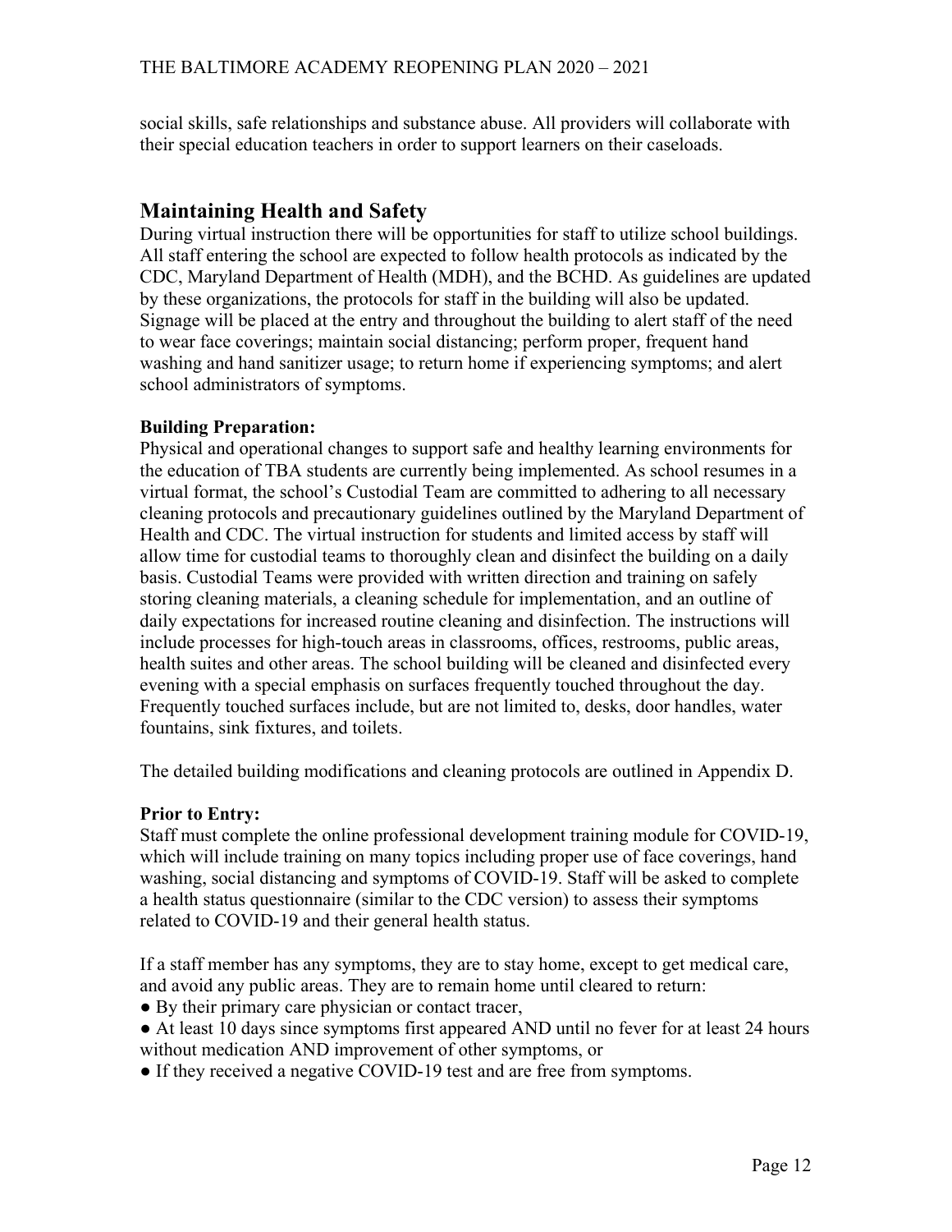social skills, safe relationships and substance abuse. All providers will collaborate with their special education teachers in order to support learners on their caseloads.

## Maintaining Health and Safety

During virtual instruction there will be opportunities for staff to utilize school buildings. All staff entering the school are expected to follow health protocols as indicated by the CDC, Maryland Department of Health (MDH), and the BCHD. As guidelines are updated by these organizations, the protocols for staff in the building will also be updated. Signage will be placed at the entry and throughout the building to alert staff of the need to wear face coverings; maintain social distancing; perform proper, frequent hand washing and hand sanitizer usage; to return home if experiencing symptoms; and alert school administrators of symptoms.

**Building Preparation:**

Physical and operational changes to support safe and healthy learning environments for the education of TBA students are currently being implemented. As school resumes in a virtual format, the school's Custodial Team are committed to adhering to all necessary cleaning protocols and precautionary guidelines outlined by the Maryland Department of Health and CDC. The virtual instruction for students and limited access by staff will allow time for custodial teams to thoroughly clean and disinfect the building on a daily basis. Custodial Teams were provided with written direction and training on safely storing cleaning materials, a cleaning schedule for implementation, and an outline of daily expectations for increased routine cleaning and disinfection. The instructions will include processes for high-touch areas in classrooms, offices, restrooms, public areas, health suites and other areas. The school building will be cleaned and disinfected every evening with a special emphasis on surfaces frequently touched throughout the day. Frequently touched surfaces include, but are not limited to, desks, door handles, water fountains, sink fixtures, and toilets.

The detailed building modifications and cleaning protocols are outlined in Appendix D.

**Prior to Entry:**

Staff must complete the online professional development training module for COVID-19, which will include training on many topics including proper use of face coverings, hand washing, social distancing and symptoms of COVID-19. Staff will be asked to complete a health status questionnaire (similar to the CDC version) to assess their symptoms related to COVID-19 and their general health status.

If a staff member has any symptoms, they are to stay home, except to get medical care, and avoid any public areas. They are to remain home until cleared to return:

- By their primary care physician or contact tracer,
- At least 10 days since symptoms first appeared AND until no fever for at least 24 hours without medication AND improvement of other symptoms, or
- If they received a negative COVID-19 test and are free from symptoms.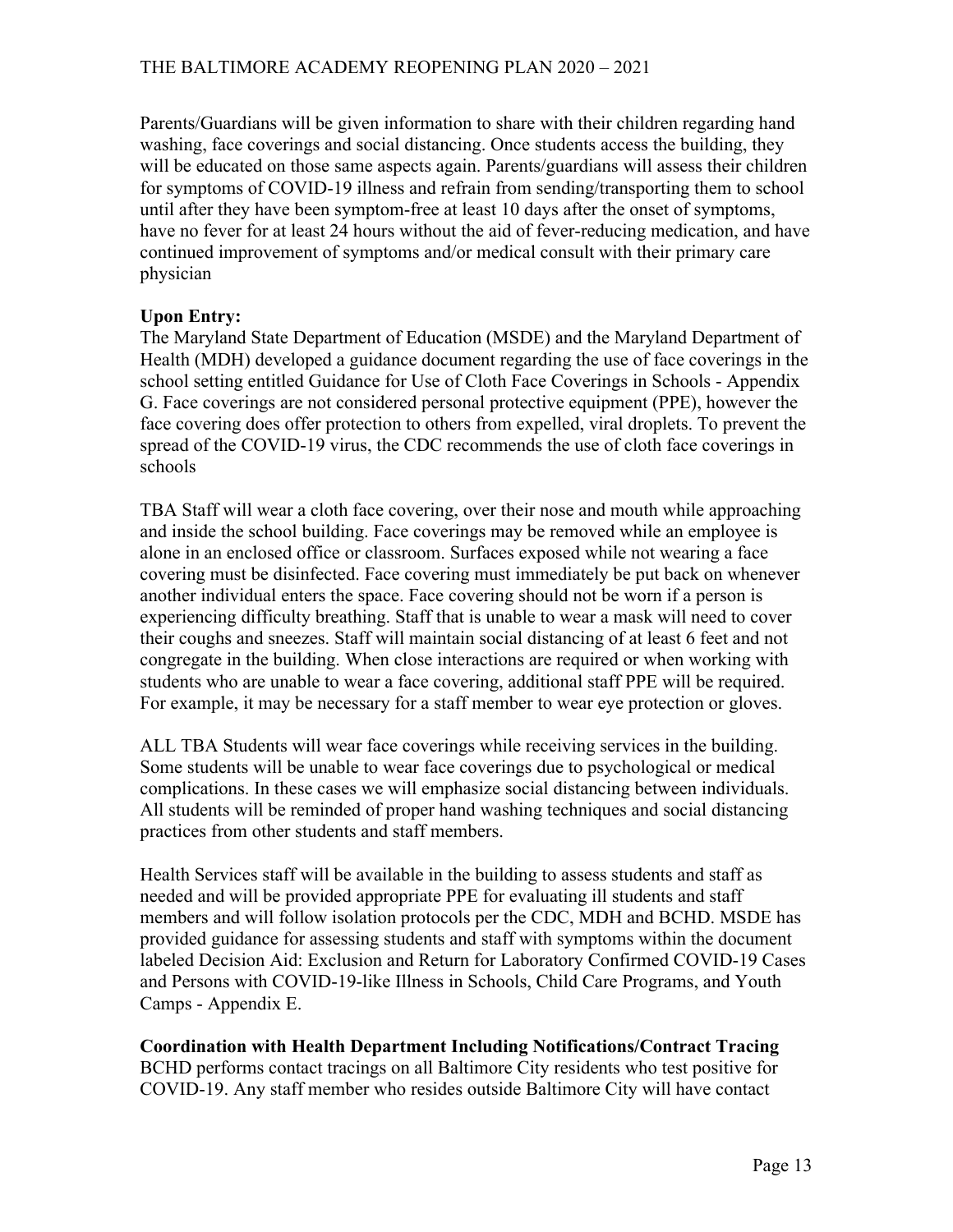Parents/Guardians will be given information to share with their children regarding hand washing, face coverings and social distancing. Once students access the building, they will be educated on those same aspects again. Parents/guardians will assess their children for symptoms of COVID-19 illness and refrain from sending/transporting them to school until after they have been symptom-free at least 10 days after the onset of symptoms, have no fever for at least 24 hours without the aid of fever-reducing medication, and have continued improvement of symptoms and/or medical consult with their primary care physician

**Upon Entry:**

The Maryland State Department of Education (MSDE) and the Maryland Department of Health (MDH) developed a guidance document regarding the use of face coverings in the school setting entitled Guidance for Use of Cloth Face Coverings in Schools - Appendix G. Face coverings are not considered personal protective equipment (PPE), however the face covering does offer protection to others from expelled, viral droplets. To prevent the spread of the COVID-19 virus, the CDC recommends the use of cloth face coverings in schools

TBA Staff will wear a cloth face covering, over their nose and mouth while approaching and inside the school building. Face coverings may be removed while an employee is alone in an enclosed office or classroom. Surfaces exposed while not wearing a face covering must be disinfected. Face covering must immediately be put back on whenever another individual enters the space. Face covering should not be worn if a person is experiencing difficulty breathing. Staff that is unable to wear a mask will need to cover their coughs and sneezes. Staff will maintain social distancing of at least 6 feet and not congregate in the building. When close interactions are required or when working with students who are unable to wear a face covering, additional staff PPE will be required. For example, it may be necessary for a staff member to wear eye protection or gloves.

ALL TBA Students will wear face coverings while receiving services in the building. Some students will be unable to wear face coverings due to psychological or medical complications. In these cases we will emphasize social distancing between individuals. All students will be reminded of proper hand washing techniques and social distancing practices from other students and staff members.

Health Services staff will be available in the building to assess students and staff as needed and will be provided appropriate PPE for evaluating ill students and staff members and will follow isolation protocols per the CDC, MDH and BCHD. MSDE has provided guidance for assessing students and staff with symptoms within the document labeled Decision Aid: Exclusion and Return for Laboratory Confirmed COVID-19 Cases and Persons with COVID-19-like Illness in Schools, Child Care Programs, and Youth Camps - Appendix E.

**Coordination with Health Department Including Notifications/Contract Tracing**

BCHD performs contact tracings on all Baltimore City residents who test positive for COVID-19. Any staff member who resides outside Baltimore City will have contact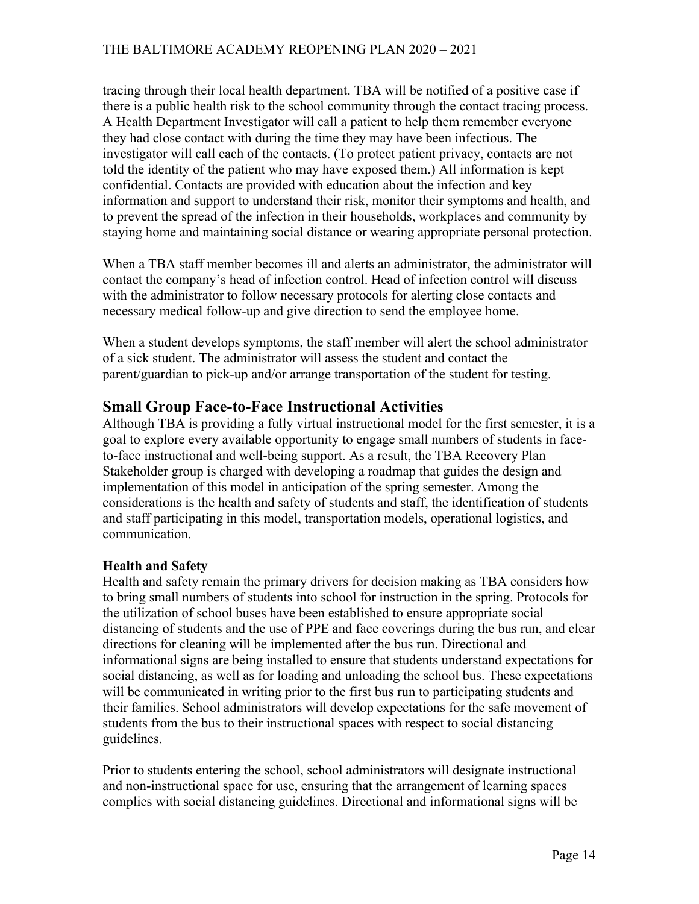tracing through their local health department. TBA will be notified of a positive case if there is a public health risk to the school community through the contact tracing process. A Health Department Investigator will call a patient to help them remember everyone they had close contact with during the time they may have been infectious. The investigator will call each of the contacts. (To protect patient privacy, contacts are not told the identity of the patient who may have exposed them.) All information is kept confidential. Contacts are provided with education about the infection and key information and support to understand their risk, monitor their symptoms and health, and to prevent the spread of the infection in their households, workplaces and community by staying home and maintaining social distance or wearing appropriate personal protection.

When a TBA staff member becomes ill and alerts an administrator, the administrator will contact the company's head of infection control. Head of infection control will discuss with the administrator to follow necessary protocols for alerting close contacts and necessary medical follow-up and give direction to send the employee home.

When a student develops symptoms, the staff member will alert the school administrator of a sick student. The administrator will assess the student and contact the parent/guardian to pick-up and/or arrange transportation of the student for testing.

## Small Group Face-to-Face Instructional Activities

Although TBA is providing a fully virtual instructional model for the first semester, it is a goal to explore every available opportunity to engage small numbers of students in face-to-face instructional and well-being support. As a result, the TBA Recovery Plan Stakeholder group is charged with developing a roadmap that guides the design and implementation of this model in anticipation of the spring semester. Among the considerations is the health and safety of students and staff, the identification of students and staff participating in this model, transportation models, operational logistics, and communication.

**Health and Safety**

Health and safety remain the primary drivers for decision making as TBA considers how to bring small numbers of students into school for instruction in the spring. Protocols for the utilization of school buses have been established to ensure appropriate social distancing of students and the use of PPE and face coverings during the bus run, and clear directions for cleaning will be implemented after the bus run. Directional and informational signs are being installed to ensure that students understand expectations for social distancing, as well as for loading and unloading the school bus. These expectations will be communicated in writing prior to the first bus run to participating students and their families. School administrators will develop expectations for the safe movement of students from the bus to their instructional spaces with respect to social distancing guidelines.

Prior to students entering the school, school administrators will designate instructional and non-instructional space for use, ensuring that the arrangement of learning spaces complies with social distancing guidelines. Directional and informational signs will be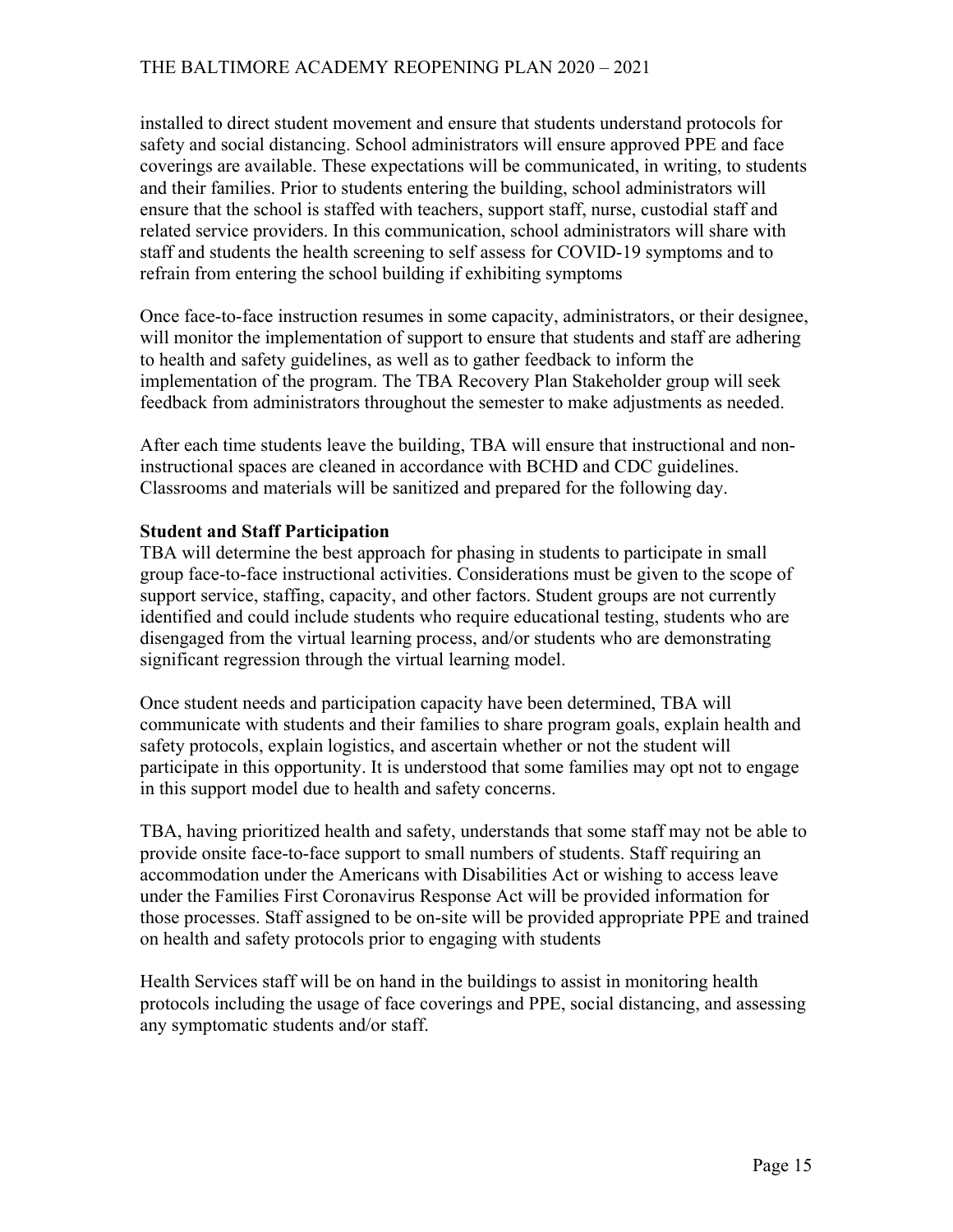installed to direct student movement and ensure that students understand protocols for safety and social distancing. School administrators will ensure approved PPE and face coverings are available. These expectations will be communicated, in writing, to students and their families. Prior to students entering the building, school administrators will ensure that the school is staffed with teachers, support staff, nurse, custodial staff and related service providers. In this communication, school administrators will share with staff and students the health screening to self assess for COVID-19 symptoms and to refrain from entering the school building if exhibiting symptoms

Once face-to-face instruction resumes in some capacity, administrators, or their designee, will monitor the implementation of support to ensure that students and staff are adhering to health and safety guidelines, as well as to gather feedback to inform the implementation of the program. The TBA Recovery Plan Stakeholder group will seek feedback from administrators throughout the semester to make adjustments as needed.

After each time students leave the building, TBA will ensure that instructional and non-instructional spaces are cleaned in accordance with BCHD and CDC guidelines. Classrooms and materials will be sanitized and prepared for the following day.

**Student and Staff Participation**

TBA will determine the best approach for phasing in students to participate in small group face-to-face instructional activities. Considerations must be given to the scope of support service, staffing, capacity, and other factors. Student groups are not currently identified and could include students who require educational testing, students who are disengaged from the virtual learning process, and/or students who are demonstrating significant regression through the virtual learning model.

Once student needs and participation capacity have been determined, TBA will communicate with students and their families to share program goals, explain health and safety protocols, explain logistics, and ascertain whether or not the student will participate in this opportunity. It is understood that some families may opt not to engage in this support model due to health and safety concerns.

TBA, having prioritized health and safety, understands that some staff may not be able to provide onsite face-to-face support to small numbers of students. Staff requiring an accommodation under the Americans with Disabilities Act or wishing to access leave under the Families First Coronavirus Response Act will be provided information for those processes. Staff assigned to be on-site will be provided appropriate PPE and trained on health and safety protocols prior to engaging with students

Health Services staff will be on hand in the buildings to assist in monitoring health protocols including the usage of face coverings and PPE, social distancing, and assessing any symptomatic students and/or staff.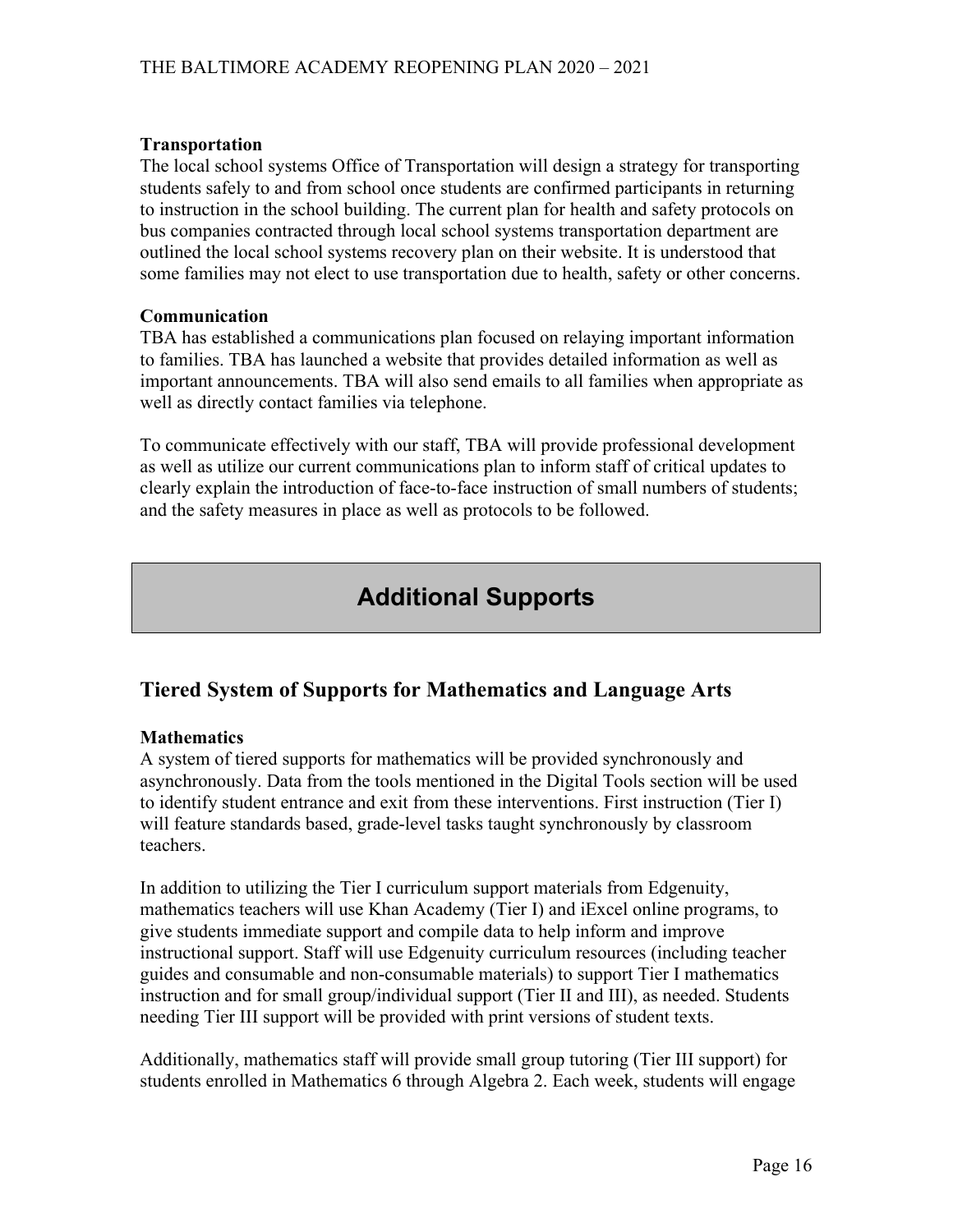**Transportation**

The local school systems Office of Transportation will design a strategy for transporting students safely to and from school once students are confirmed participants in returning to instruction in the school building. The current plan for health and safety protocols on bus companies contracted through local school systems transportation department are outlined the local school systems recovery plan on their website. It is understood that some families may not elect to use transportation due to health, safety or other concerns.

**Communication**

TBA has established a communications plan focused on relaying important information to families. TBA has launched a website that provides detailed information as well as important announcements. TBA will also send emails to all families when appropriate as well as directly contact families via telephone.

To communicate effectively with our staff, TBA will provide professional development as well as utilize our current communications plan to inform staff of critical updates to clearly explain the introduction of face-to-face instruction of small numbers of students; and the safety measures in place as well as protocols to be followed.

# Additional Supports

## Tiered System of Supports for Mathematics and Language Arts

**Mathematics**

A system of tiered supports for mathematics will be provided synchronously and asynchronously. Data from the tools mentioned in the Digital Tools section will be used to identify student entrance and exit from these interventions. First instruction (Tier I) will feature standards based, grade-level tasks taught synchronously by classroom teachers.

In addition to utilizing the Tier I curriculum support materials from Edgenuity, mathematics teachers will use Khan Academy (Tier I) and iExcel online programs, to give students immediate support and compile data to help inform and improve instructional support. Staff will use Edgenuity curriculum resources (including teacher guides and consumable and non-consumable materials) to support Tier I mathematics instruction and for small group/individual support (Tier II and III), as needed. Students needing Tier III support will be provided with print versions of student texts.

Additionally, mathematics staff will provide small group tutoring (Tier III support) for students enrolled in Mathematics 6 through Algebra 2. Each week, students will engage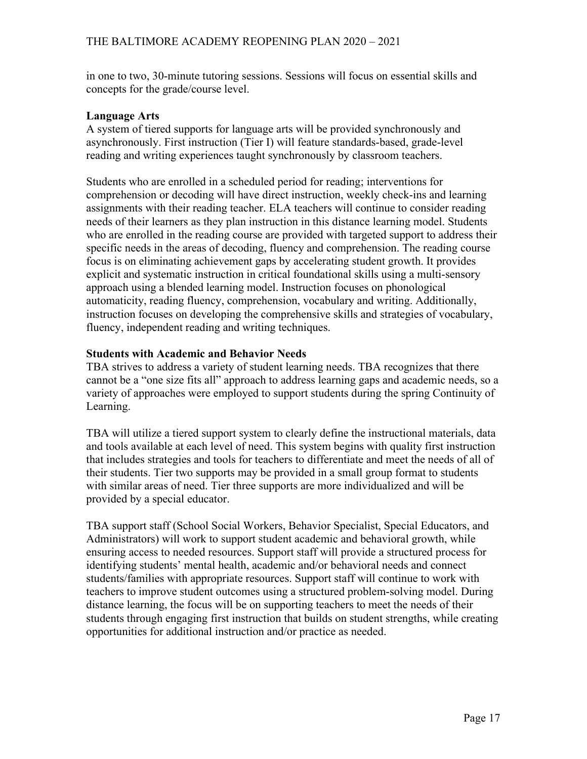in one to two, 30-minute tutoring sessions. Sessions will focus on essential skills and concepts for the grade/course level.

**Language Arts**

A system of tiered supports for language arts will be provided synchronously and asynchronously. First instruction (Tier I) will feature standards-based, grade-level reading and writing experiences taught synchronously by classroom teachers.

Students who are enrolled in a scheduled period for reading; interventions for comprehension or decoding will have direct instruction, weekly check-ins and learning assignments with their reading teacher. ELA teachers will continue to consider reading needs of their learners as they plan instruction in this distance learning model. Students who are enrolled in the reading course are provided with targeted support to address their specific needs in the areas of decoding, fluency and comprehension. The reading course focus is on eliminating achievement gaps by accelerating student growth. It provides explicit and systematic instruction in critical foundational skills using a multi-sensory approach using a blended learning model. Instruction focuses on phonological automaticity, reading fluency, comprehension, vocabulary and writing. Additionally, instruction focuses on developing the comprehensive skills and strategies of vocabulary, fluency, independent reading and writing techniques.

**Students with Academic and Behavior Needs**

TBA strives to address a variety of student learning needs. TBA recognizes that there cannot be a "one size fits all" approach to address learning gaps and academic needs, so a variety of approaches were employed to support students during the spring Continuity of Learning.

TBA will utilize a tiered support system to clearly define the instructional materials, data and tools available at each level of need. This system begins with quality first instruction that includes strategies and tools for teachers to differentiate and meet the needs of all of their students. Tier two supports may be provided in a small group format to students with similar areas of need. Tier three supports are more individualized and will be provided by a special educator.

TBA support staff (School Social Workers, Behavior Specialist, Special Educators, and Administrators) will work to support student academic and behavioral growth, while ensuring access to needed resources. Support staff will provide a structured process for identifying students' mental health, academic and/or behavioral needs and connect students/families with appropriate resources. Support staff will continue to work with teachers to improve student outcomes using a structured problem-solving model. During distance learning, the focus will be on supporting teachers to meet the needs of their students through engaging first instruction that builds on student strengths, while creating opportunities for additional instruction and/or practice as needed.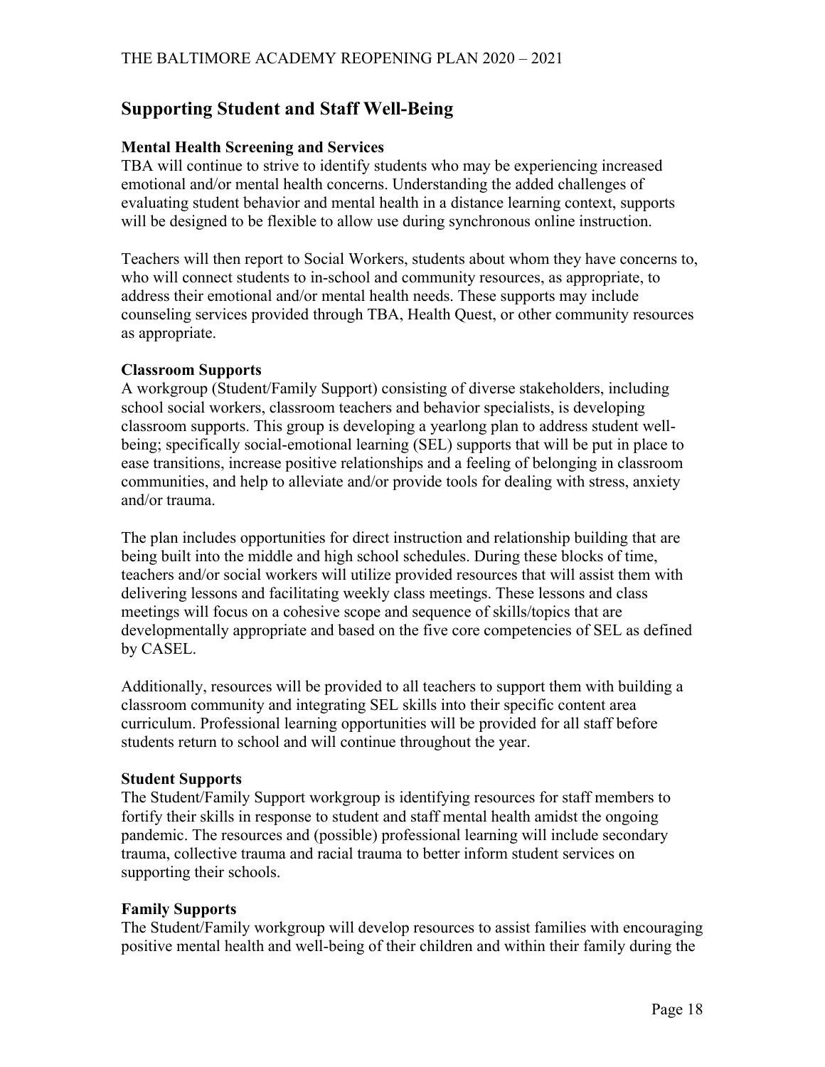## Supporting Student and Staff Well-Being

### Mental Health Screening and Services

TBA will continue to strive to identify students who may be experiencing increased emotional and/or mental health concerns. Understanding the added challenges of evaluating student behavior and mental health in a distance learning context, supports will be designed to be flexible to allow use during synchronous online instruction.

Teachers will then report to Social Workers, students about whom they have concerns to, who will connect students to in-school and community resources, as appropriate, to address their emotional and/or mental health needs. These supports may include counseling services provided through TBA, Health Quest, or other community resources as appropriate.

### Classroom Supports

A workgroup (Student/Family Support) consisting of diverse stakeholders, including school social workers, classroom teachers and behavior specialists, is developing classroom supports. This group is developing a yearlong plan to address student well-being; specifically social-emotional learning (SEL) supports that will be put in place to ease transitions, increase positive relationships and a feeling of belonging in classroom communities, and help to alleviate and/or provide tools for dealing with stress, anxiety and/or trauma.

The plan includes opportunities for direct instruction and relationship building that are being built into the middle and high school schedules. During these blocks of time, teachers and/or social workers will utilize provided resources that will assist them with delivering lessons and facilitating weekly class meetings. These lessons and class meetings will focus on a cohesive scope and sequence of skills/topics that are developmentally appropriate and based on the five core competencies of SEL as defined by CASEL.

Additionally, resources will be provided to all teachers to support them with building a classroom community and integrating SEL skills into their specific content area curriculum. Professional learning opportunities will be provided for all staff before students return to school and will continue throughout the year.

### Student Supports

The Student/Family Support workgroup is identifying resources for staff members to fortify their skills in response to student and staff mental health amidst the ongoing pandemic. The resources and (possible) professional learning will include secondary trauma, collective trauma and racial trauma to better inform student services on supporting their schools.

### Family Supports

The Student/Family workgroup will develop resources to assist families with encouraging positive mental health and well-being of their children and within their family during the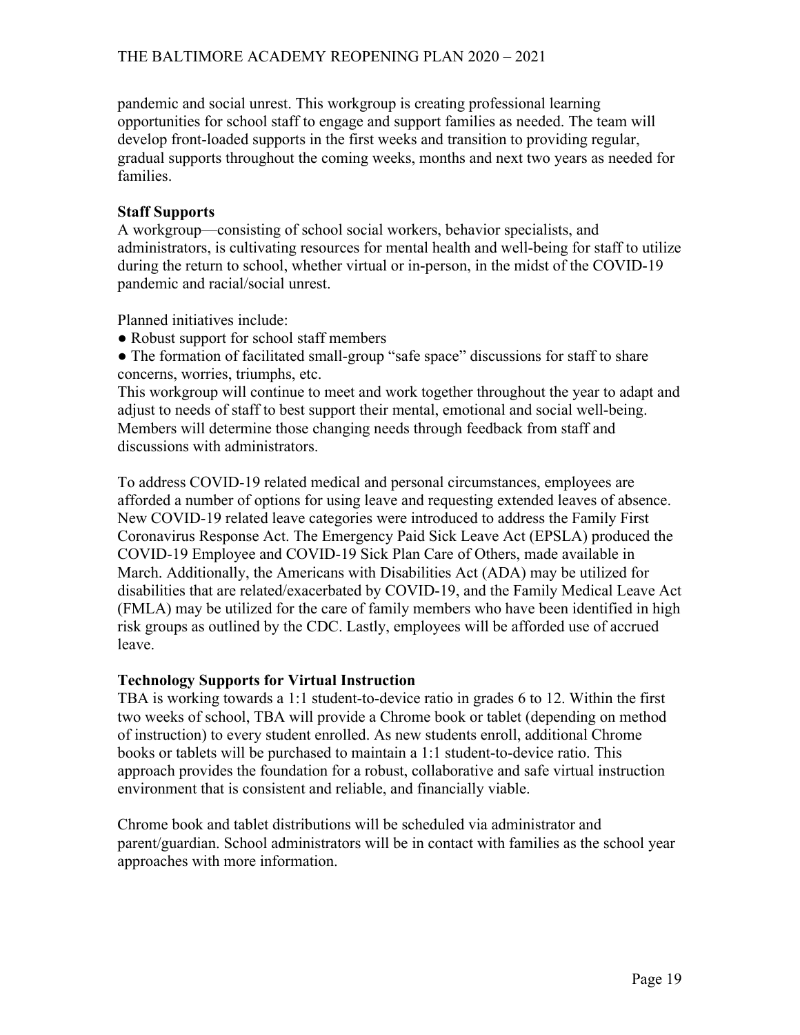pandemic and social unrest. This workgroup is creating professional learning opportunities for school staff to engage and support families as needed. The team will develop front-loaded supports in the first weeks and transition to providing regular, gradual supports throughout the coming weeks, months and next two years as needed for families.

**Staff Supports**

A workgroup—consisting of school social workers, behavior specialists, and administrators, is cultivating resources for mental health and well-being for staff to utilize during the return to school, whether virtual or in-person, in the midst of the COVID-19 pandemic and racial/social unrest.

Planned initiatives include:

- Robust support for school staff members
- The formation of facilitated small-group "safe space" discussions for staff to share concerns, worries, triumphs, etc.

This workgroup will continue to meet and work together throughout the year to adapt and adjust to needs of staff to best support their mental, emotional and social well-being. Members will determine those changing needs through feedback from staff and discussions with administrators.

To address COVID-19 related medical and personal circumstances, employees are afforded a number of options for using leave and requesting extended leaves of absence. New COVID-19 related leave categories were introduced to address the Family First Coronavirus Response Act. The Emergency Paid Sick Leave Act (EPSLA) produced the COVID-19 Employee and COVID-19 Sick Plan Care of Others, made available in March. Additionally, the Americans with Disabilities Act (ADA) may be utilized for disabilities that are related/exacerbated by COVID-19, and the Family Medical Leave Act (FMLA) may be utilized for the care of family members who have been identified in high risk groups as outlined by the CDC. Lastly, employees will be afforded use of accrued leave.

**Technology Supports for Virtual Instruction**

TBA is working towards a 1:1 student-to-device ratio in grades 6 to 12. Within the first two weeks of school, TBA will provide a Chrome book or tablet (depending on method of instruction) to every student enrolled. As new students enroll, additional Chrome books or tablets will be purchased to maintain a 1:1 student-to-device ratio. This approach provides the foundation for a robust, collaborative and safe virtual instruction environment that is consistent and reliable, and financially viable.

Chrome book and tablet distributions will be scheduled via administrator and parent/guardian. School administrators will be in contact with families as the school year approaches with more information.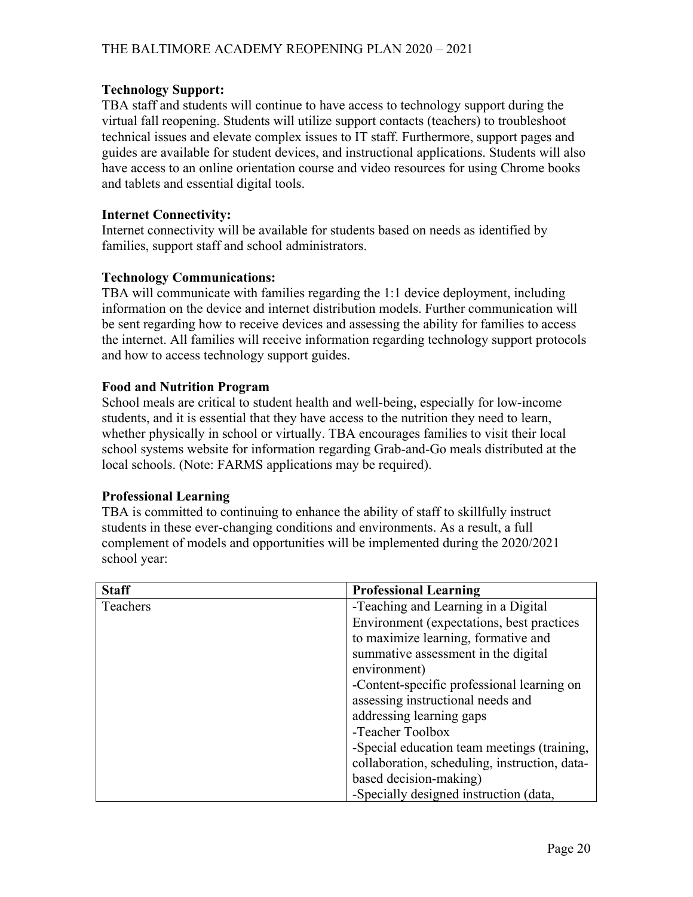**Technology Support:**
TBA staff and students will continue to have access to technology support during the virtual fall reopening. Students will utilize support contacts (teachers) to troubleshoot technical issues and elevate complex issues to IT staff. Furthermore, support pages and guides are available for student devices, and instructional applications. Students will also have access to an online orientation course and video resources for using Chrome books and tablets and essential digital tools.

**Internet Connectivity:**
Internet connectivity will be available for students based on needs as identified by families, support staff and school administrators.

**Technology Communications:**
TBA will communicate with families regarding the 1:1 device deployment, including information on the device and internet distribution models. Further communication will be sent regarding how to receive devices and assessing the ability for families to access the internet. All families will receive information regarding technology support protocols and how to access technology support guides.

**Food and Nutrition Program**
School meals are critical to student health and well-being, especially for low-income students, and it is essential that they have access to the nutrition they need to learn, whether physically in school or virtually. TBA encourages families to visit their local school systems website for information regarding Grab-and-Go meals distributed at the local schools. (Note: FARMS applications may be required).

**Professional Learning**
TBA is committed to continuing to enhance the ability of staff to skillfully instruct students in these ever-changing conditions and environments. As a result, a full complement of models and opportunities will be implemented during the 2020/2021 school year:

| **Staff** | **Professional Learning** |
|---|---|
| Teachers | -Teaching and Learning in a Digital Environment (expectations, best practices to maximize learning, formative and summative assessment in the digital environment)<br>-Content-specific professional learning on assessing instructional needs and addressing learning gaps<br>-Teacher Toolbox<br>-Special education team meetings (training, collaboration, scheduling, instruction, data-based decision-making)<br>-Specially designed instruction (data, |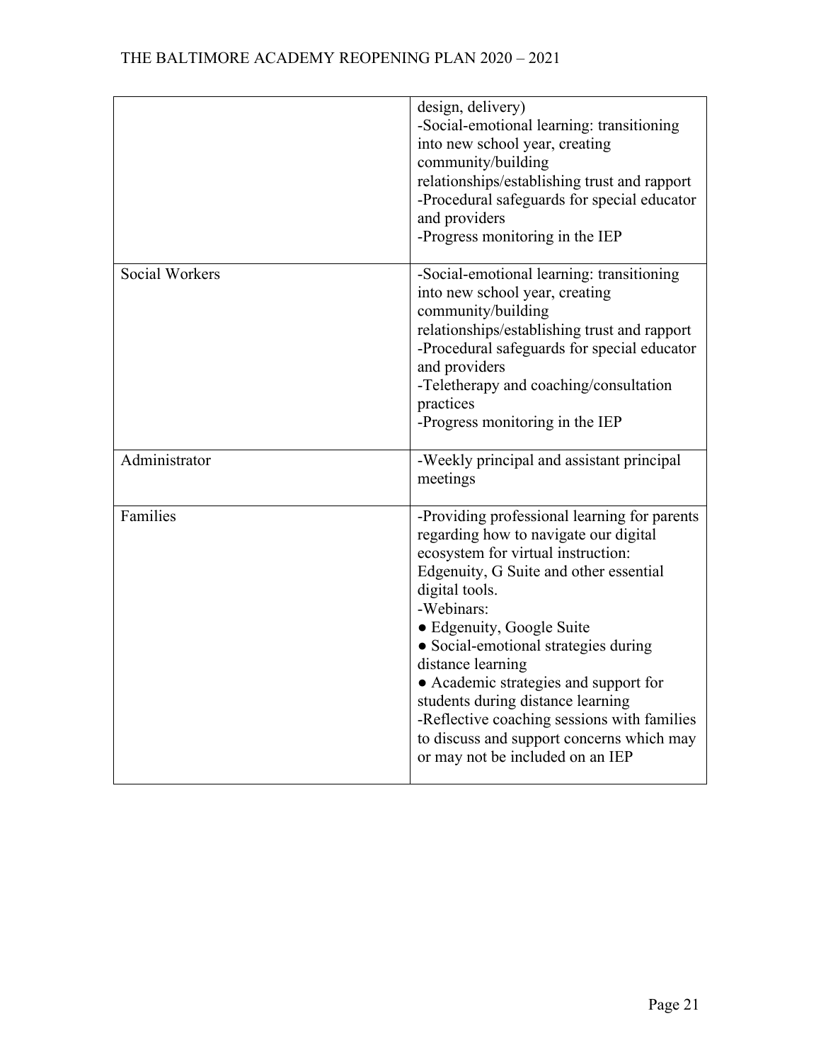| | |
|---|---|
| | design, delivery)<br>-Social-emotional learning: transitioning into new school year, creating community/building relationships/establishing trust and rapport<br>-Procedural safeguards for special educator and providers<br>-Progress monitoring in the IEP |
| Social Workers | -Social-emotional learning: transitioning into new school year, creating community/building relationships/establishing trust and rapport<br>-Procedural safeguards for special educator and providers<br>-Teletherapy and coaching/consultation practices<br>-Progress monitoring in the IEP |
| Administrator | -Weekly principal and assistant principal meetings |
| Families | -Providing professional learning for parents regarding how to navigate our digital ecosystem for virtual instruction: Edgenuity, G Suite and other essential digital tools.<br>-Webinars:<br>● Edgenuity, Google Suite<br>● Social-emotional strategies during distance learning<br>● Academic strategies and support for students during distance learning<br>-Reflective coaching sessions with families to discuss and support concerns which may or may not be included on an IEP |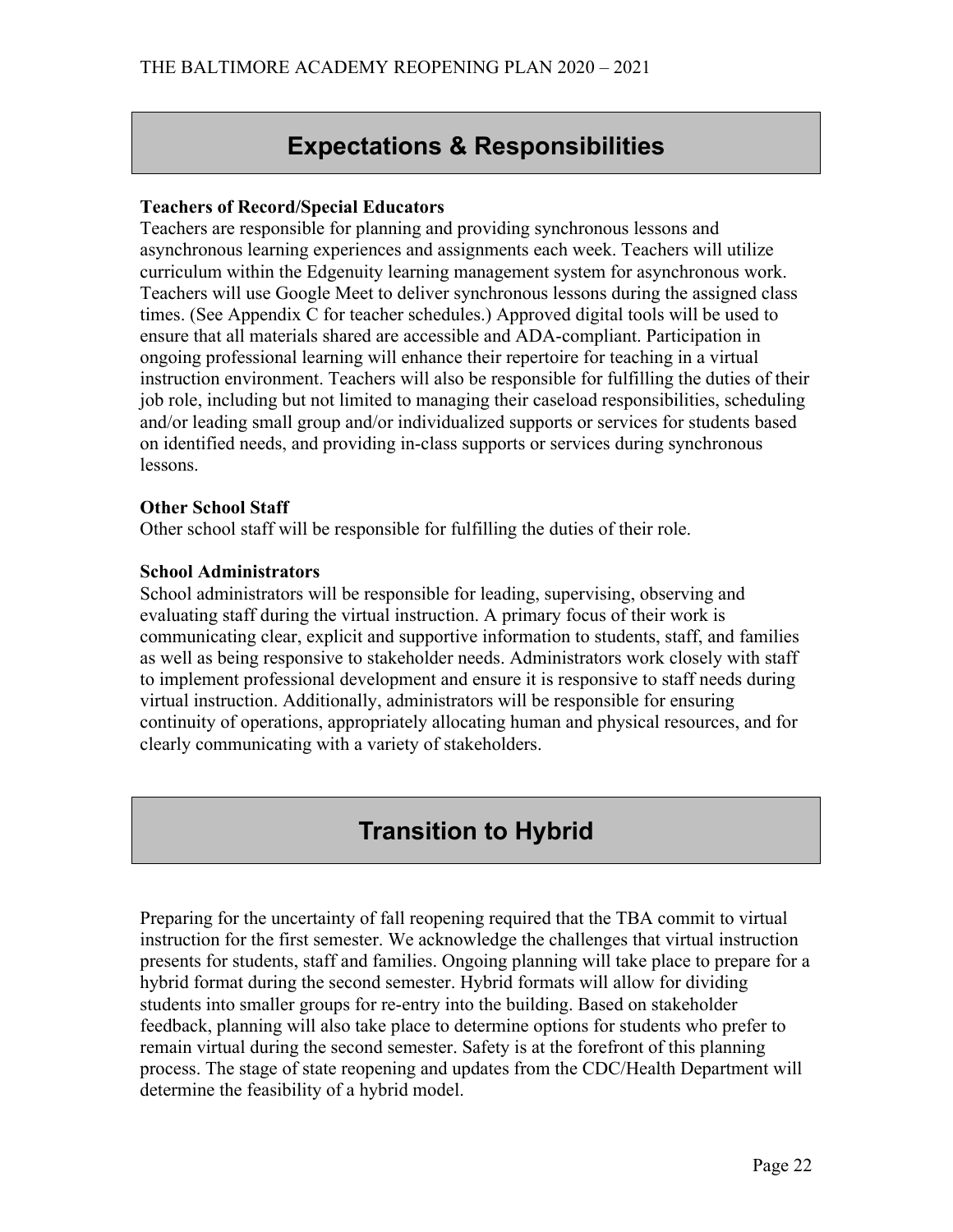## Expectations & Responsibilities

**Teachers of Record/Special Educators**

Teachers are responsible for planning and providing synchronous lessons and asynchronous learning experiences and assignments each week. Teachers will utilize curriculum within the Edgenuity learning management system for asynchronous work. Teachers will use Google Meet to deliver synchronous lessons during the assigned class times. (See Appendix C for teacher schedules.) Approved digital tools will be used to ensure that all materials shared are accessible and ADA-compliant. Participation in ongoing professional learning will enhance their repertoire for teaching in a virtual instruction environment. Teachers will also be responsible for fulfilling the duties of their job role, including but not limited to managing their caseload responsibilities, scheduling and/or leading small group and/or individualized supports or services for students based on identified needs, and providing in-class supports or services during synchronous lessons.

**Other School Staff**

Other school staff will be responsible for fulfilling the duties of their role.

**School Administrators**

School administrators will be responsible for leading, supervising, observing and evaluating staff during the virtual instruction. A primary focus of their work is communicating clear, explicit and supportive information to students, staff, and families as well as being responsive to stakeholder needs. Administrators work closely with staff to implement professional development and ensure it is responsive to staff needs during virtual instruction. Additionally, administrators will be responsible for ensuring continuity of operations, appropriately allocating human and physical resources, and for clearly communicating with a variety of stakeholders.

## Transition to Hybrid

Preparing for the uncertainty of fall reopening required that the TBA commit to virtual instruction for the first semester. We acknowledge the challenges that virtual instruction presents for students, staff and families. Ongoing planning will take place to prepare for a hybrid format during the second semester. Hybrid formats will allow for dividing students into smaller groups for re-entry into the building. Based on stakeholder feedback, planning will also take place to determine options for students who prefer to remain virtual during the second semester. Safety is at the forefront of this planning process. The stage of state reopening and updates from the CDC/Health Department will determine the feasibility of a hybrid model.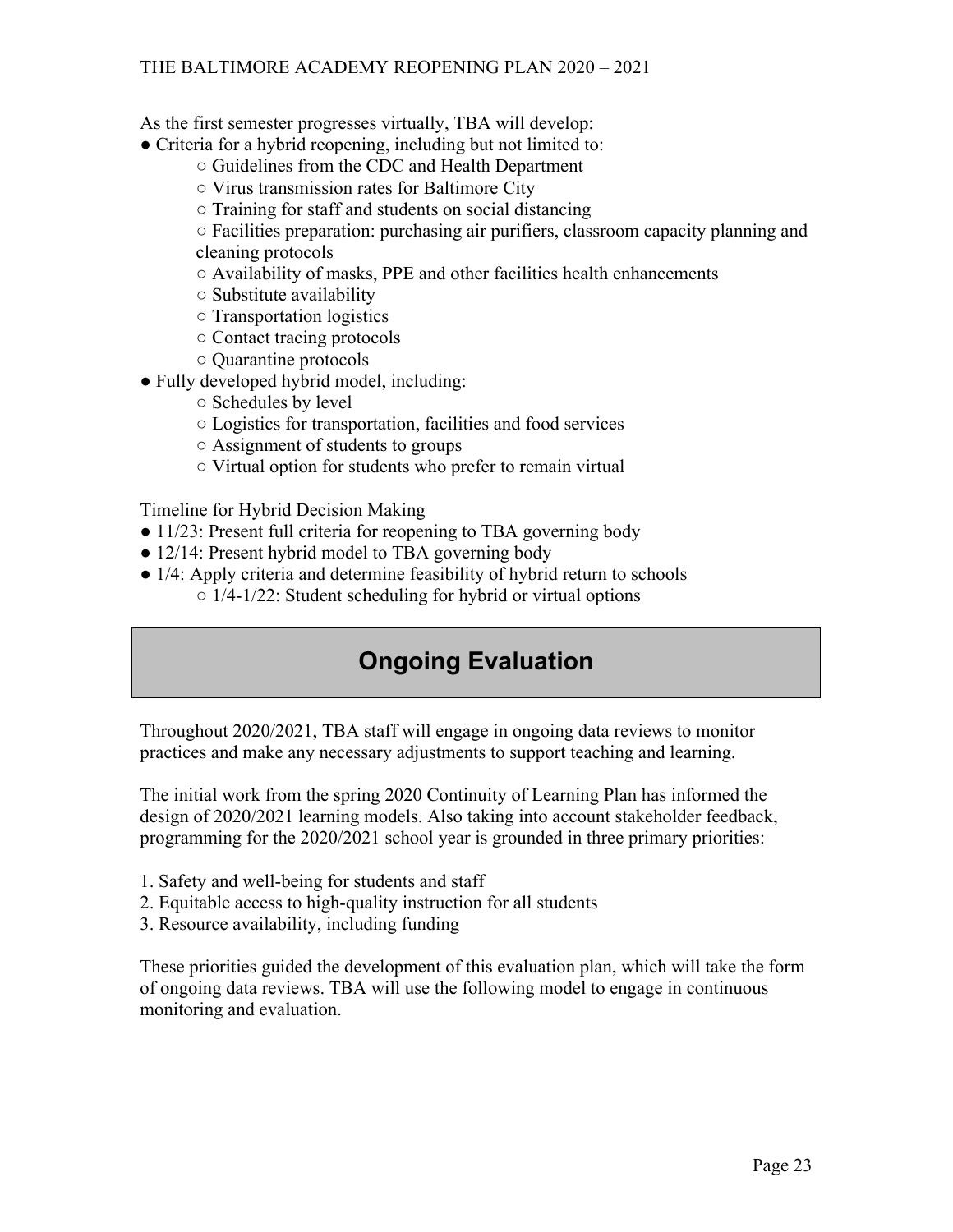As the first semester progresses virtually, TBA will develop:

- Criteria for a hybrid reopening, including but not limited to:
    - Guidelines from the CDC and Health Department
    - Virus transmission rates for Baltimore City
    - Training for staff and students on social distancing
    - Facilities preparation: purchasing air purifiers, classroom capacity planning and cleaning protocols
    - Availability of masks, PPE and other facilities health enhancements
    - Substitute availability
    - Transportation logistics
    - Contact tracing protocols
    - Quarantine protocols
- Fully developed hybrid model, including:
    - Schedules by level
    - Logistics for transportation, facilities and food services
    - Assignment of students to groups
    - Virtual option for students who prefer to remain virtual

Timeline for Hybrid Decision Making

- 11/23: Present full criteria for reopening to TBA governing body
- 12/14: Present hybrid model to TBA governing body
- 1/4: Apply criteria and determine feasibility of hybrid return to schools
    - 1/4-1/22: Student scheduling for hybrid or virtual options

## Ongoing Evaluation

Throughout 2020/2021, TBA staff will engage in ongoing data reviews to monitor practices and make any necessary adjustments to support teaching and learning.

The initial work from the spring 2020 Continuity of Learning Plan has informed the design of 2020/2021 learning models. Also taking into account stakeholder feedback, programming for the 2020/2021 school year is grounded in three primary priorities:

1. Safety and well-being for students and staff
2. Equitable access to high-quality instruction for all students
3. Resource availability, including funding

These priorities guided the development of this evaluation plan, which will take the form of ongoing data reviews. TBA will use the following model to engage in continuous monitoring and evaluation.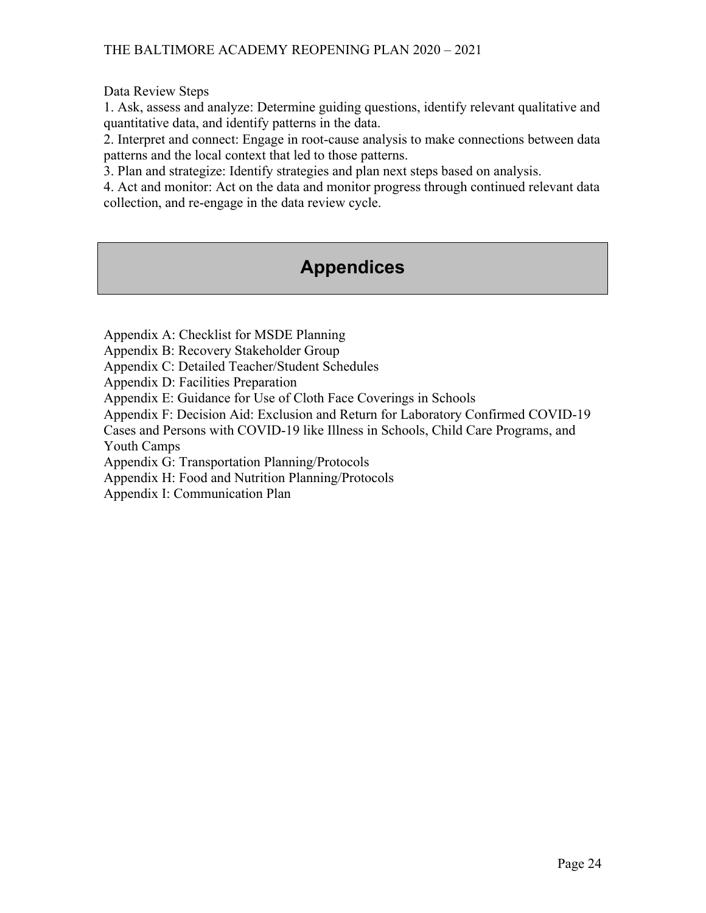Data Review Steps

1. Ask, assess and analyze: Determine guiding questions, identify relevant qualitative and quantitative data, and identify patterns in the data.
2. Interpret and connect: Engage in root-cause analysis to make connections between data patterns and the local context that led to those patterns.
3. Plan and strategize: Identify strategies and plan next steps based on analysis.
4. Act and monitor: Act on the data and monitor progress through continued relevant data collection, and re-engage in the data review cycle.

# Appendices

Appendix A: Checklist for MSDE Planning
Appendix B: Recovery Stakeholder Group
Appendix C: Detailed Teacher/Student Schedules
Appendix D: Facilities Preparation
Appendix E: Guidance for Use of Cloth Face Coverings in Schools
Appendix F: Decision Aid: Exclusion and Return for Laboratory Confirmed COVID-19 Cases and Persons with COVID-19 like Illness in Schools, Child Care Programs, and Youth Camps
Appendix G: Transportation Planning/Protocols
Appendix H: Food and Nutrition Planning/Protocols
Appendix I: Communication Plan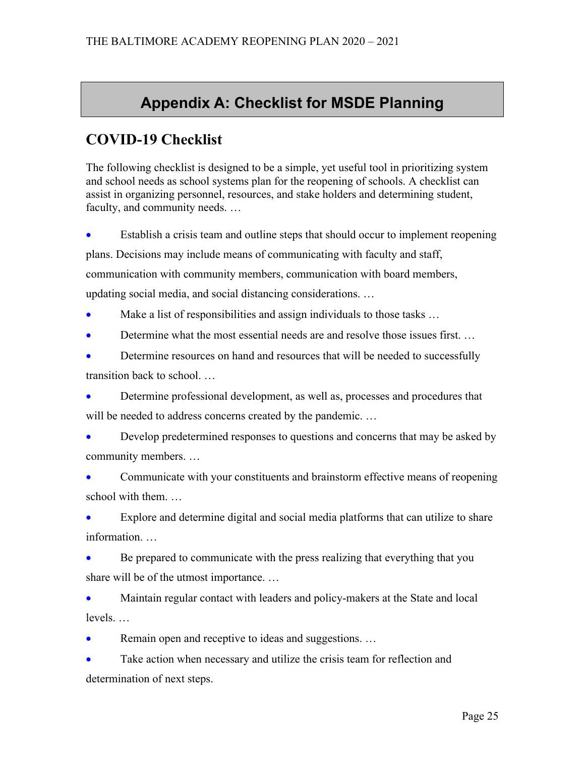# Appendix A: Checklist for MSDE Planning

## COVID-19 Checklist

The following checklist is designed to be a simple, yet useful tool in prioritizing system and school needs as school systems plan for the reopening of schools. A checklist can assist in organizing personnel, resources, and stake holders and determining student, faculty, and community needs. …

- Establish a crisis team and outline steps that should occur to implement reopening plans. Decisions may include means of communicating with faculty and staff, communication with community members, communication with board members, updating social media, and social distancing considerations. …
- Make a list of responsibilities and assign individuals to those tasks …
- Determine what the most essential needs are and resolve those issues first. …
- Determine resources on hand and resources that will be needed to successfully transition back to school. …
- Determine professional development, as well as, processes and procedures that will be needed to address concerns created by the pandemic. …
- Develop predetermined responses to questions and concerns that may be asked by community members. …
- Communicate with your constituents and brainstorm effective means of reopening school with them. …
- Explore and determine digital and social media platforms that can utilize to share information. …
- Be prepared to communicate with the press realizing that everything that you share will be of the utmost importance. …
- Maintain regular contact with leaders and policy-makers at the State and local levels. …
- Remain open and receptive to ideas and suggestions. …
- Take action when necessary and utilize the crisis team for reflection and determination of next steps.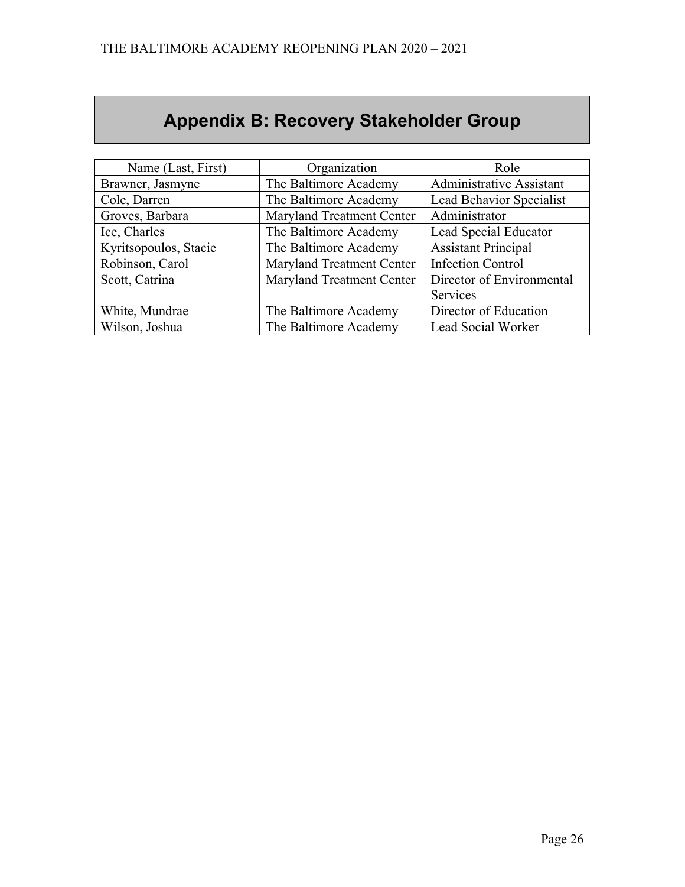# Appendix B: Recovery Stakeholder Group

| Name (Last, First) | Organization | Role |
|---|---|---|
| Brawner, Jasmyne | The Baltimore Academy | Administrative Assistant |
| Cole, Darren | The Baltimore Academy | Lead Behavior Specialist |
| Groves, Barbara | Maryland Treatment Center | Administrator |
| Ice, Charles | The Baltimore Academy | Lead Special Educator |
| Kyritsopoulos, Stacie | The Baltimore Academy | Assistant Principal |
| Robinson, Carol | Maryland Treatment Center | Infection Control |
| Scott, Catrina | Maryland Treatment Center | Director of Environmental Services |
| White, Mundrae | The Baltimore Academy | Director of Education |
| Wilson, Joshua | The Baltimore Academy | Lead Social Worker |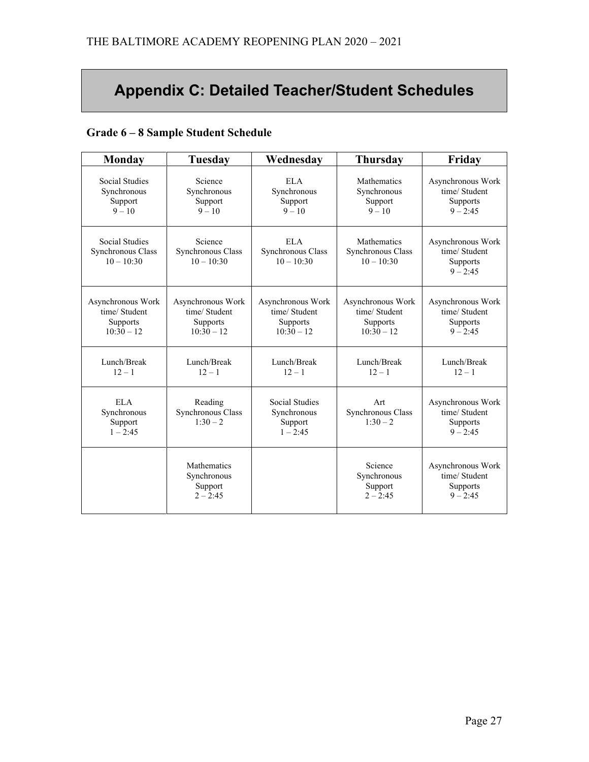# Appendix C: Detailed Teacher/Student Schedules

### Grade 6 – 8 Sample Student Schedule

| Monday | Tuesday | Wednesday | Thursday | Friday |
| --- | --- | --- | --- | --- |
| Social Studies Synchronous Support 9 – 10 | Science Synchronous Support 9 – 10 | ELA Synchronous Support 9 – 10 | Mathematics Synchronous Support 9 – 10 | Asynchronous Work time/ Student Supports 9 – 2:45 |
| Social Studies Synchronous Class 10 – 10:30 | Science Synchronous Class 10 – 10:30 | ELA Synchronous Class 10 – 10:30 | Mathematics Synchronous Class 10 – 10:30 | Asynchronous Work time/ Student Supports 9 – 2:45 |
| Asynchronous Work time/ Student Supports 10:30 – 12 | Asynchronous Work time/ Student Supports 10:30 – 12 | Asynchronous Work time/ Student Supports 10:30 – 12 | Asynchronous Work time/ Student Supports 10:30 – 12 | Asynchronous Work time/ Student Supports 9 – 2:45 |
| Lunch/Break 12 – 1 | Lunch/Break 12 – 1 | Lunch/Break 12 – 1 | Lunch/Break 12 – 1 | Lunch/Break 12 – 1 |
| ELA Synchronous Support 1 – 2:45 | Reading Synchronous Class 1:30 – 2 | Social Studies Synchronous Support 1 – 2:45 | Art Synchronous Class 1:30 – 2 | Asynchronous Work time/ Student Supports 9 – 2:45 |
| | Mathematics Synchronous Support 2 – 2:45 | | Science Synchronous Support 2 – 2:45 | Asynchronous Work time/ Student Supports 9 – 2:45 |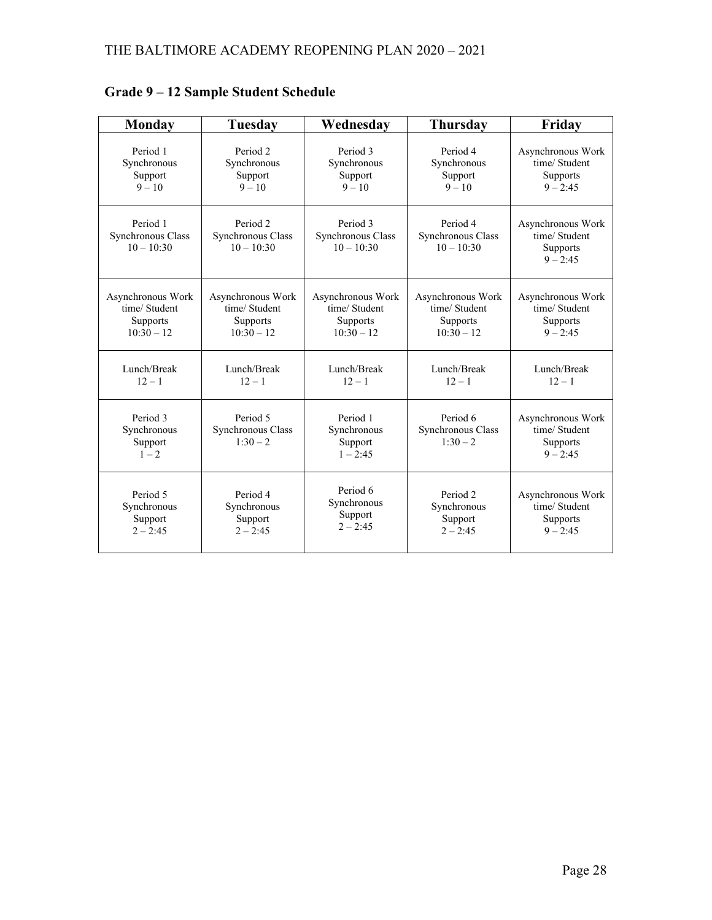## Grade 9 – 12 Sample Student Schedule

| Monday | Tuesday | Wednesday | Thursday | Friday |
|---|---|---|---|---|
| Period 1 Synchronous Support 9 – 10 | Period 2 Synchronous Support 9 – 10 | Period 3 Synchronous Support 9 – 10 | Period 4 Synchronous Support 9 – 10 | Asynchronous Work time/ Student Supports 9 – 2:45 |
| Period 1 Synchronous Class 10 – 10:30 | Period 2 Synchronous Class 10 – 10:30 | Period 3 Synchronous Class 10 – 10:30 | Period 4 Synchronous Class 10 – 10:30 | Asynchronous Work time/ Student Supports 9 – 2:45 |
| Asynchronous Work time/ Student Supports 10:30 – 12 | Asynchronous Work time/ Student Supports 10:30 – 12 | Asynchronous Work time/ Student Supports 10:30 – 12 | Asynchronous Work time/ Student Supports 10:30 – 12 | Asynchronous Work time/ Student Supports 9 – 2:45 |
| Lunch/Break 12 – 1 | Lunch/Break 12 – 1 | Lunch/Break 12 – 1 | Lunch/Break 12 – 1 | Lunch/Break 12 – 1 |
| Period 3 Synchronous Support 1 – 2 | Period 5 Synchronous Class 1:30 – 2 | Period 1 Synchronous Support 1 – 2:45 | Period 6 Synchronous Class 1:30 – 2 | Asynchronous Work time/ Student Supports 9 – 2:45 |
| Period 5 Synchronous Support 2 – 2:45 | Period 4 Synchronous Support 2 – 2:45 | Period 6 Synchronous Support 2 – 2:45 | Period 2 Synchronous Support 2 – 2:45 | Asynchronous Work time/ Student Supports 9 – 2:45 |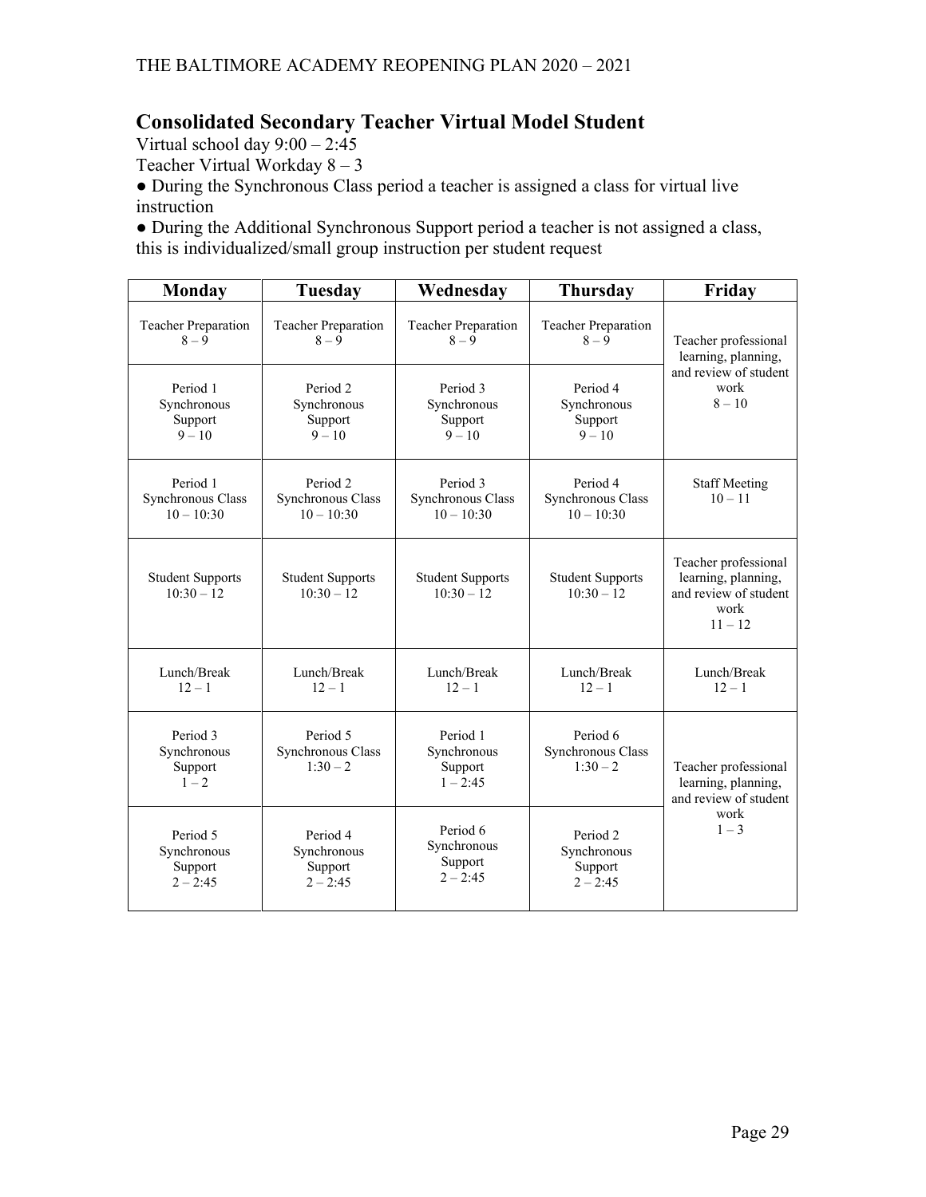## Consolidated Secondary Teacher Virtual Model Student

Virtual school day 9:00 – 2:45

Teacher Virtual Workday 8 – 3

- During the Synchronous Class period a teacher is assigned a class for virtual live instruction
- During the Additional Synchronous Support period a teacher is not assigned a class, this is individualized/small group instruction per student request

| Monday | Tuesday | Wednesday | Thursday | Friday |
|---|---|---|---|---|
| Teacher Preparation 8 – 9 | Teacher Preparation 8 – 9 | Teacher Preparation 8 – 9 | Teacher Preparation 8 – 9 | Teacher professional learning, planning, and review of student work 8 – 10 |
| Period 1 Synchronous Support 9 – 10 | Period 2 Synchronous Support 9 – 10 | Period 3 Synchronous Support 9 – 10 | Period 4 Synchronous Support 9 – 10 | |
| Period 1 Synchronous Class 10 – 10:30 | Period 2 Synchronous Class 10 – 10:30 | Period 3 Synchronous Class 10 – 10:30 | Period 4 Synchronous Class 10 – 10:30 | Staff Meeting 10 – 11 |
| Student Supports 10:30 – 12 | Student Supports 10:30 – 12 | Student Supports 10:30 – 12 | Student Supports 10:30 – 12 | Teacher professional learning, planning, and review of student work 11 – 12 |
| Lunch/Break 12 – 1 | Lunch/Break 12 – 1 | Lunch/Break 12 – 1 | Lunch/Break 12 – 1 | Lunch/Break 12 – 1 |
| Period 3 Synchronous Support 1 – 2 | Period 5 Synchronous Class 1:30 – 2 | Period 1 Synchronous Support 1 – 2:45 | Period 6 Synchronous Class 1:30 – 2 | Teacher professional learning, planning, and review of student work 1 – 3 |
| Period 5 Synchronous Support 2 – 2:45 | Period 4 Synchronous Support 2 – 2:45 | Period 6 Synchronous Support 2 – 2:45 | Period 2 Synchronous Support 2 – 2:45 | |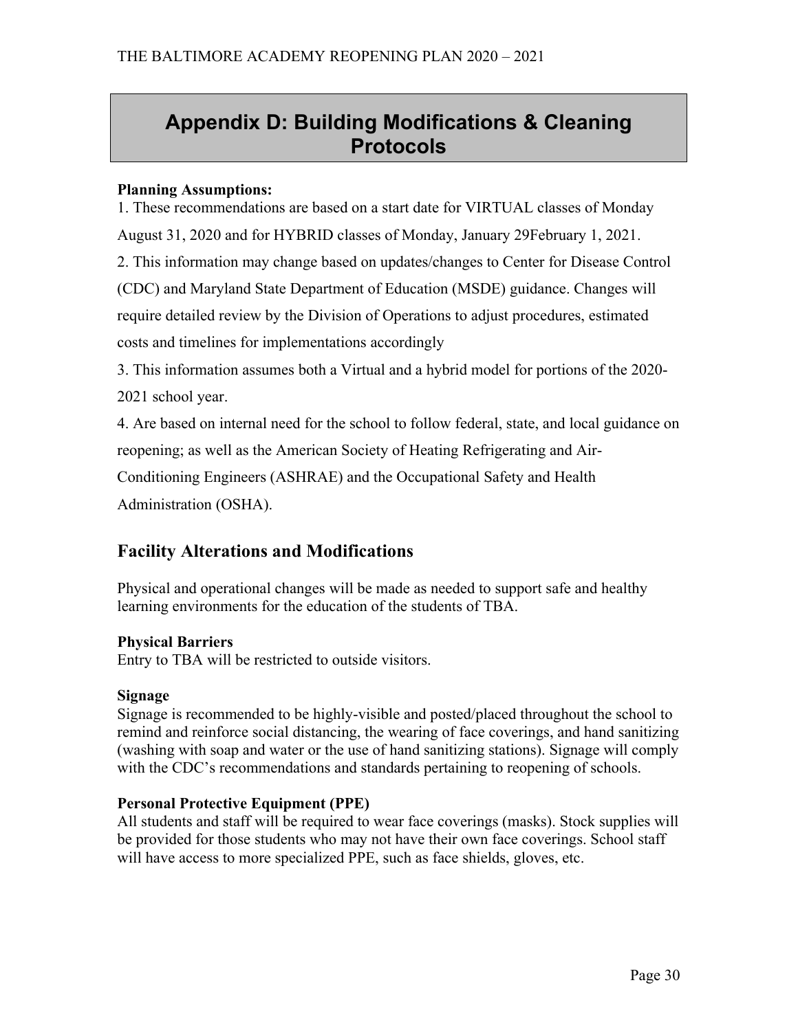# Appendix D: Building Modifications & Cleaning Protocols

**Planning Assumptions:**

1. These recommendations are based on a start date for VIRTUAL classes of Monday August 31, 2020 and for HYBRID classes of Monday, January 29February 1, 2021.
2. This information may change based on updates/changes to Center for Disease Control (CDC) and Maryland State Department of Education (MSDE) guidance. Changes will require detailed review by the Division of Operations to adjust procedures, estimated costs and timelines for implementations accordingly
3. This information assumes both a Virtual and a hybrid model for portions of the 2020-2021 school year.
4. Are based on internal need for the school to follow federal, state, and local guidance on reopening; as well as the American Society of Heating Refrigerating and Air-Conditioning Engineers (ASHRAE) and the Occupational Safety and Health Administration (OSHA).

## Facility Alterations and Modifications

Physical and operational changes will be made as needed to support safe and healthy learning environments for the education of the students of TBA.

**Physical Barriers**

Entry to TBA will be restricted to outside visitors.

**Signage**

Signage is recommended to be highly-visible and posted/placed throughout the school to remind and reinforce social distancing, the wearing of face coverings, and hand sanitizing (washing with soap and water or the use of hand sanitizing stations). Signage will comply with the CDC's recommendations and standards pertaining to reopening of schools.

**Personal Protective Equipment (PPE)**

All students and staff will be required to wear face coverings (masks). Stock supplies will be provided for those students who may not have their own face coverings. School staff will have access to more specialized PPE, such as face shields, gloves, etc.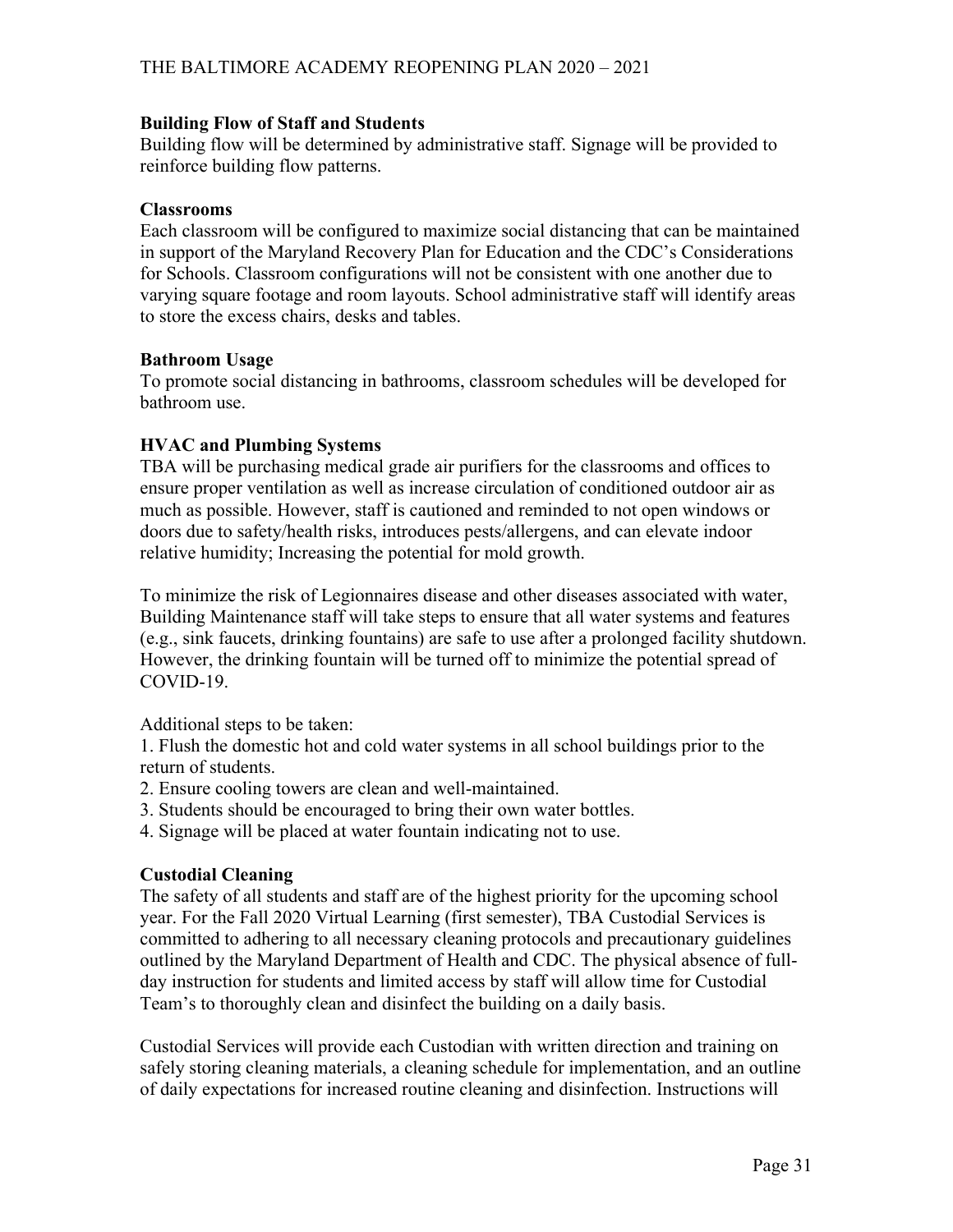### Building Flow of Staff and Students

Building flow will be determined by administrative staff. Signage will be provided to reinforce building flow patterns.

### Classrooms

Each classroom will be configured to maximize social distancing that can be maintained in support of the Maryland Recovery Plan for Education and the CDC's Considerations for Schools. Classroom configurations will not be consistent with one another due to varying square footage and room layouts. School administrative staff will identify areas to store the excess chairs, desks and tables.

### Bathroom Usage

To promote social distancing in bathrooms, classroom schedules will be developed for bathroom use.

### HVAC and Plumbing Systems

TBA will be purchasing medical grade air purifiers for the classrooms and offices to ensure proper ventilation as well as increase circulation of conditioned outdoor air as much as possible. However, staff is cautioned and reminded to not open windows or doors due to safety/health risks, introduces pests/allergens, and can elevate indoor relative humidity; Increasing the potential for mold growth.

To minimize the risk of Legionnaires disease and other diseases associated with water, Building Maintenance staff will take steps to ensure that all water systems and features (e.g., sink faucets, drinking fountains) are safe to use after a prolonged facility shutdown. However, the drinking fountain will be turned off to minimize the potential spread of COVID-19.

Additional steps to be taken:

1. Flush the domestic hot and cold water systems in all school buildings prior to the return of students.
2. Ensure cooling towers are clean and well-maintained.
3. Students should be encouraged to bring their own water bottles.
4. Signage will be placed at water fountain indicating not to use.

### Custodial Cleaning

The safety of all students and staff are of the highest priority for the upcoming school year. For the Fall 2020 Virtual Learning (first semester), TBA Custodial Services is committed to adhering to all necessary cleaning protocols and precautionary guidelines outlined by the Maryland Department of Health and CDC. The physical absence of full-day instruction for students and limited access by staff will allow time for Custodial Team's to thoroughly clean and disinfect the building on a daily basis.

Custodial Services will provide each Custodian with written direction and training on safely storing cleaning materials, a cleaning schedule for implementation, and an outline of daily expectations for increased routine cleaning and disinfection. Instructions will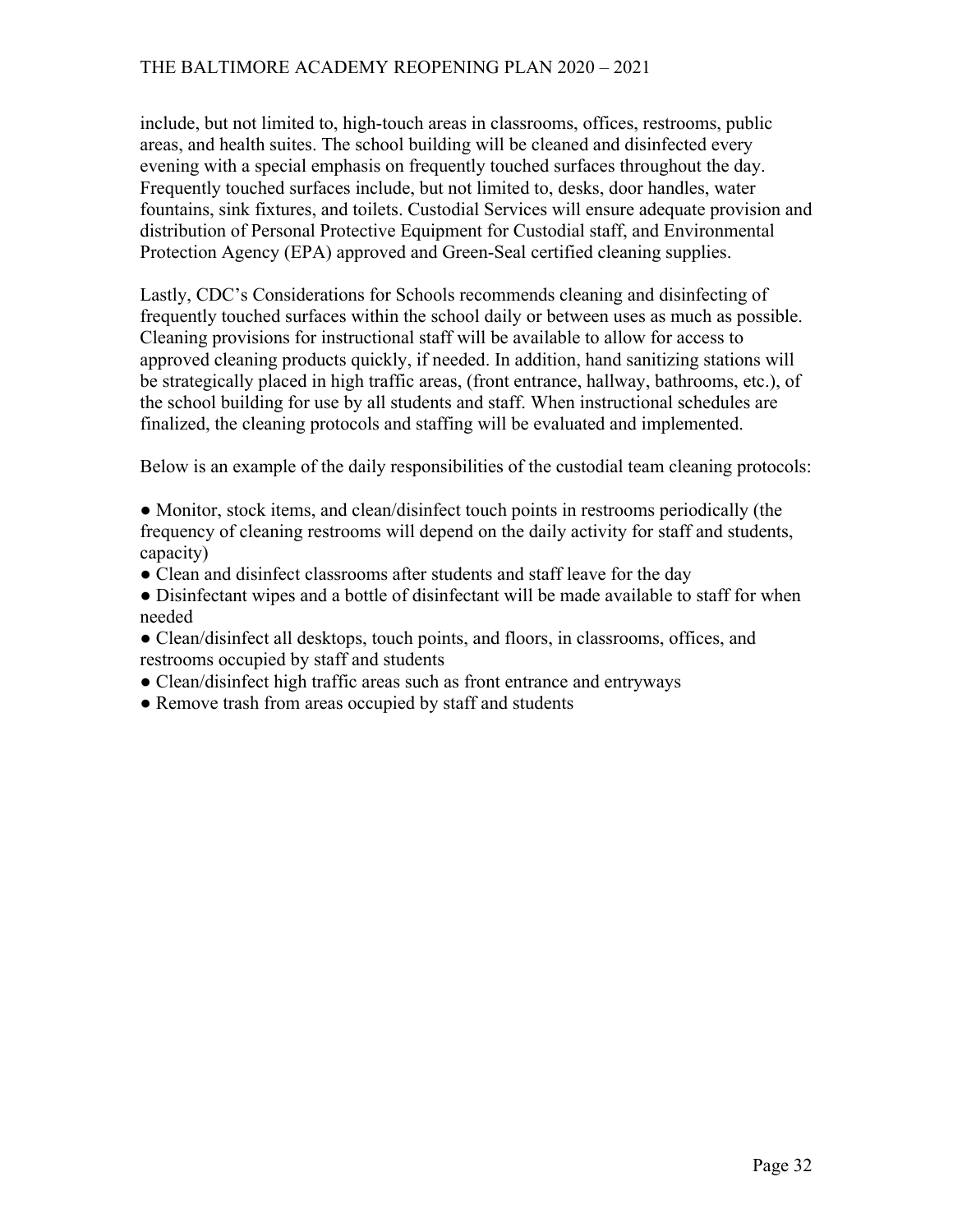include, but not limited to, high-touch areas in classrooms, offices, restrooms, public areas, and health suites. The school building will be cleaned and disinfected every evening with a special emphasis on frequently touched surfaces throughout the day. Frequently touched surfaces include, but not limited to, desks, door handles, water fountains, sink fixtures, and toilets. Custodial Services will ensure adequate provision and distribution of Personal Protective Equipment for Custodial staff, and Environmental Protection Agency (EPA) approved and Green-Seal certified cleaning supplies.

Lastly, CDC's Considerations for Schools recommends cleaning and disinfecting of frequently touched surfaces within the school daily or between uses as much as possible. Cleaning provisions for instructional staff will be available to allow for access to approved cleaning products quickly, if needed. In addition, hand sanitizing stations will be strategically placed in high traffic areas, (front entrance, hallway, bathrooms, etc.), of the school building for use by all students and staff. When instructional schedules are finalized, the cleaning protocols and staffing will be evaluated and implemented.

Below is an example of the daily responsibilities of the custodial team cleaning protocols:

- Monitor, stock items, and clean/disinfect touch points in restrooms periodically (the frequency of cleaning restrooms will depend on the daily activity for staff and students, capacity)
- Clean and disinfect classrooms after students and staff leave for the day
- Disinfectant wipes and a bottle of disinfectant will be made available to staff for when needed
- Clean/disinfect all desktops, touch points, and floors, in classrooms, offices, and restrooms occupied by staff and students
- Clean/disinfect high traffic areas such as front entrance and entryways
- Remove trash from areas occupied by staff and students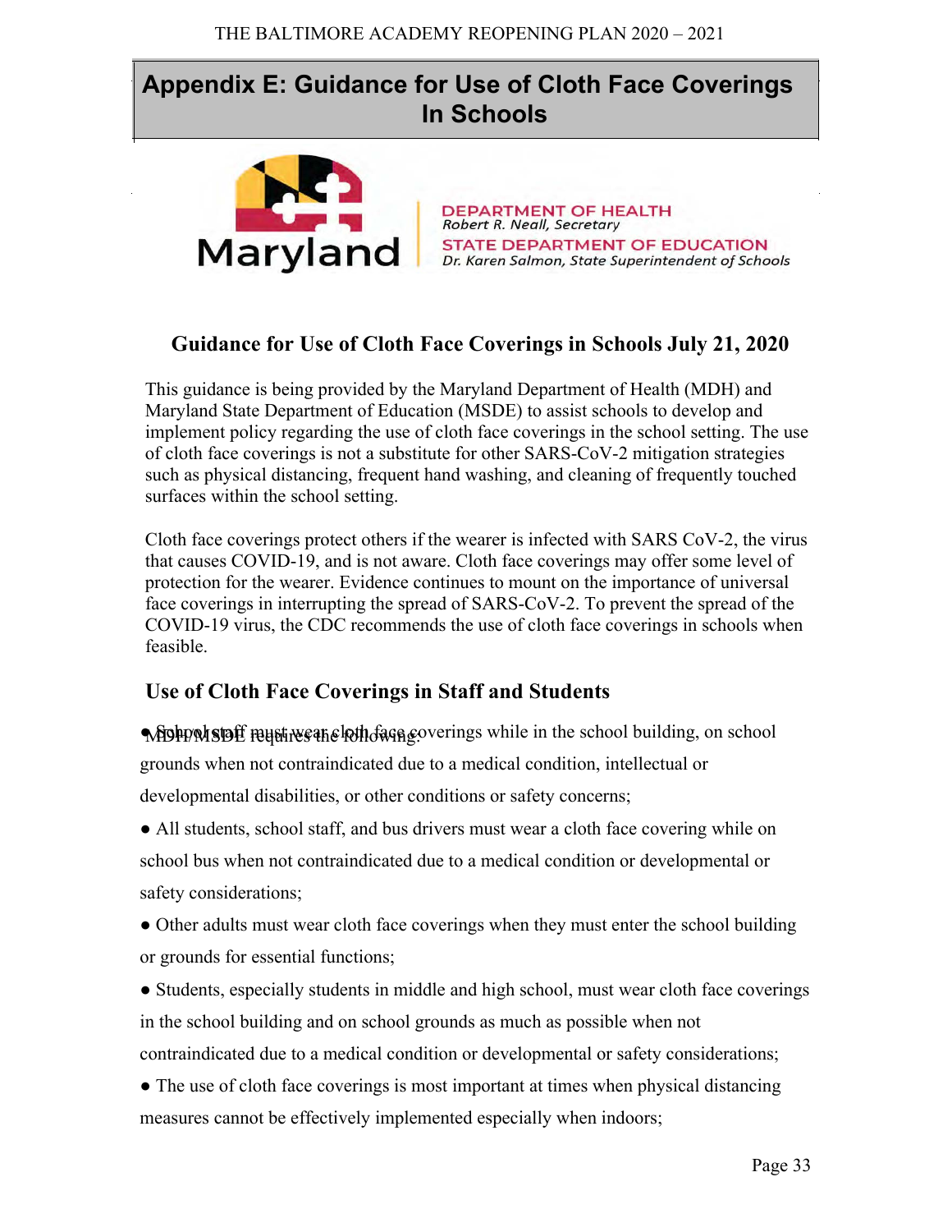## Appendix E: Guidance for Use of Cloth Face Coverings In Schools

Maryland

DEPARTMENT OF HEALTH
*Robert R. Neall, Secretary*
STATE DEPARTMENT OF EDUCATION
*Dr. Karen Salmon, State Superintendent of Schools*

### Guidance for Use of Cloth Face Coverings in Schools July 21, 2020

This guidance is being provided by the Maryland Department of Health (MDH) and Maryland State Department of Education (MSDE) to assist schools to develop and implement policy regarding the use of cloth face coverings in the school setting. The use of cloth face coverings is not a substitute for other SARS-CoV-2 mitigation strategies such as physical distancing, frequent hand washing, and cleaning of frequently touched surfaces within the school setting.

Cloth face coverings protect others if the wearer is infected with SARS CoV-2, the virus that causes COVID-19, and is not aware. Cloth face coverings may offer some level of protection for the wearer. Evidence continues to mount on the importance of universal face coverings in interrupting the spread of SARS-CoV-2. To prevent the spread of the COVID-19 virus, the CDC recommends the use of cloth face coverings in schools when feasible.

### Use of Cloth Face Coverings in Staff and Students

MDH/MSDE requires the following:

- School staff must wear cloth face coverings while in the school building, on school grounds when not contraindicated due to a medical condition, intellectual or developmental disabilities, or other conditions or safety concerns;
- All students, school staff, and bus drivers must wear a cloth face covering while on school bus when not contraindicated due to a medical condition or developmental or safety considerations;
- Other adults must wear cloth face coverings when they must enter the school building or grounds for essential functions;
- Students, especially students in middle and high school, must wear cloth face coverings in the school building and on school grounds as much as possible when not contraindicated due to a medical condition or developmental or safety considerations;
- The use of cloth face coverings is most important at times when physical distancing measures cannot be effectively implemented especially when indoors;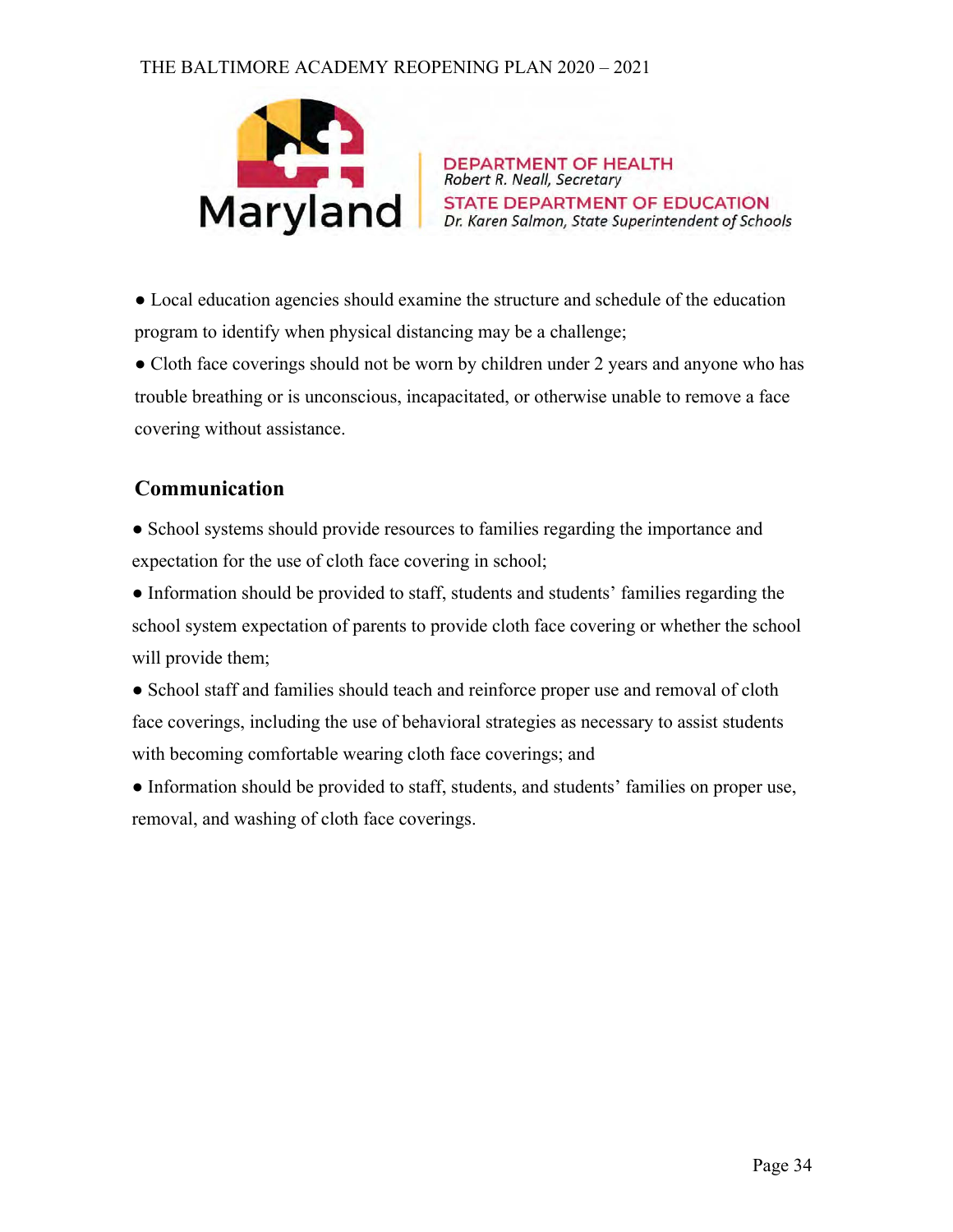DEPARTMENT OF HEALTH
*Robert R. Neall, Secretary*
STATE DEPARTMENT OF EDUCATION
*Dr. Karen Salmon, State Superintendent of Schools*

- Local education agencies should examine the structure and schedule of the education program to identify when physical distancing may be a challenge;
- Cloth face coverings should not be worn by children under 2 years and anyone who has trouble breathing or is unconscious, incapacitated, or otherwise unable to remove a face covering without assistance.

## Communication

- School systems should provide resources to families regarding the importance and expectation for the use of cloth face covering in school;
- Information should be provided to staff, students and students' families regarding the school system expectation of parents to provide cloth face covering or whether the school will provide them;
- School staff and families should teach and reinforce proper use and removal of cloth face coverings, including the use of behavioral strategies as necessary to assist students with becoming comfortable wearing cloth face coverings; and
- Information should be provided to staff, students, and students' families on proper use, removal, and washing of cloth face coverings.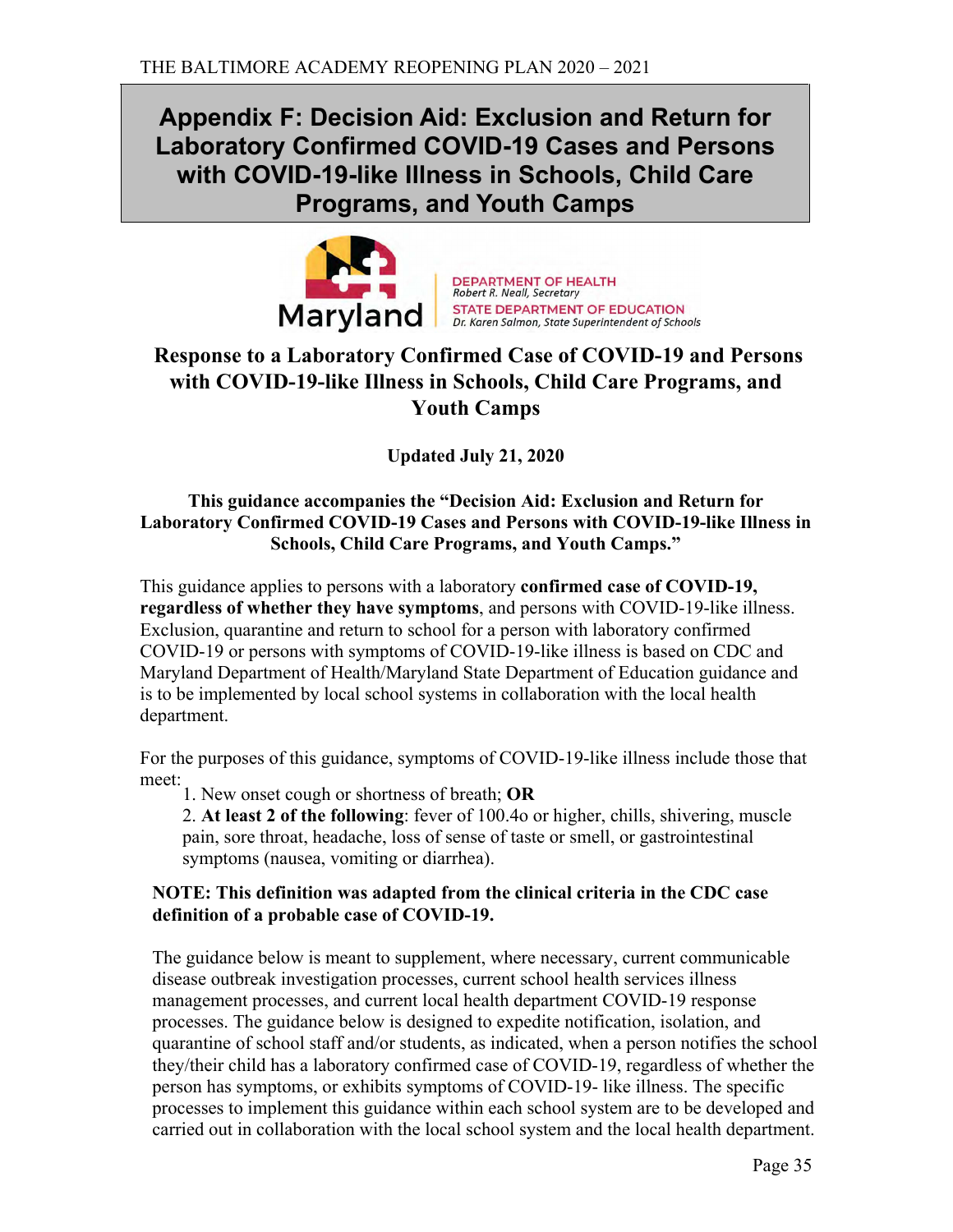# Appendix F: Decision Aid: Exclusion and Return for Laboratory Confirmed COVID-19 Cases and Persons with COVID-19-like Illness in Schools, Child Care Programs, and Youth Camps

Maryland

DEPARTMENT OF HEALTH
*Robert R. Neall, Secretary*
STATE DEPARTMENT OF EDUCATION
*Dr. Karen Salmon, State Superintendent of Schools*

## Response to a Laboratory Confirmed Case of COVID-19 and Persons with COVID-19-like Illness in Schools, Child Care Programs, and Youth Camps

**Updated July 21, 2020**

**This guidance accompanies the "Decision Aid: Exclusion and Return for Laboratory Confirmed COVID-19 Cases and Persons with COVID-19-like Illness in Schools, Child Care Programs, and Youth Camps."**

This guidance applies to persons with a laboratory **confirmed case of COVID-19, regardless of whether they have symptoms**, and persons with COVID-19-like illness. Exclusion, quarantine and return to school for a person with laboratory confirmed COVID-19 or persons with symptoms of COVID-19-like illness is based on CDC and Maryland Department of Health/Maryland State Department of Education guidance and is to be implemented by local school systems in collaboration with the local health department.

For the purposes of this guidance, symptoms of COVID-19-like illness include those that meet:

1. New onset cough or shortness of breath; **OR**
2. **At least 2 of the following**: fever of 100.4o or higher, chills, shivering, muscle pain, sore throat, headache, loss of sense of taste or smell, or gastrointestinal symptoms (nausea, vomiting or diarrhea).

**NOTE: This definition was adapted from the clinical criteria in the CDC case definition of a probable case of COVID-19.**

The guidance below is meant to supplement, where necessary, current communicable disease outbreak investigation processes, current school health services illness management processes, and current local health department COVID-19 response processes. The guidance below is designed to expedite notification, isolation, and quarantine of school staff and/or students, as indicated, when a person notifies the school they/their child has a laboratory confirmed case of COVID-19, regardless of whether the person has symptoms, or exhibits symptoms of COVID-19- like illness. The specific processes to implement this guidance within each school system are to be developed and carried out in collaboration with the local school system and the local health department.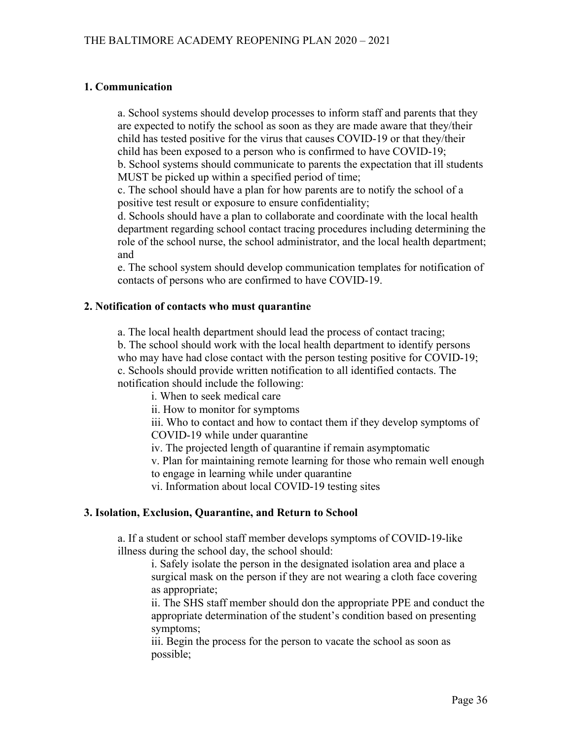### 1. Communication

a. School systems should develop processes to inform staff and parents that they are expected to notify the school as soon as they are made aware that they/their child has tested positive for the virus that causes COVID-19 or that they/their child has been exposed to a person who is confirmed to have COVID-19;
b. School systems should communicate to parents the expectation that ill students MUST be picked up within a specified period of time;
c. The school should have a plan for how parents are to notify the school of a positive test result or exposure to ensure confidentiality;
d. Schools should have a plan to collaborate and coordinate with the local health department regarding school contact tracing procedures including determining the role of the school nurse, the school administrator, and the local health department; and
e. The school system should develop communication templates for notification of contacts of persons who are confirmed to have COVID-19.

### 2. Notification of contacts who must quarantine

a. The local health department should lead the process of contact tracing;
b. The school should work with the local health department to identify persons who may have had close contact with the person testing positive for COVID-19;
c. Schools should provide written notification to all identified contacts. The notification should include the following:

- i. When to seek medical care
- ii. How to monitor for symptoms
- iii. Who to contact and how to contact them if they develop symptoms of COVID-19 while under quarantine
- iv. The projected length of quarantine if remain asymptomatic
- v. Plan for maintaining remote learning for those who remain well enough to engage in learning while under quarantine
- vi. Information about local COVID-19 testing sites

### 3. Isolation, Exclusion, Quarantine, and Return to School

a. If a student or school staff member develops symptoms of COVID-19-like illness during the school day, the school should:

- i. Safely isolate the person in the designated isolation area and place a surgical mask on the person if they are not wearing a cloth face covering as appropriate;
- ii. The SHS staff member should don the appropriate PPE and conduct the appropriate determination of the student's condition based on presenting symptoms;
- iii. Begin the process for the person to vacate the school as soon as possible;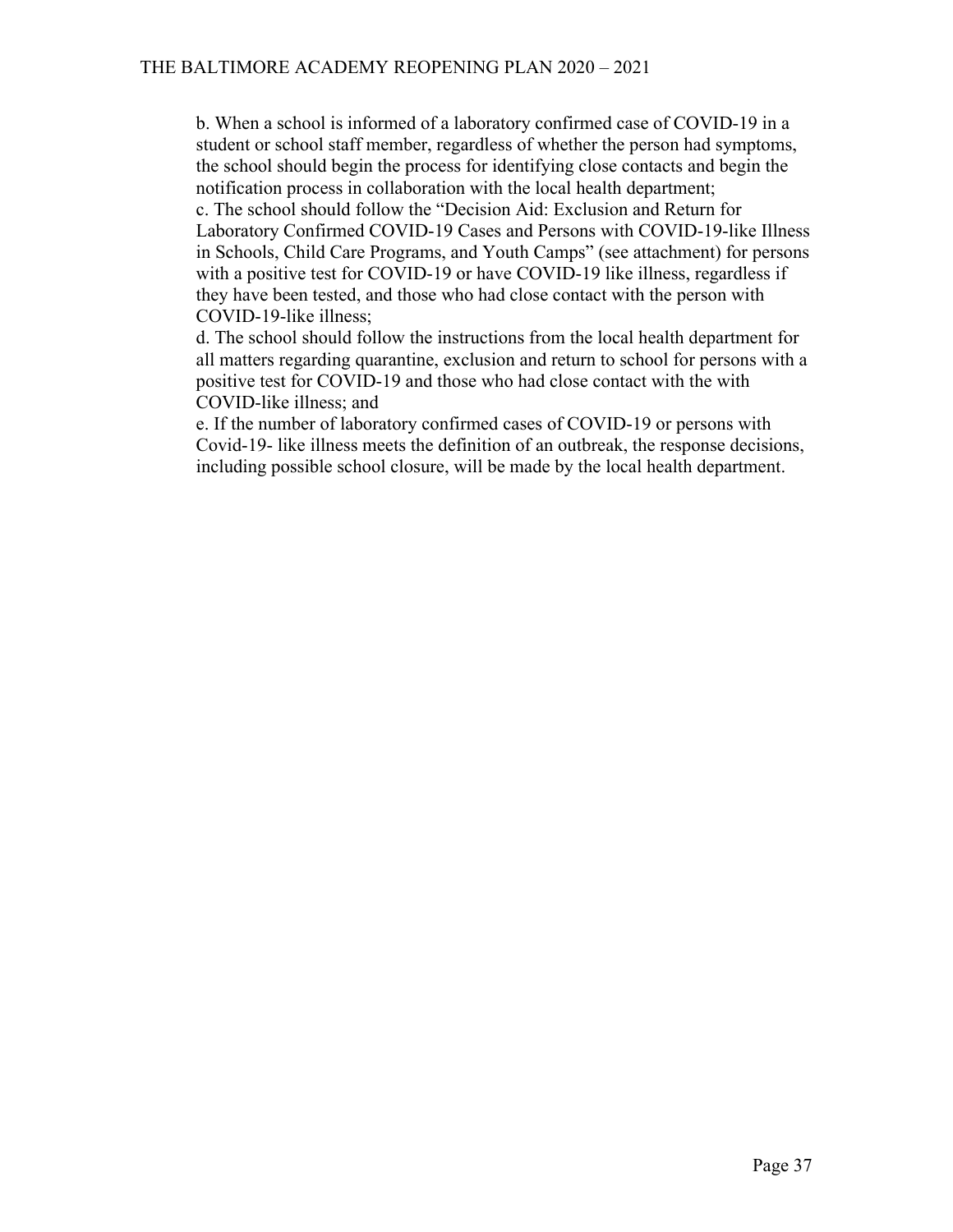b. When a school is informed of a laboratory confirmed case of COVID-19 in a student or school staff member, regardless of whether the person had symptoms, the school should begin the process for identifying close contacts and begin the notification process in collaboration with the local health department;

c. The school should follow the "Decision Aid: Exclusion and Return for Laboratory Confirmed COVID-19 Cases and Persons with COVID-19-like Illness in Schools, Child Care Programs, and Youth Camps" (see attachment) for persons with a positive test for COVID-19 or have COVID-19 like illness, regardless if they have been tested, and those who had close contact with the person with COVID-19-like illness;

d. The school should follow the instructions from the local health department for all matters regarding quarantine, exclusion and return to school for persons with a positive test for COVID-19 and those who had close contact with the with COVID-like illness; and

e. If the number of laboratory confirmed cases of COVID-19 or persons with Covid-19- like illness meets the definition of an outbreak, the response decisions, including possible school closure, will be made by the local health department.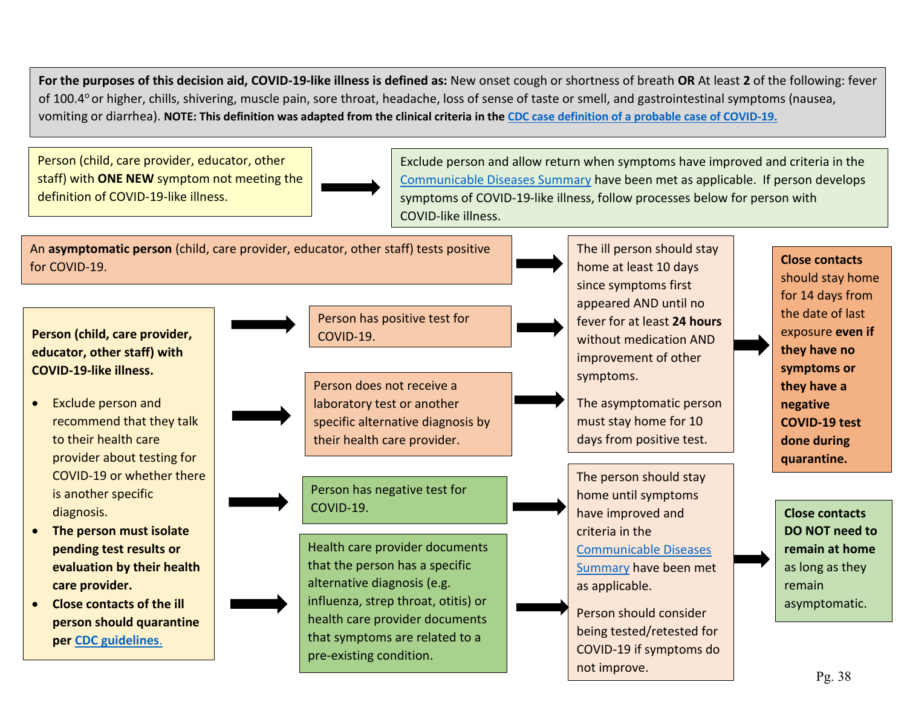**For the purposes of this decision aid, COVID-19-like illness is defined as:** New onset cough or shortness of breath **OR** At least **2** of the following: fever of 100.4° or higher, chills, shivering, muscle pain, sore throat, headache, loss of sense of taste or smell, and gastrointestinal symptoms (nausea, vomiting or diarrhea). **NOTE: This definition was adapted from the clinical criteria in the CDC case definition of a probable case of COVID-19.**

Person (child, care provider, educator, other staff) with **ONE NEW** symptom not meeting the definition of COVID-19-like illness. → Exclude person and allow return when symptoms have improved and criteria in the Communicable Diseases Summary have been met as applicable. If person develops symptoms of COVID-19-like illness, follow processes below for person with COVID-like illness.

An **asymptomatic person** (child, care provider, educator, other staff) tests positive for COVID-19. → The asymptomatic person must stay home for 10 days from positive test.

**Person (child, care provider, educator, other staff) with COVID-19-like illness.**

- Exclude person and recommend that they talk to their health care provider about testing for COVID-19 or whether there is another specific diagnosis.
- **The person must isolate pending test results or evaluation by their health care provider.**
- **Close contacts of the ill person should quarantine per CDC guidelines.**

→ Person has positive test for COVID-19. → The ill person should stay home at least 10 days since symptoms first appeared AND until no fever for at least **24 hours** without medication AND improvement of other symptoms.

→ Person does not receive a laboratory test or another specific alternative diagnosis by their health care provider. → The ill person should stay home at least 10 days since symptoms first appeared AND until no fever for at least **24 hours** without medication AND improvement of other symptoms.

→ **Close contacts** should stay home for 14 days from the date of last exposure **even if they have no symptoms or they have a negative COVID-19 test done during quarantine.**

→ Person has negative test for COVID-19. → The person should stay home until symptoms have improved and criteria in the Communicable Diseases Summary have been met as applicable. Person should consider being tested/retested for COVID-19 if symptoms do not improve.

→ Health care provider documents that the person has a specific alternative diagnosis (e.g. influenza, strep throat, otitis) or health care provider documents that symptoms are related to a pre-existing condition. → The person should stay home until symptoms have improved and criteria in the Communicable Diseases Summary have been met as applicable. Person should consider being tested/retested for COVID-19 if symptoms do not improve.

→ **Close contacts DO NOT need to remain at home** as long as they remain asymptomatic.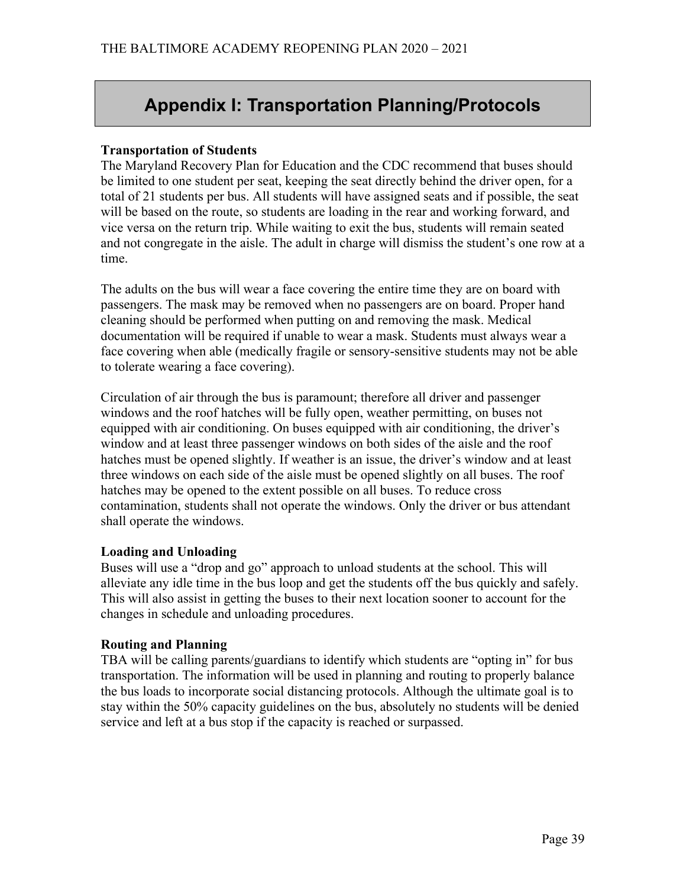# Appendix I: Transportation Planning/Protocols

**Transportation of Students**
The Maryland Recovery Plan for Education and the CDC recommend that buses should be limited to one student per seat, keeping the seat directly behind the driver open, for a total of 21 students per bus. All students will have assigned seats and if possible, the seat will be based on the route, so students are loading in the rear and working forward, and vice versa on the return trip. While waiting to exit the bus, students will remain seated and not congregate in the aisle. The adult in charge will dismiss the student's one row at a time.

The adults on the bus will wear a face covering the entire time they are on board with passengers. The mask may be removed when no passengers are on board. Proper hand cleaning should be performed when putting on and removing the mask. Medical documentation will be required if unable to wear a mask. Students must always wear a face covering when able (medically fragile or sensory-sensitive students may not be able to tolerate wearing a face covering).

Circulation of air through the bus is paramount; therefore all driver and passenger windows and the roof hatches will be fully open, weather permitting, on buses not equipped with air conditioning. On buses equipped with air conditioning, the driver's window and at least three passenger windows on both sides of the aisle and the roof hatches must be opened slightly. If weather is an issue, the driver's window and at least three windows on each side of the aisle must be opened slightly on all buses. The roof hatches may be opened to the extent possible on all buses. To reduce cross contamination, students shall not operate the windows. Only the driver or bus attendant shall operate the windows.

**Loading and Unloading**
Buses will use a "drop and go" approach to unload students at the school. This will alleviate any idle time in the bus loop and get the students off the bus quickly and safely. This will also assist in getting the buses to their next location sooner to account for the changes in schedule and unloading procedures.

**Routing and Planning**
TBA will be calling parents/guardians to identify which students are "opting in" for bus transportation. The information will be used in planning and routing to properly balance the bus loads to incorporate social distancing protocols. Although the ultimate goal is to stay within the 50% capacity guidelines on the bus, absolutely no students will be denied service and left at a bus stop if the capacity is reached or surpassed.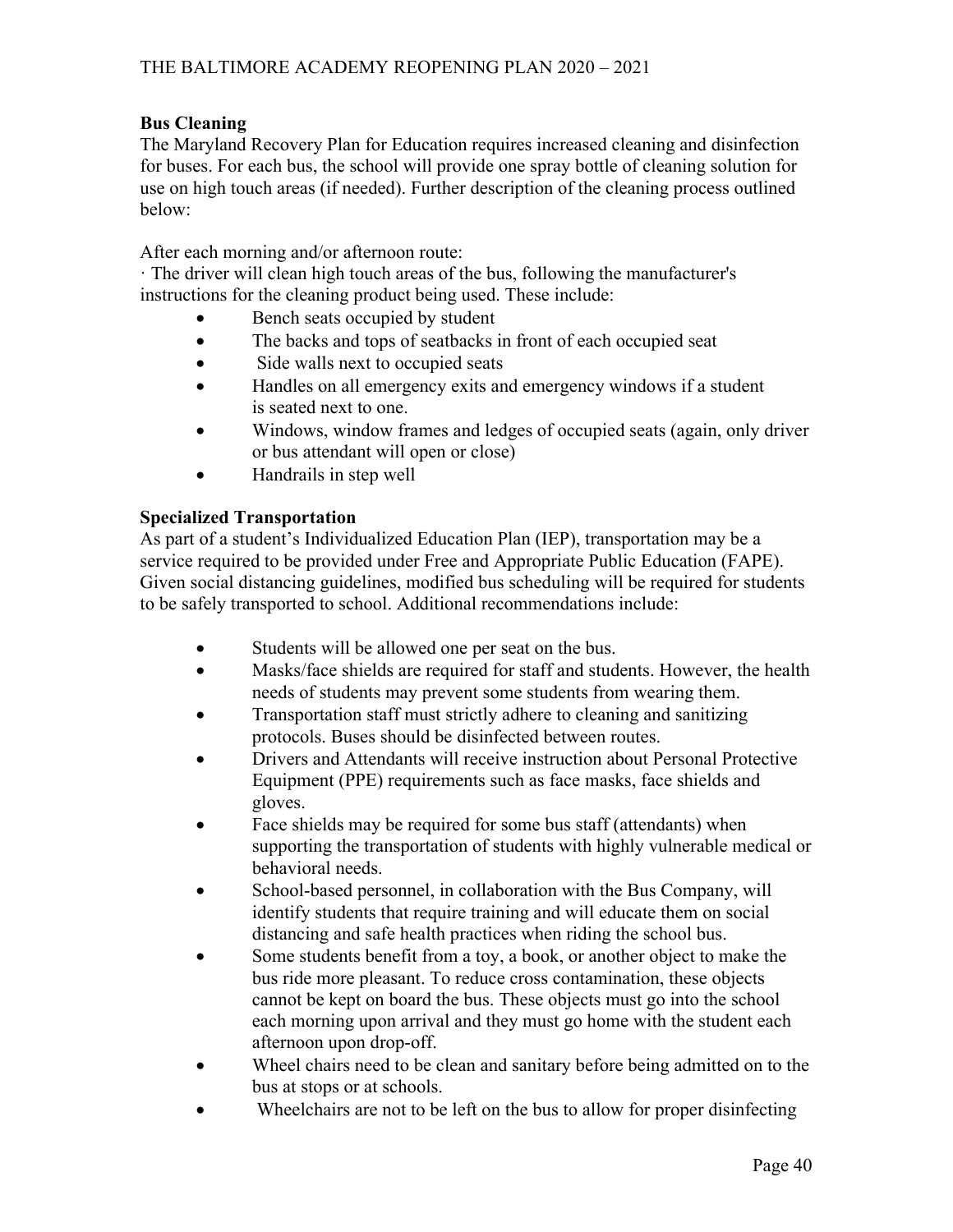**Bus Cleaning**

The Maryland Recovery Plan for Education requires increased cleaning and disinfection for buses. For each bus, the school will provide one spray bottle of cleaning solution for use on high touch areas (if needed). Further description of the cleaning process outlined below:

After each morning and/or afternoon route:

· The driver will clean high touch areas of the bus, following the manufacturer's instructions for the cleaning product being used. These include:

- Bench seats occupied by student
- The backs and tops of seatbacks in front of each occupied seat
- Side walls next to occupied seats
- Handles on all emergency exits and emergency windows if a student is seated next to one.
- Windows, window frames and ledges of occupied seats (again, only driver or bus attendant will open or close)
- Handrails in step well

**Specialized Transportation**

As part of a student's Individualized Education Plan (IEP), transportation may be a service required to be provided under Free and Appropriate Public Education (FAPE). Given social distancing guidelines, modified bus scheduling will be required for students to be safely transported to school. Additional recommendations include:

- Students will be allowed one per seat on the bus.
- Masks/face shields are required for staff and students. However, the health needs of students may prevent some students from wearing them.
- Transportation staff must strictly adhere to cleaning and sanitizing protocols. Buses should be disinfected between routes.
- Drivers and Attendants will receive instruction about Personal Protective Equipment (PPE) requirements such as face masks, face shields and gloves.
- Face shields may be required for some bus staff (attendants) when supporting the transportation of students with highly vulnerable medical or behavioral needs.
- School-based personnel, in collaboration with the Bus Company, will identify students that require training and will educate them on social distancing and safe health practices when riding the school bus.
- Some students benefit from a toy, a book, or another object to make the bus ride more pleasant. To reduce cross contamination, these objects cannot be kept on board the bus. These objects must go into the school each morning upon arrival and they must go home with the student each afternoon upon drop-off.
- Wheel chairs need to be clean and sanitary before being admitted on to the bus at stops or at schools.
- Wheelchairs are not to be left on the bus to allow for proper disinfecting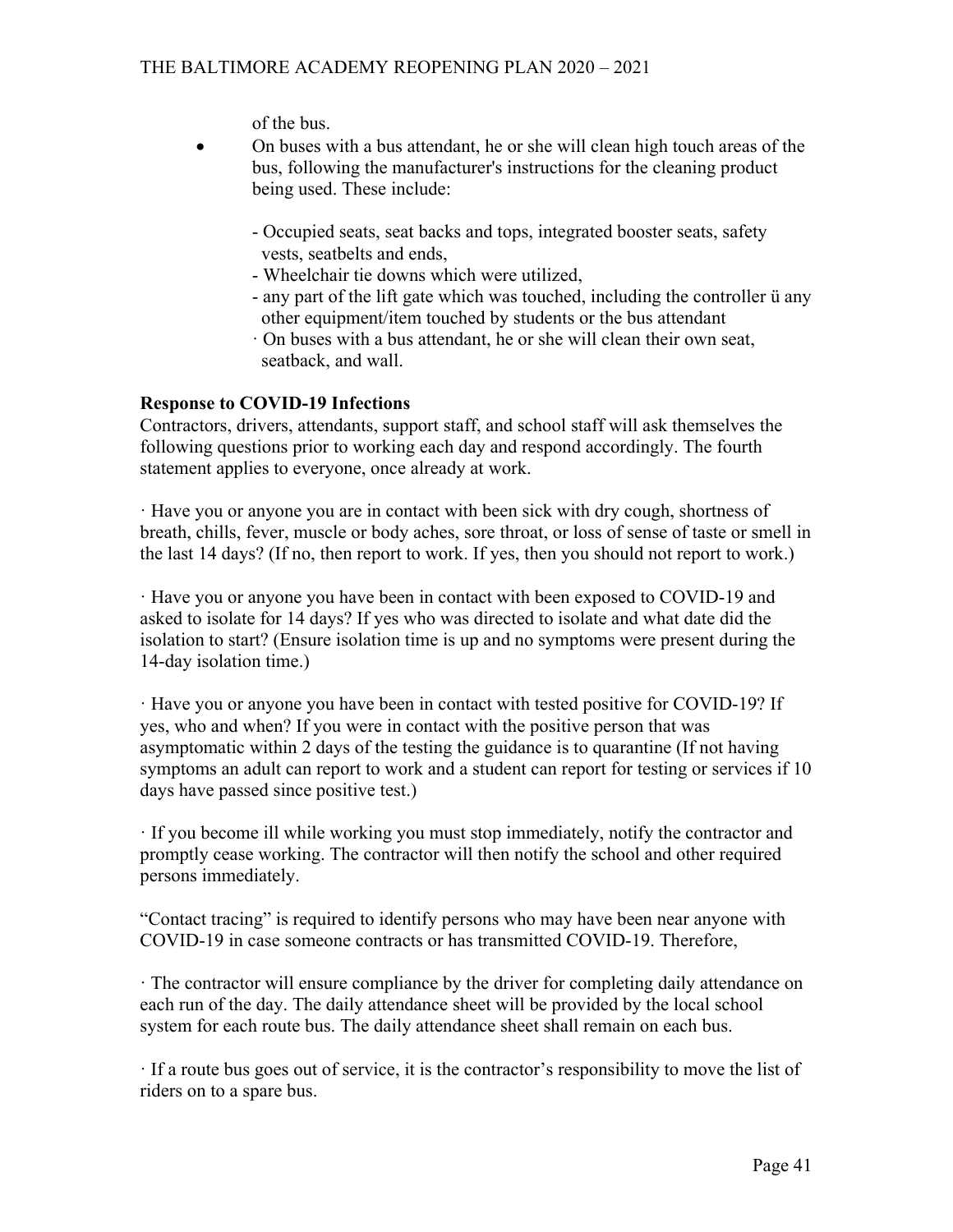of the bus.

- On buses with a bus attendant, he or she will clean high touch areas of the bus, following the manufacturer's instructions for the cleaning product being used. These include:

  - Occupied seats, seat backs and tops, integrated booster seats, safety vests, seatbelts and ends,
  - Wheelchair tie downs which were utilized,
  - any part of the lift gate which was touched, including the controller ü any other equipment/item touched by students or the bus attendant
  - · On buses with a bus attendant, he or she will clean their own seat, seatback, and wall.

**Response to COVID-19 Infections**

Contractors, drivers, attendants, support staff, and school staff will ask themselves the following questions prior to working each day and respond accordingly. The fourth statement applies to everyone, once already at work.

· Have you or anyone you are in contact with been sick with dry cough, shortness of breath, chills, fever, muscle or body aches, sore throat, or loss of sense of taste or smell in the last 14 days? (If no, then report to work. If yes, then you should not report to work.)

· Have you or anyone you have been in contact with been exposed to COVID-19 and asked to isolate for 14 days? If yes who was directed to isolate and what date did the isolation to start? (Ensure isolation time is up and no symptoms were present during the 14-day isolation time.)

· Have you or anyone you have been in contact with tested positive for COVID-19? If yes, who and when? If you were in contact with the positive person that was asymptomatic within 2 days of the testing the guidance is to quarantine (If not having symptoms an adult can report to work and a student can report for testing or services if 10 days have passed since positive test.)

· If you become ill while working you must stop immediately, notify the contractor and promptly cease working. The contractor will then notify the school and other required persons immediately.

"Contact tracing" is required to identify persons who may have been near anyone with COVID-19 in case someone contracts or has transmitted COVID-19. Therefore,

· The contractor will ensure compliance by the driver for completing daily attendance on each run of the day. The daily attendance sheet will be provided by the local school system for each route bus. The daily attendance sheet shall remain on each bus.

· If a route bus goes out of service, it is the contractor's responsibility to move the list of riders on to a spare bus.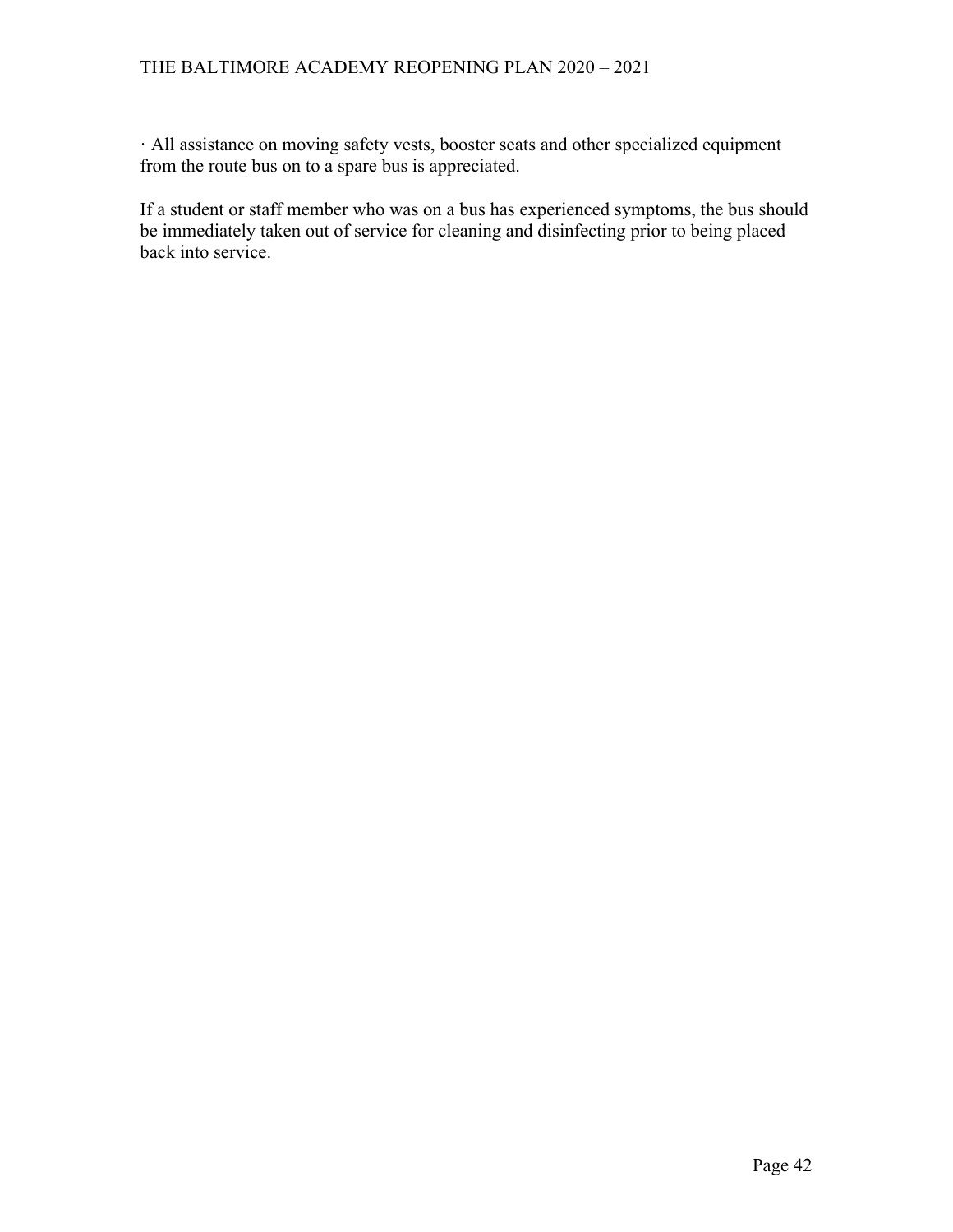- All assistance on moving safety vests, booster seats and other specialized equipment from the route bus on to a spare bus is appreciated.

If a student or staff member who was on a bus has experienced symptoms, the bus should be immediately taken out of service for cleaning and disinfecting prior to being placed back into service.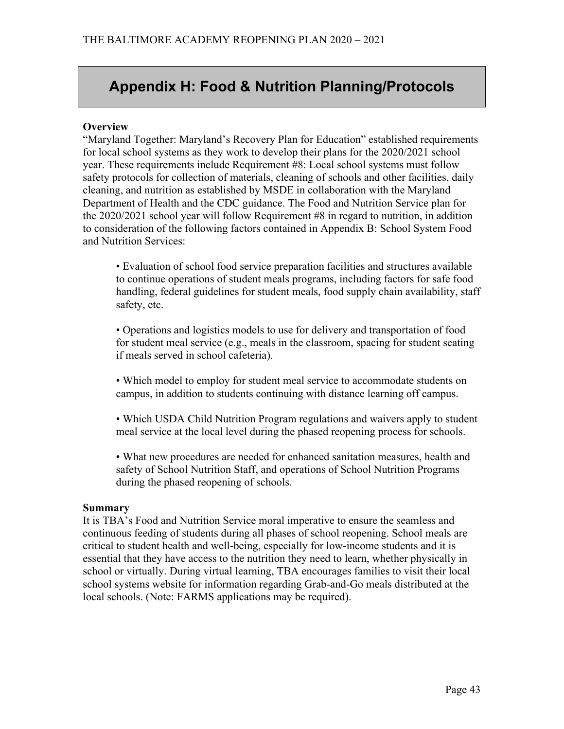# Appendix H: Food & Nutrition Planning/Protocols

**Overview**

"Maryland Together: Maryland's Recovery Plan for Education" established requirements for local school systems as they work to develop their plans for the 2020/2021 school year. These requirements include Requirement #8: Local school systems must follow safety protocols for collection of materials, cleaning of schools and other facilities, daily cleaning, and nutrition as established by MSDE in collaboration with the Maryland Department of Health and the CDC guidance. The Food and Nutrition Service plan for the 2020/2021 school year will follow Requirement #8 in regard to nutrition, in addition to consideration of the following factors contained in Appendix B: School System Food and Nutrition Services:

- Evaluation of school food service preparation facilities and structures available to continue operations of student meals programs, including factors for safe food handling, federal guidelines for student meals, food supply chain availability, staff safety, etc.

- Operations and logistics models to use for delivery and transportation of food for student meal service (e.g., meals in the classroom, spacing for student seating if meals served in school cafeteria).

- Which model to employ for student meal service to accommodate students on campus, in addition to students continuing with distance learning off campus.

- Which USDA Child Nutrition Program regulations and waivers apply to student meal service at the local level during the phased reopening process for schools.

- What new procedures are needed for enhanced sanitation measures, health and safety of School Nutrition Staff, and operations of School Nutrition Programs during the phased reopening of schools.

**Summary**

It is TBA's Food and Nutrition Service moral imperative to ensure the seamless and continuous feeding of students during all phases of school reopening. School meals are critical to student health and well-being, especially for low-income students and it is essential that they have access to the nutrition they need to learn, whether physically in school or virtually. During virtual learning, TBA encourages families to visit their local school systems website for information regarding Grab-and-Go meals distributed at the local schools. (Note: FARMS applications may be required).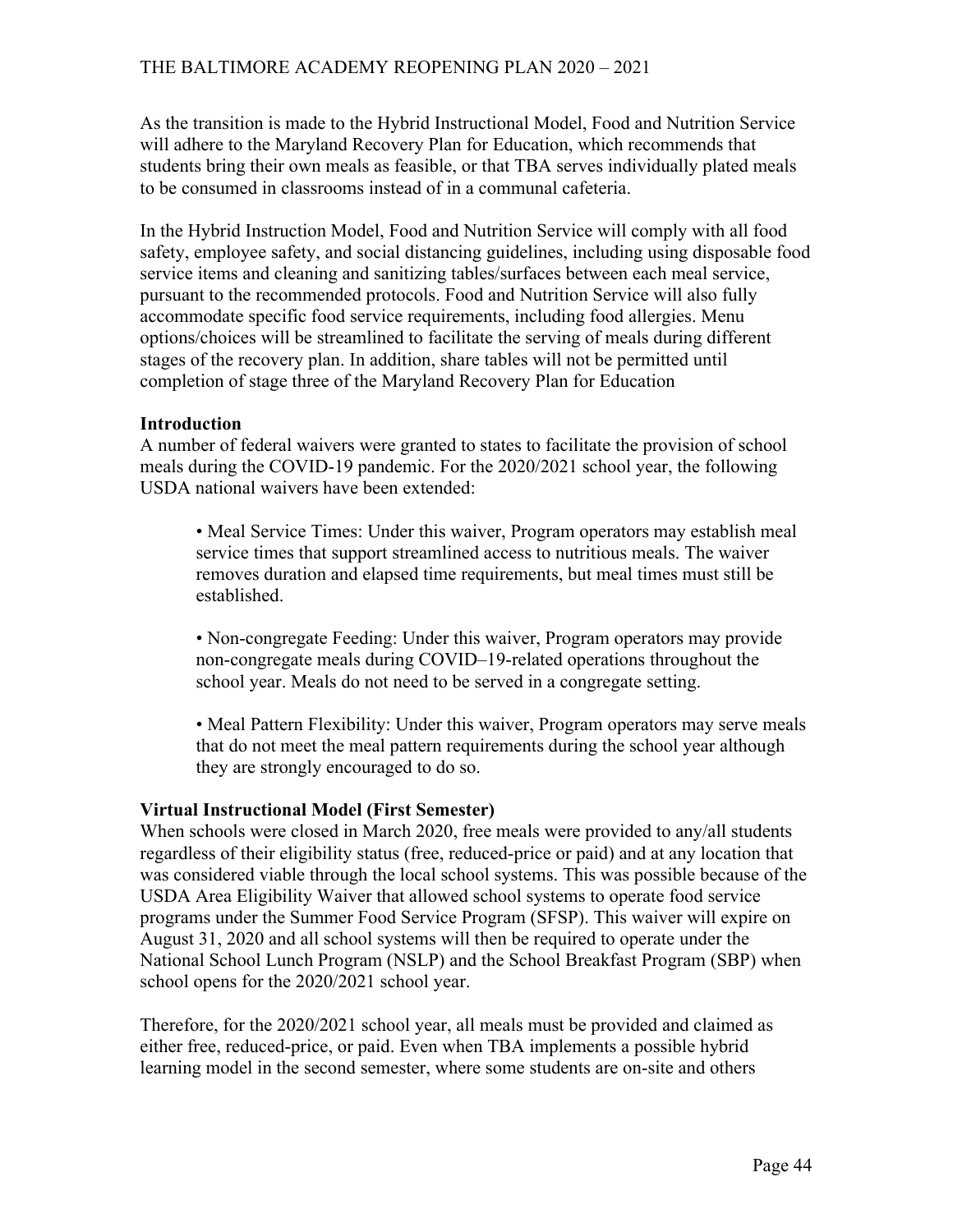As the transition is made to the Hybrid Instructional Model, Food and Nutrition Service will adhere to the Maryland Recovery Plan for Education, which recommends that students bring their own meals as feasible, or that TBA serves individually plated meals to be consumed in classrooms instead of in a communal cafeteria.

In the Hybrid Instruction Model, Food and Nutrition Service will comply with all food safety, employee safety, and social distancing guidelines, including using disposable food service items and cleaning and sanitizing tables/surfaces between each meal service, pursuant to the recommended protocols. Food and Nutrition Service will also fully accommodate specific food service requirements, including food allergies. Menu options/choices will be streamlined to facilitate the serving of meals during different stages of the recovery plan. In addition, share tables will not be permitted until completion of stage three of the Maryland Recovery Plan for Education

**Introduction**
A number of federal waivers were granted to states to facilitate the provision of school meals during the COVID-19 pandemic. For the 2020/2021 school year, the following USDA national waivers have been extended:

- Meal Service Times: Under this waiver, Program operators may establish meal service times that support streamlined access to nutritious meals. The waiver removes duration and elapsed time requirements, but meal times must still be established.

- Non-congregate Feeding: Under this waiver, Program operators may provide non-congregate meals during COVID–19-related operations throughout the school year. Meals do not need to be served in a congregate setting.

- Meal Pattern Flexibility: Under this waiver, Program operators may serve meals that do not meet the meal pattern requirements during the school year although they are strongly encouraged to do so.

**Virtual Instructional Model (First Semester)**
When schools were closed in March 2020, free meals were provided to any/all students regardless of their eligibility status (free, reduced-price or paid) and at any location that was considered viable through the local school systems. This was possible because of the USDA Area Eligibility Waiver that allowed school systems to operate food service programs under the Summer Food Service Program (SFSP). This waiver will expire on August 31, 2020 and all school systems will then be required to operate under the National School Lunch Program (NSLP) and the School Breakfast Program (SBP) when school opens for the 2020/2021 school year.

Therefore, for the 2020/2021 school year, all meals must be provided and claimed as either free, reduced-price, or paid. Even when TBA implements a possible hybrid learning model in the second semester, where some students are on-site and others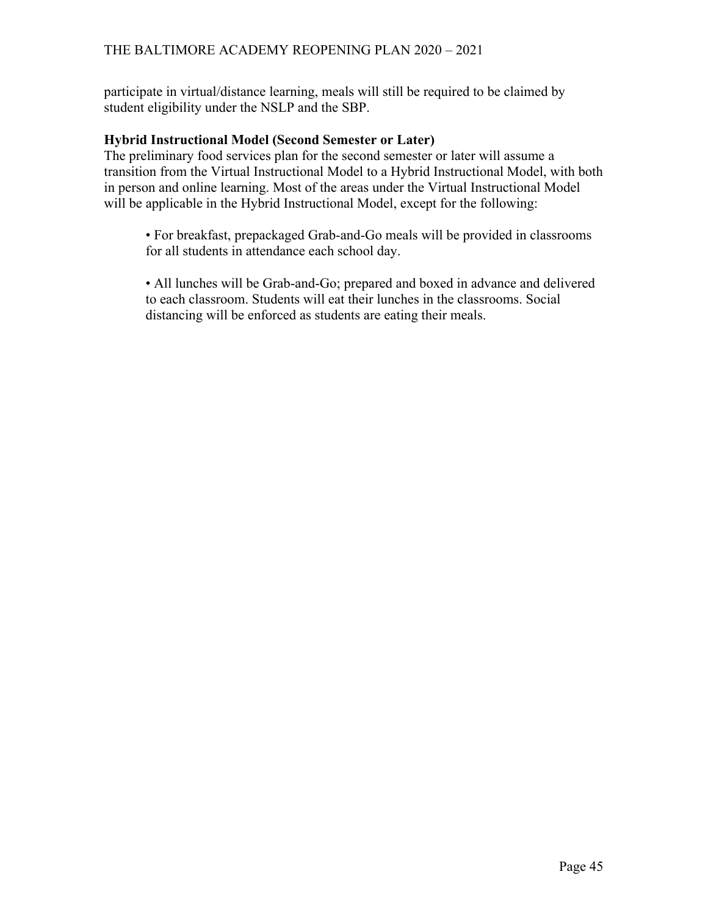participate in virtual/distance learning, meals will still be required to be claimed by student eligibility under the NSLP and the SBP.

**Hybrid Instructional Model (Second Semester or Later)**

The preliminary food services plan for the second semester or later will assume a transition from the Virtual Instructional Model to a Hybrid Instructional Model, with both in person and online learning. Most of the areas under the Virtual Instructional Model will be applicable in the Hybrid Instructional Model, except for the following:

- For breakfast, prepackaged Grab-and-Go meals will be provided in classrooms for all students in attendance each school day.
- All lunches will be Grab-and-Go; prepared and boxed in advance and delivered to each classroom. Students will eat their lunches in the classrooms. Social distancing will be enforced as students are eating their meals.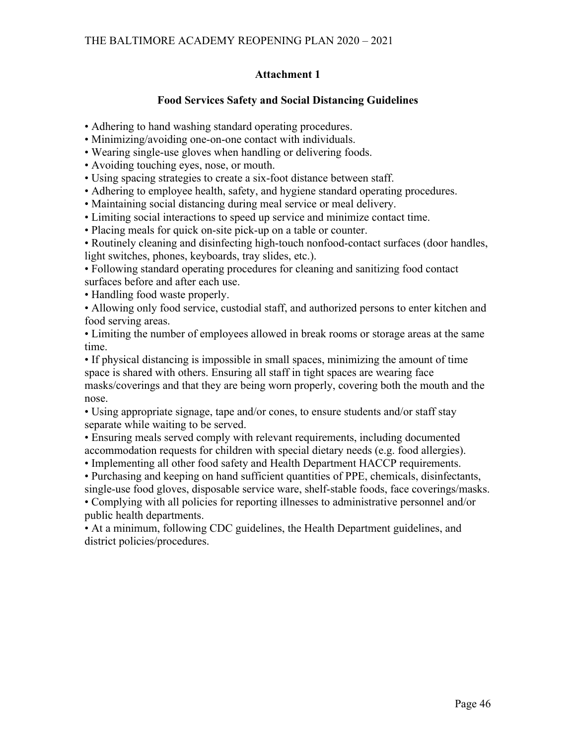## Attachment 1

### Food Services Safety and Social Distancing Guidelines

- Adhering to hand washing standard operating procedures.
- Minimizing/avoiding one-on-one contact with individuals.
- Wearing single-use gloves when handling or delivering foods.
- Avoiding touching eyes, nose, or mouth.
- Using spacing strategies to create a six-foot distance between staff.
- Adhering to employee health, safety, and hygiene standard operating procedures.
- Maintaining social distancing during meal service or meal delivery.
- Limiting social interactions to speed up service and minimize contact time.
- Placing meals for quick on-site pick-up on a table or counter.
- Routinely cleaning and disinfecting high-touch nonfood-contact surfaces (door handles, light switches, phones, keyboards, tray slides, etc.).
- Following standard operating procedures for cleaning and sanitizing food contact surfaces before and after each use.
- Handling food waste properly.
- Allowing only food service, custodial staff, and authorized persons to enter kitchen and food serving areas.
- Limiting the number of employees allowed in break rooms or storage areas at the same time.
- If physical distancing is impossible in small spaces, minimizing the amount of time space is shared with others. Ensuring all staff in tight spaces are wearing face masks/coverings and that they are being worn properly, covering both the mouth and the nose.
- Using appropriate signage, tape and/or cones, to ensure students and/or staff stay separate while waiting to be served.
- Ensuring meals served comply with relevant requirements, including documented accommodation requests for children with special dietary needs (e.g. food allergies).
- Implementing all other food safety and Health Department HACCP requirements.
- Purchasing and keeping on hand sufficient quantities of PPE, chemicals, disinfectants, single-use food gloves, disposable service ware, shelf-stable foods, face coverings/masks.
- Complying with all policies for reporting illnesses to administrative personnel and/or public health departments.
- At a minimum, following CDC guidelines, the Health Department guidelines, and district policies/procedures.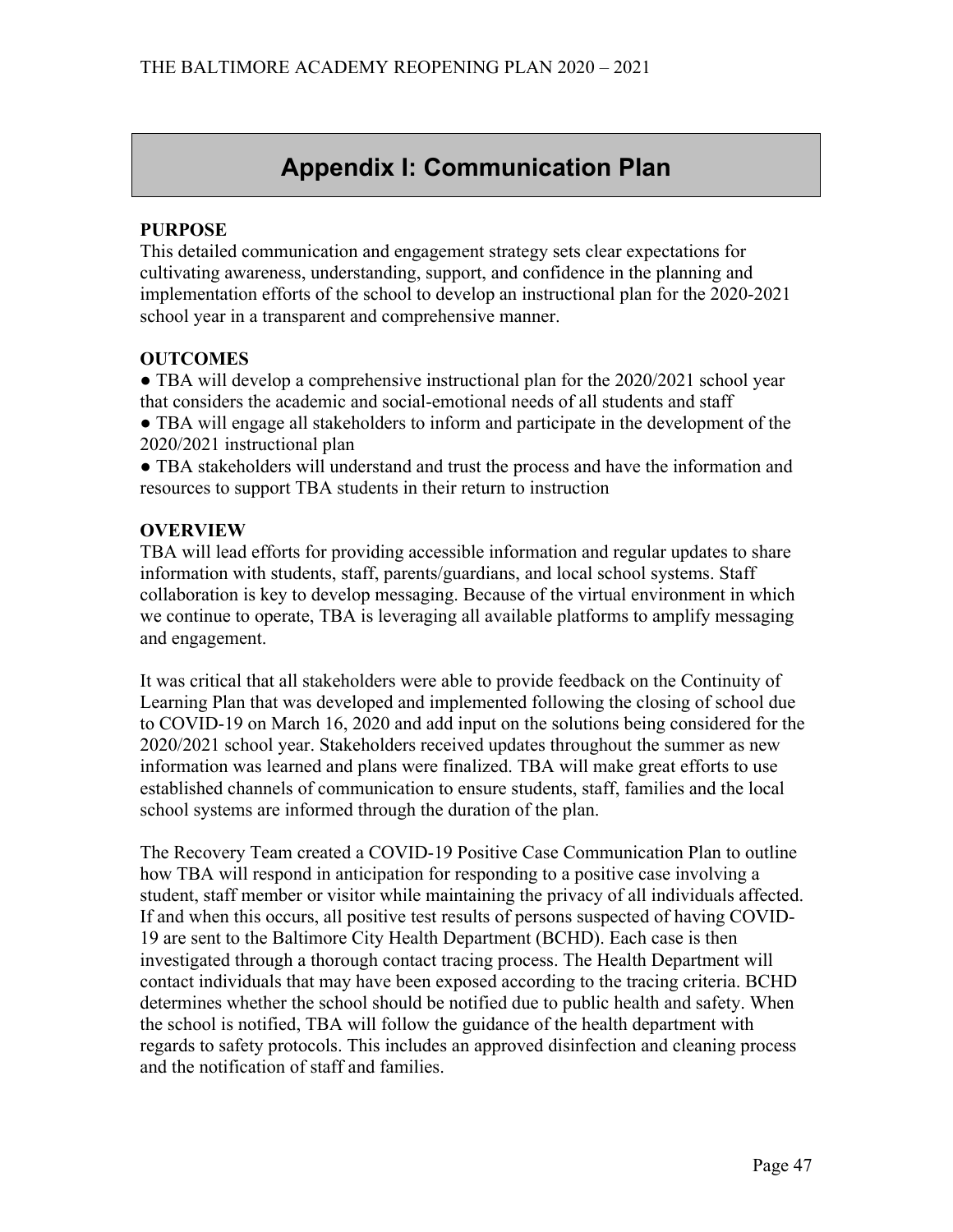# Appendix I: Communication Plan

**PURPOSE**

This detailed communication and engagement strategy sets clear expectations for cultivating awareness, understanding, support, and confidence in the planning and implementation efforts of the school to develop an instructional plan for the 2020-2021 school year in a transparent and comprehensive manner.

**OUTCOMES**

- TBA will develop a comprehensive instructional plan for the 2020/2021 school year that considers the academic and social-emotional needs of all students and staff
- TBA will engage all stakeholders to inform and participate in the development of the 2020/2021 instructional plan
- TBA stakeholders will understand and trust the process and have the information and resources to support TBA students in their return to instruction

**OVERVIEW**

TBA will lead efforts for providing accessible information and regular updates to share information with students, staff, parents/guardians, and local school systems. Staff collaboration is key to develop messaging. Because of the virtual environment in which we continue to operate, TBA is leveraging all available platforms to amplify messaging and engagement.

It was critical that all stakeholders were able to provide feedback on the Continuity of Learning Plan that was developed and implemented following the closing of school due to COVID-19 on March 16, 2020 and add input on the solutions being considered for the 2020/2021 school year. Stakeholders received updates throughout the summer as new information was learned and plans were finalized. TBA will make great efforts to use established channels of communication to ensure students, staff, families and the local school systems are informed through the duration of the plan.

The Recovery Team created a COVID-19 Positive Case Communication Plan to outline how TBA will respond in anticipation for responding to a positive case involving a student, staff member or visitor while maintaining the privacy of all individuals affected. If and when this occurs, all positive test results of persons suspected of having COVID-19 are sent to the Baltimore City Health Department (BCHD). Each case is then investigated through a thorough contact tracing process. The Health Department will contact individuals that may have been exposed according to the tracing criteria. BCHD determines whether the school should be notified due to public health and safety. When the school is notified, TBA will follow the guidance of the health department with regards to safety protocols. This includes an approved disinfection and cleaning process and the notification of staff and families.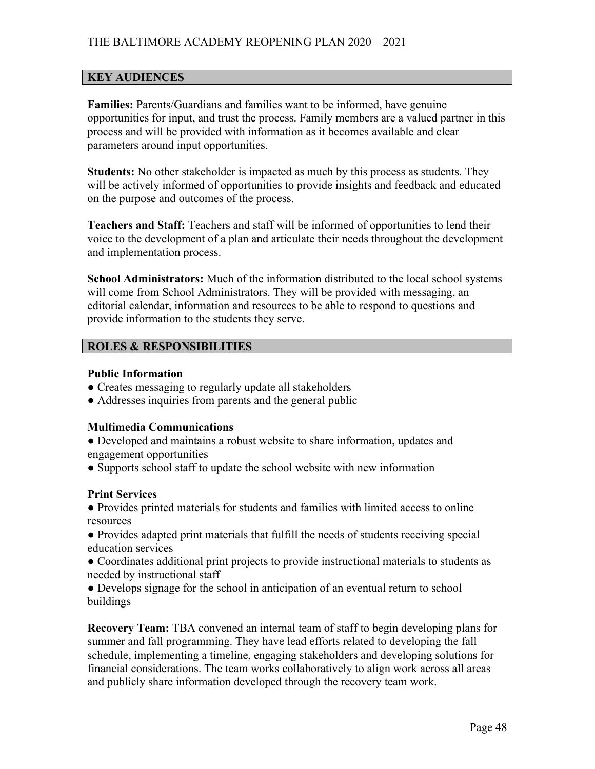## KEY AUDIENCES

**Families:** Parents/Guardians and families want to be informed, have genuine opportunities for input, and trust the process. Family members are a valued partner in this process and will be provided with information as it becomes available and clear parameters around input opportunities.

**Students:** No other stakeholder is impacted as much by this process as students. They will be actively informed of opportunities to provide insights and feedback and educated on the purpose and outcomes of the process.

**Teachers and Staff:** Teachers and staff will be informed of opportunities to lend their voice to the development of a plan and articulate their needs throughout the development and implementation process.

**School Administrators:** Much of the information distributed to the local school systems will come from School Administrators. They will be provided with messaging, an editorial calendar, information and resources to be able to respond to questions and provide information to the students they serve.

## ROLES & RESPONSIBILITIES

### Public Information

- Creates messaging to regularly update all stakeholders
- Addresses inquiries from parents and the general public

### Multimedia Communications

- Developed and maintains a robust website to share information, updates and engagement opportunities
- Supports school staff to update the school website with new information

### Print Services

- Provides printed materials for students and families with limited access to online resources
- Provides adapted print materials that fulfill the needs of students receiving special education services
- Coordinates additional print projects to provide instructional materials to students as needed by instructional staff
- Develops signage for the school in anticipation of an eventual return to school buildings

**Recovery Team:** TBA convened an internal team of staff to begin developing plans for summer and fall programming. They have lead efforts related to developing the fall schedule, implementing a timeline, engaging stakeholders and developing solutions for financial considerations. The team works collaboratively to align work across all areas and publicly share information developed through the recovery team work.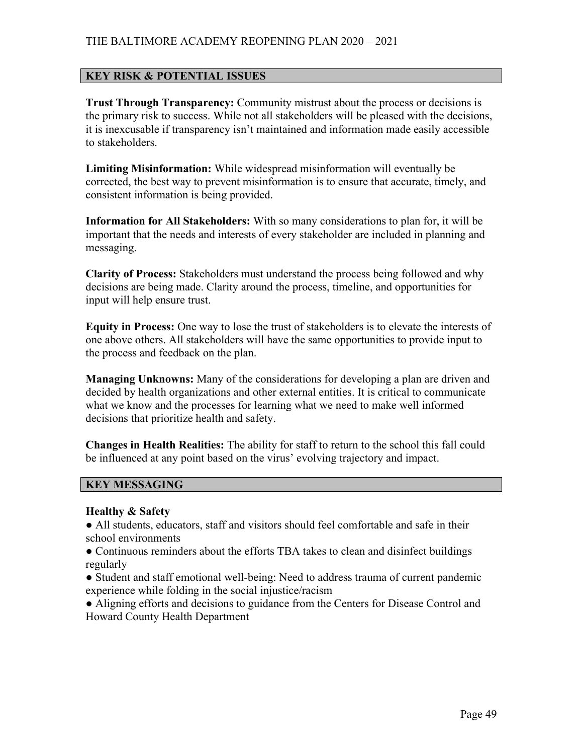## KEY RISK & POTENTIAL ISSUES

**Trust Through Transparency:** Community mistrust about the process or decisions is the primary risk to success. While not all stakeholders will be pleased with the decisions, it is inexcusable if transparency isn't maintained and information made easily accessible to stakeholders.

**Limiting Misinformation:** While widespread misinformation will eventually be corrected, the best way to prevent misinformation is to ensure that accurate, timely, and consistent information is being provided.

**Information for All Stakeholders:** With so many considerations to plan for, it will be important that the needs and interests of every stakeholder are included in planning and messaging.

**Clarity of Process:** Stakeholders must understand the process being followed and why decisions are being made. Clarity around the process, timeline, and opportunities for input will help ensure trust.

**Equity in Process:** One way to lose the trust of stakeholders is to elevate the interests of one above others. All stakeholders will have the same opportunities to provide input to the process and feedback on the plan.

**Managing Unknowns:** Many of the considerations for developing a plan are driven and decided by health organizations and other external entities. It is critical to communicate what we know and the processes for learning what we need to make well informed decisions that prioritize health and safety.

**Changes in Health Realities:** The ability for staff to return to the school this fall could be influenced at any point based on the virus' evolving trajectory and impact.

## KEY MESSAGING

**Healthy & Safety**

- All students, educators, staff and visitors should feel comfortable and safe in their school environments
- Continuous reminders about the efforts TBA takes to clean and disinfect buildings regularly
- Student and staff emotional well-being: Need to address trauma of current pandemic experience while folding in the social injustice/racism
- Aligning efforts and decisions to guidance from the Centers for Disease Control and Howard County Health Department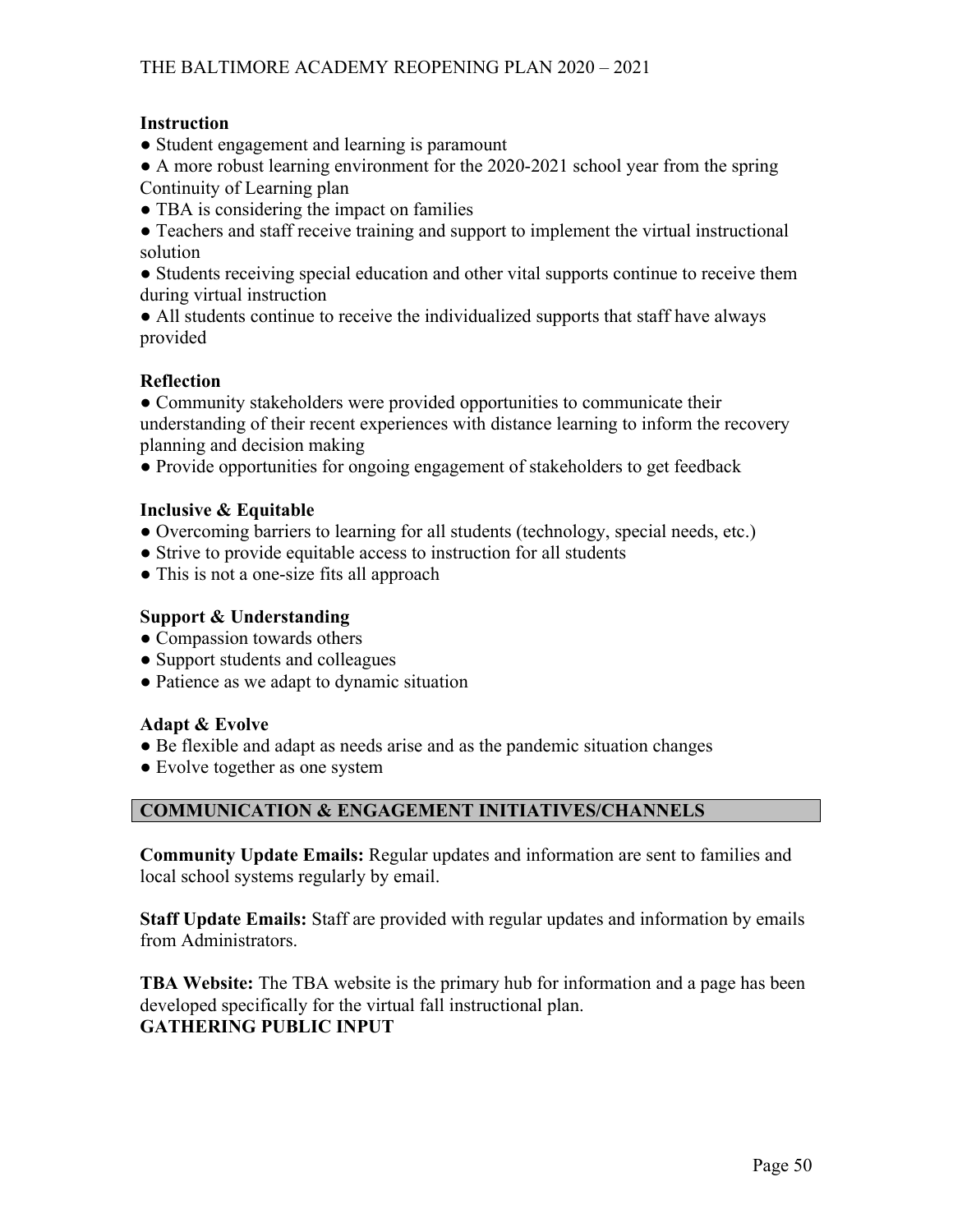**Instruction**

- Student engagement and learning is paramount
- A more robust learning environment for the 2020-2021 school year from the spring Continuity of Learning plan
- TBA is considering the impact on families
- Teachers and staff receive training and support to implement the virtual instructional solution
- Students receiving special education and other vital supports continue to receive them during virtual instruction
- All students continue to receive the individualized supports that staff have always provided

**Reflection**

- Community stakeholders were provided opportunities to communicate their understanding of their recent experiences with distance learning to inform the recovery planning and decision making
- Provide opportunities for ongoing engagement of stakeholders to get feedback

**Inclusive & Equitable**

- Overcoming barriers to learning for all students (technology, special needs, etc.)
- Strive to provide equitable access to instruction for all students
- This is not a one-size fits all approach

**Support & Understanding**

- Compassion towards others
- Support students and colleagues
- Patience as we adapt to dynamic situation

**Adapt & Evolve**

- Be flexible and adapt as needs arise and as the pandemic situation changes
- Evolve together as one system

## COMMUNICATION & ENGAGEMENT INITIATIVES/CHANNELS

**Community Update Emails:** Regular updates and information are sent to families and local school systems regularly by email.

**Staff Update Emails:** Staff are provided with regular updates and information by emails from Administrators.

**TBA Website:** The TBA website is the primary hub for information and a page has been developed specifically for the virtual fall instructional plan.

**GATHERING PUBLIC INPUT**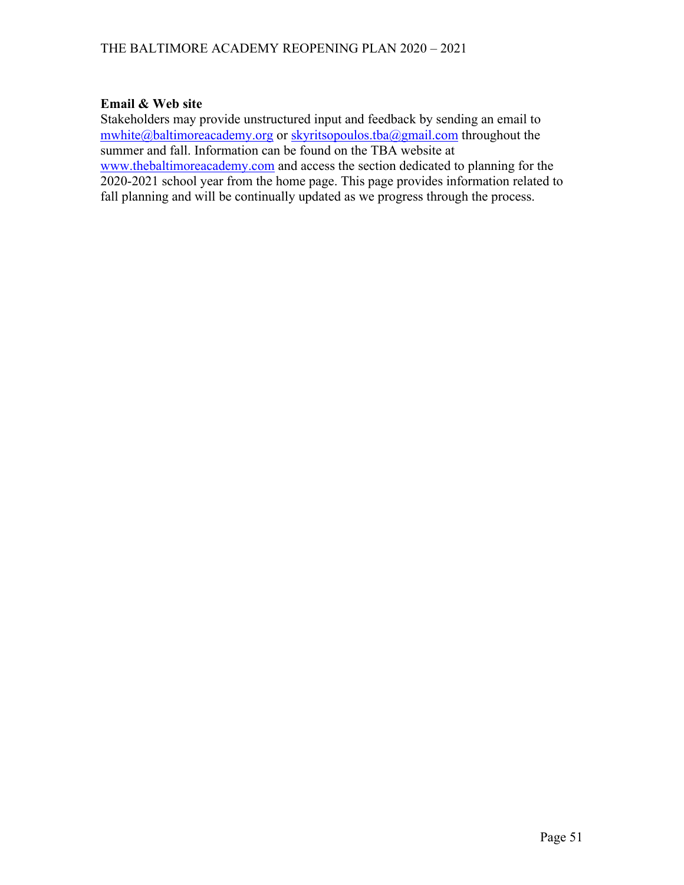**Email & Web site**

Stakeholders may provide unstructured input and feedback by sending an email to mwhite@baltimoreacademy.org or skyritsopoulos.tba@gmail.com throughout the summer and fall. Information can be found on the TBA website at www.thebaltimoreacademy.com and access the section dedicated to planning for the 2020-2021 school year from the home page. This page provides information related to fall planning and will be continually updated as we progress through the process.